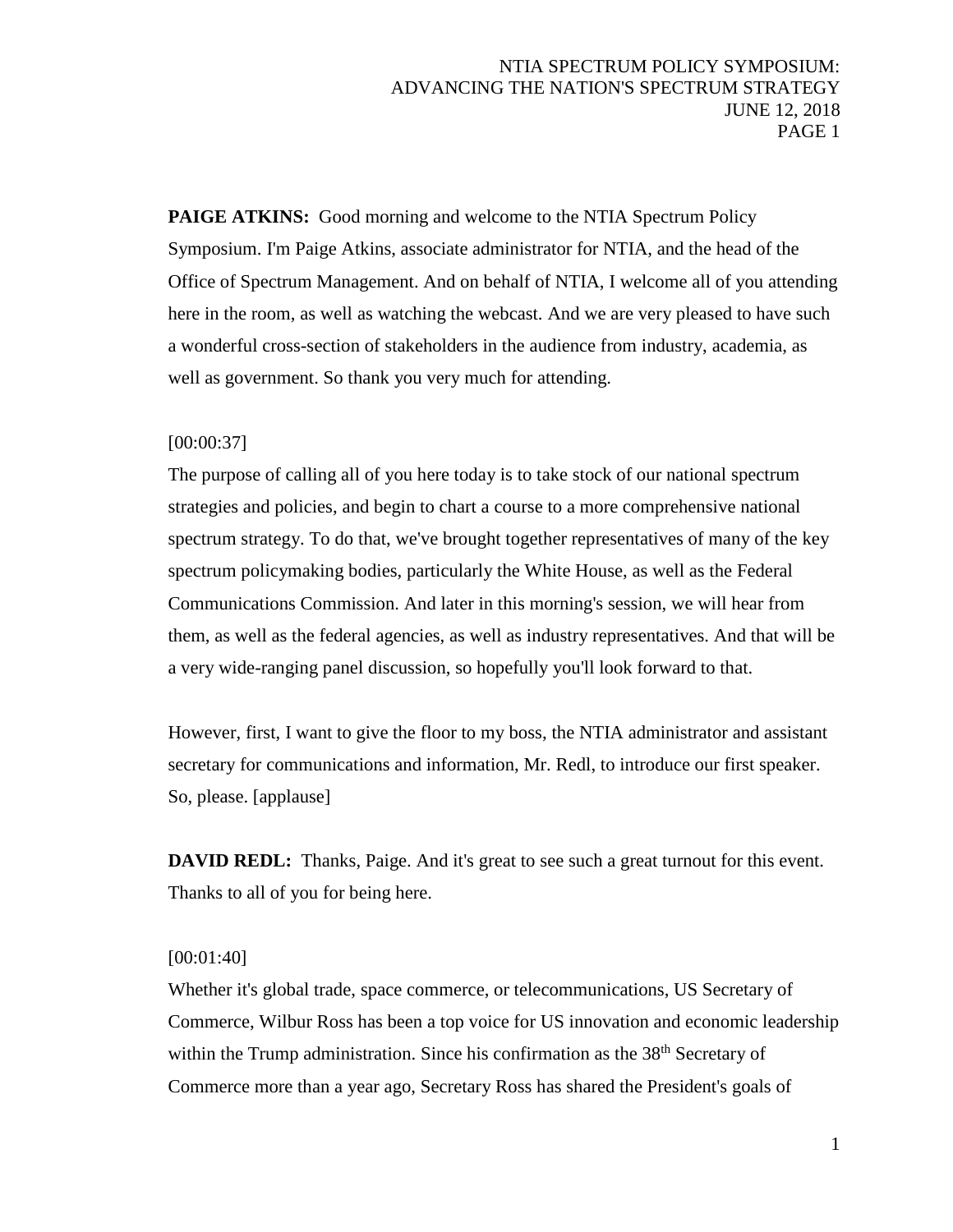**PAIGE ATKINS:** Good morning and welcome to the NTIA Spectrum Policy Symposium. I'm Paige Atkins, associate administrator for NTIA, and the head of the Office of Spectrum Management. And on behalf of NTIA, I welcome all of you attending here in the room, as well as watching the webcast. And we are very pleased to have such a wonderful cross-section of stakeholders in the audience from industry, academia, as well as government. So thank you very much for attending.

[00:00:37]

The purpose of calling all of you here today is to take stock of our national spectrum strategies and policies, and begin to chart a course to a more comprehensive national spectrum strategy. To do that, we've brought together representatives of many of the key spectrum policymaking bodies, particularly the White House, as well as the Federal Communications Commission. And later in this morning's session, we will hear from them, as well as the federal agencies, as well as industry representatives. And that will be a very wide-ranging panel discussion, so hopefully you'll look forward to that.

However, first, I want to give the floor to my boss, the NTIA administrator and assistant secretary for communications and information, Mr. Redl, to introduce our first speaker. So, please. [applause]

**DAVID REDL:** Thanks, Paige. And it's great to see such a great turnout for this event. Thanks to all of you for being here.

[00:01:40]

Whether it's global trade, space commerce, or telecommunications, US Secretary of Commerce, Wilbur Ross has been a top voice for US innovation and economic leadership within the Trump administration. Since his confirmation as the 38th Secretary of Commerce more than a year ago, Secretary Ross has shared the President's goals of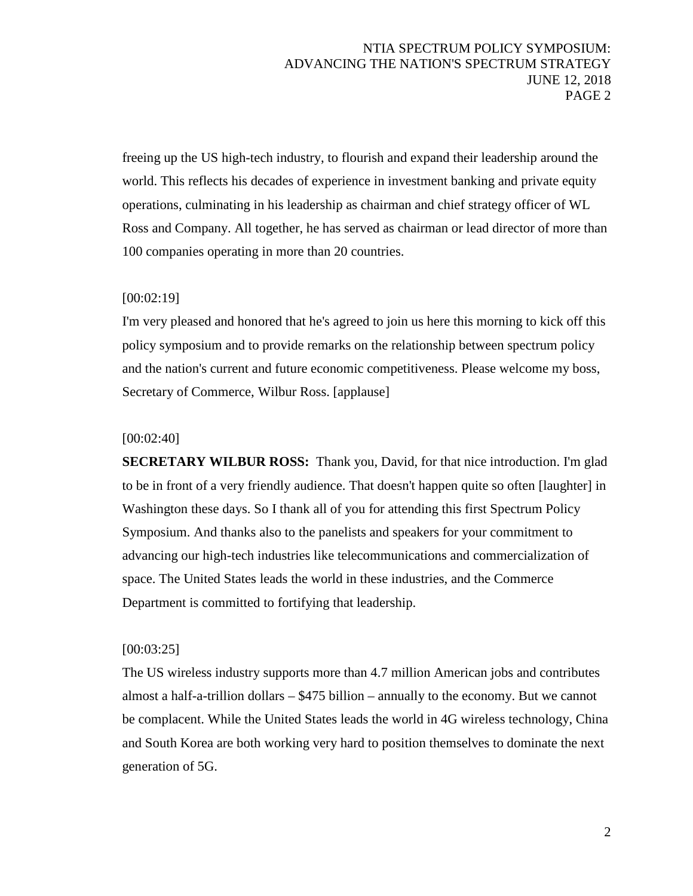freeing up the US high-tech industry, to flourish and expand their leadership around the world. This reflects his decades of experience in investment banking and private equity operations, culminating in his leadership as chairman and chief strategy officer of WL Ross and Company. All together, he has served as chairman or lead director of more than 100 companies operating in more than 20 countries.

[00:02:19]

I'm very pleased and honored that he's agreed to join us here this morning to kick off this policy symposium and to provide remarks on the relationship between spectrum policy and the nation's current and future economic competitiveness. Please welcome my boss, Secretary of Commerce, Wilbur Ross. [applause]

[00:02:40]

**SECRETARY WILBUR ROSS:** Thank you, David, for that nice introduction. I'm glad to be in front of a very friendly audience. That doesn't happen quite so often [laughter] in Washington these days. So I thank all of you for attending this first Spectrum Policy Symposium. And thanks also to the panelists and speakers for your commitment to advancing our high-tech industries like telecommunications and commercialization of space. The United States leads the world in these industries, and the Commerce Department is committed to fortifying that leadership.

[00:03:25]

The US wireless industry supports more than 4.7 million American jobs and contributes almost a half-a-trillion dollars – $475 billion – annually to the economy. But we cannot be complacent. While the United States leads the world in 4G wireless technology, China and South Korea are both working very hard to position themselves to dominate the next generation of 5G.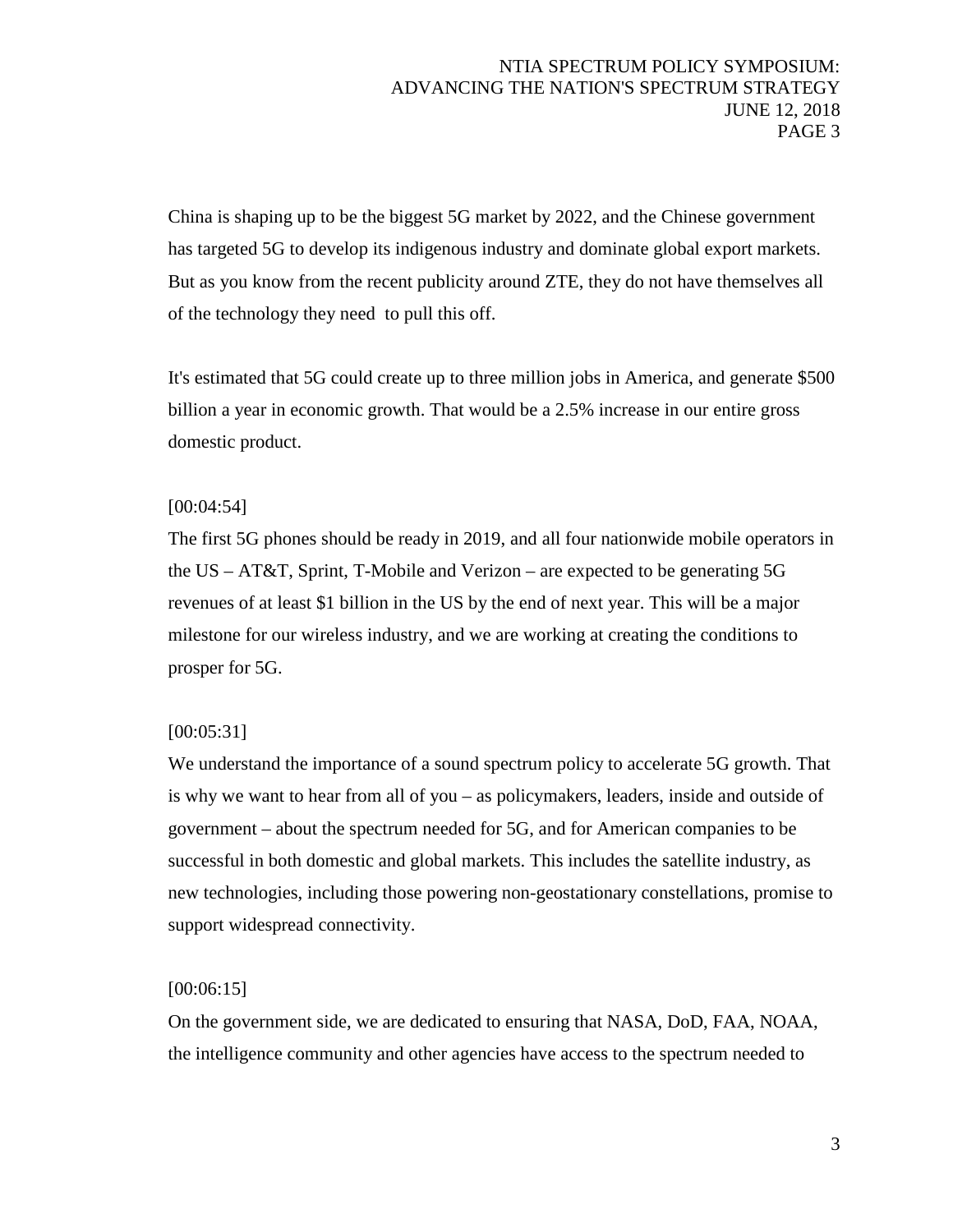China is shaping up to be the biggest 5G market by 2022, and the Chinese government has targeted 5G to develop its indigenous industry and dominate global export markets. But as you know from the recent publicity around ZTE, they do not have themselves all of the technology they need to pull this off.

It's estimated that 5G could create up to three million jobs in America, and generate $500 billion a year in economic growth. That would be a 2.5% increase in our entire gross domestic product.

[00:04:54]

The first 5G phones should be ready in 2019, and all four nationwide mobile operators in the US – AT&T, Sprint, T-Mobile and Verizon – are expected to be generating 5G revenues of at least $1 billion in the US by the end of next year. This will be a major milestone for our wireless industry, and we are working at creating the conditions to prosper for 5G.

[00:05:31]

We understand the importance of a sound spectrum policy to accelerate 5G growth. That is why we want to hear from all of you – as policymakers, leaders, inside and outside of government – about the spectrum needed for 5G, and for American companies to be successful in both domestic and global markets. This includes the satellite industry, as new technologies, including those powering non-geostationary constellations, promise to support widespread connectivity.

[00:06:15]

On the government side, we are dedicated to ensuring that NASA, DoD, FAA, NOAA, the intelligence community and other agencies have access to the spectrum needed to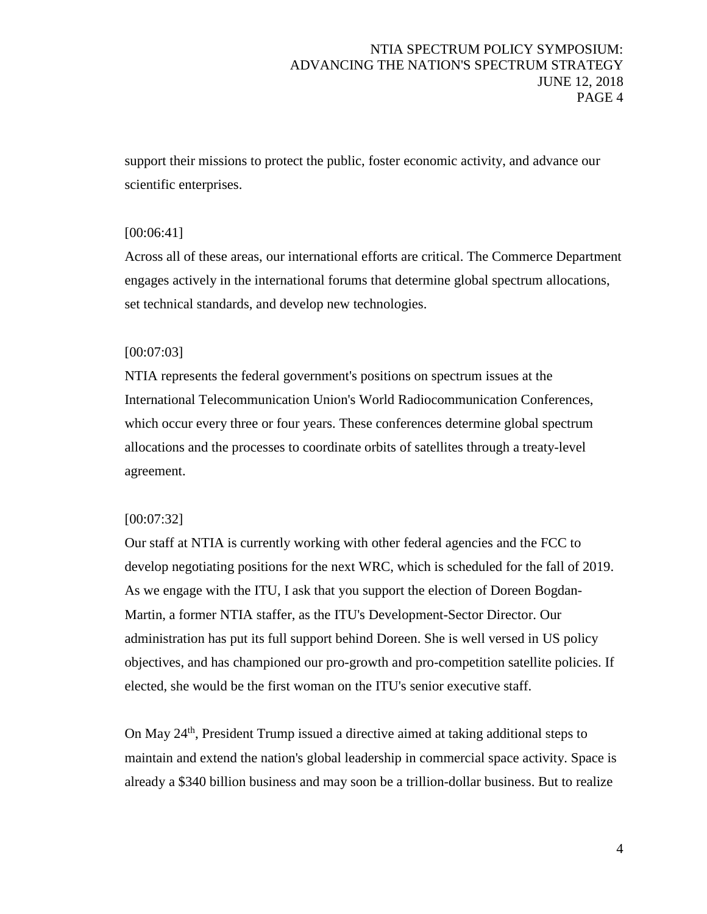support their missions to protect the public, foster economic activity, and advance our scientific enterprises.

[00:06:41]

Across all of these areas, our international efforts are critical. The Commerce Department engages actively in the international forums that determine global spectrum allocations, set technical standards, and develop new technologies.

[00:07:03]

NTIA represents the federal government's positions on spectrum issues at the International Telecommunication Union's World Radiocommunication Conferences, which occur every three or four years. These conferences determine global spectrum allocations and the processes to coordinate orbits of satellites through a treaty-level agreement.

[00:07:32]

Our staff at NTIA is currently working with other federal agencies and the FCC to develop negotiating positions for the next WRC, which is scheduled for the fall of 2019. As we engage with the ITU, I ask that you support the election of Doreen Bogdan-Martin, a former NTIA staffer, as the ITU's Development-Sector Director. Our administration has put its full support behind Doreen. She is well versed in US policy objectives, and has championed our pro-growth and pro-competition satellite policies. If elected, she would be the first woman on the ITU's senior executive staff.

On May 24th, President Trump issued a directive aimed at taking additional steps to maintain and extend the nation's global leadership in commercial space activity. Space is already a $340 billion business and may soon be a trillion-dollar business. But to realize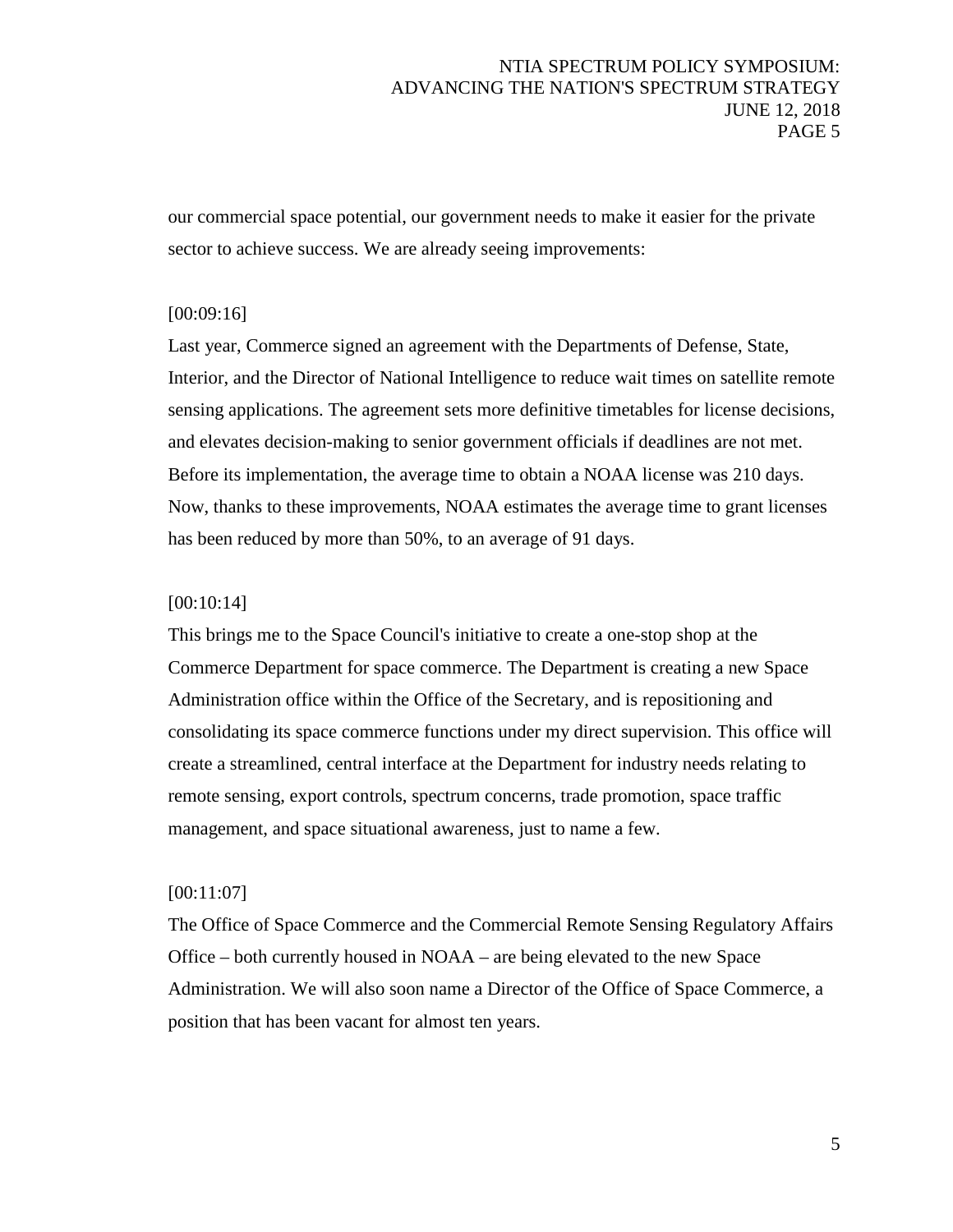our commercial space potential, our government needs to make it easier for the private sector to achieve success. We are already seeing improvements:

[00:09:16]

Last year, Commerce signed an agreement with the Departments of Defense, State, Interior, and the Director of National Intelligence to reduce wait times on satellite remote sensing applications. The agreement sets more definitive timetables for license decisions, and elevates decision-making to senior government officials if deadlines are not met. Before its implementation, the average time to obtain a NOAA license was 210 days. Now, thanks to these improvements, NOAA estimates the average time to grant licenses has been reduced by more than 50%, to an average of 91 days.

[00:10:14]

This brings me to the Space Council's initiative to create a one-stop shop at the Commerce Department for space commerce. The Department is creating a new Space Administration office within the Office of the Secretary, and is repositioning and consolidating its space commerce functions under my direct supervision. This office will create a streamlined, central interface at the Department for industry needs relating to remote sensing, export controls, spectrum concerns, trade promotion, space traffic management, and space situational awareness, just to name a few.

[00:11:07]

The Office of Space Commerce and the Commercial Remote Sensing Regulatory Affairs Office – both currently housed in NOAA – are being elevated to the new Space Administration. We will also soon name a Director of the Office of Space Commerce, a position that has been vacant for almost ten years.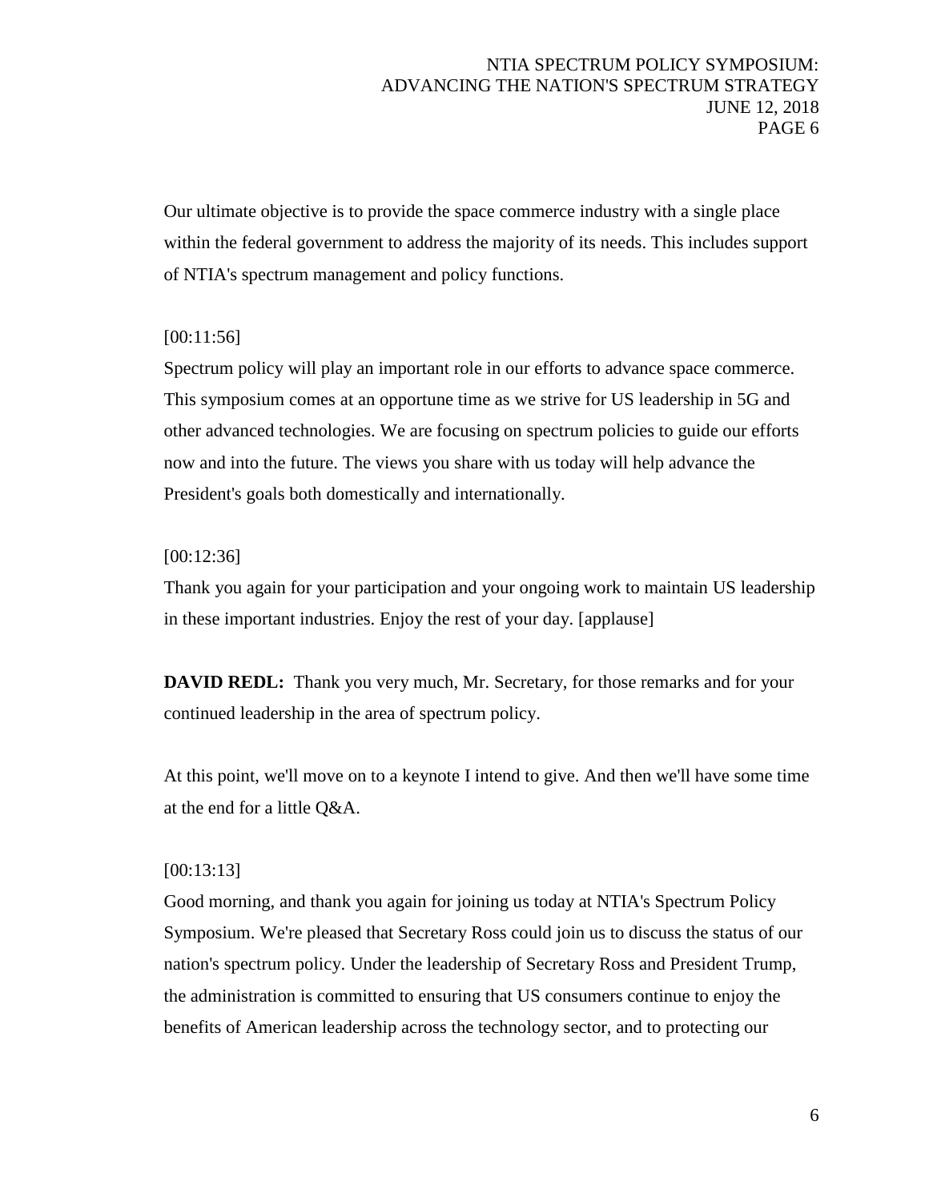Our ultimate objective is to provide the space commerce industry with a single place within the federal government to address the majority of its needs. This includes support of NTIA's spectrum management and policy functions.

[00:11:56]
Spectrum policy will play an important role in our efforts to advance space commerce. This symposium comes at an opportune time as we strive for US leadership in 5G and other advanced technologies. We are focusing on spectrum policies to guide our efforts now and into the future. The views you share with us today will help advance the President's goals both domestically and internationally.

[00:12:36]
Thank you again for your participation and your ongoing work to maintain US leadership in these important industries. Enjoy the rest of your day. [applause]

**DAVID REDL:** Thank you very much, Mr. Secretary, for those remarks and for your continued leadership in the area of spectrum policy.

At this point, we'll move on to a keynote I intend to give. And then we'll have some time at the end for a little Q&A.

[00:13:13]
Good morning, and thank you again for joining us today at NTIA's Spectrum Policy Symposium. We're pleased that Secretary Ross could join us to discuss the status of our nation's spectrum policy. Under the leadership of Secretary Ross and President Trump, the administration is committed to ensuring that US consumers continue to enjoy the benefits of American leadership across the technology sector, and to protecting our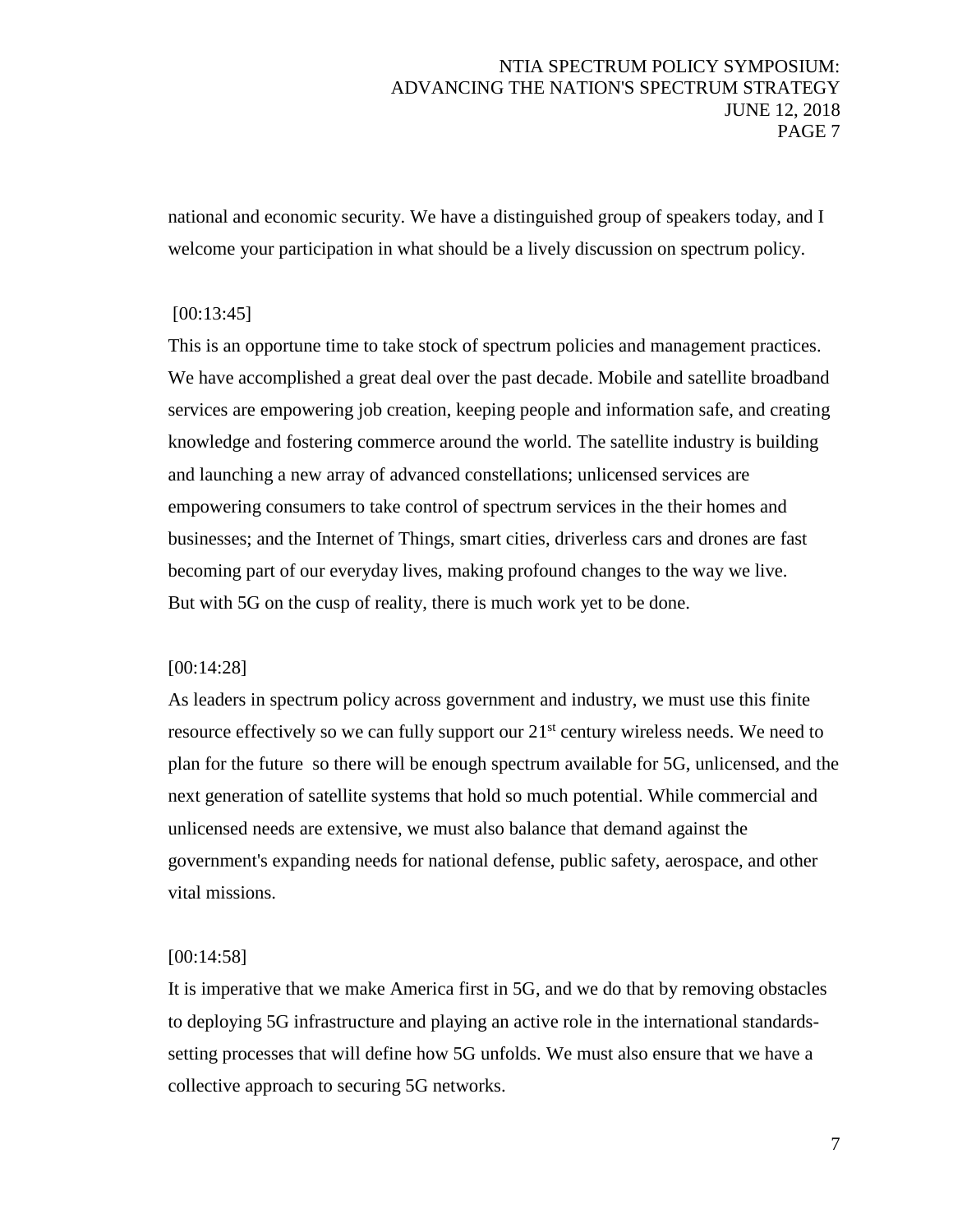national and economic security. We have a distinguished group of speakers today, and I welcome your participation in what should be a lively discussion on spectrum policy.

[00:13:45]

This is an opportune time to take stock of spectrum policies and management practices. We have accomplished a great deal over the past decade. Mobile and satellite broadband services are empowering job creation, keeping people and information safe, and creating knowledge and fostering commerce around the world. The satellite industry is building and launching a new array of advanced constellations; unlicensed services are empowering consumers to take control of spectrum services in the their homes and businesses; and the Internet of Things, smart cities, driverless cars and drones are fast becoming part of our everyday lives, making profound changes to the way we live. But with 5G on the cusp of reality, there is much work yet to be done.

[00:14:28]

As leaders in spectrum policy across government and industry, we must use this finite resource effectively so we can fully support our 21st century wireless needs. We need to plan for the future so there will be enough spectrum available for 5G, unlicensed, and the next generation of satellite systems that hold so much potential. While commercial and unlicensed needs are extensive, we must also balance that demand against the government's expanding needs for national defense, public safety, aerospace, and other vital missions.

[00:14:58]

It is imperative that we make America first in 5G, and we do that by removing obstacles to deploying 5G infrastructure and playing an active role in the international standards-setting processes that will define how 5G unfolds. We must also ensure that we have a collective approach to securing 5G networks.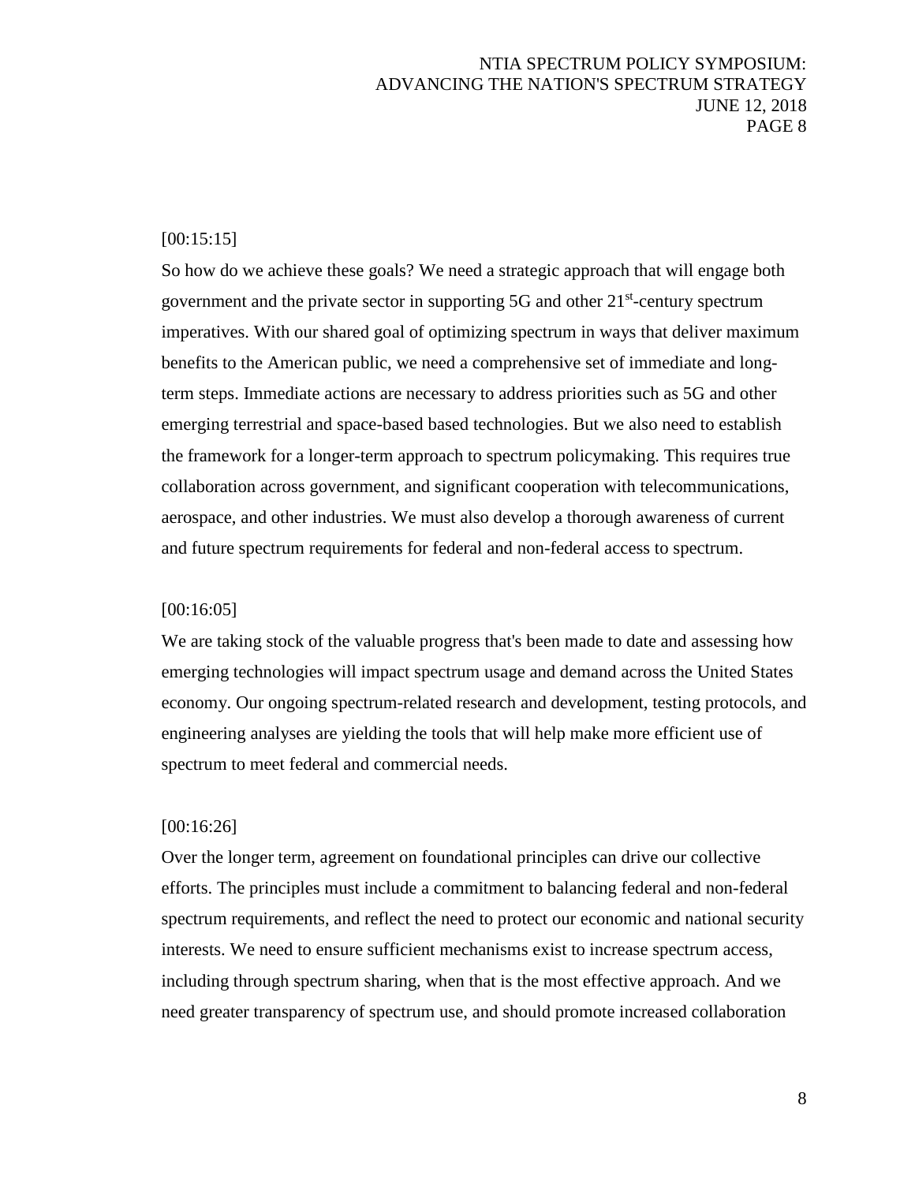[00:15:15]

So how do we achieve these goals? We need a strategic approach that will engage both government and the private sector in supporting 5G and other 21st-century spectrum imperatives. With our shared goal of optimizing spectrum in ways that deliver maximum benefits to the American public, we need a comprehensive set of immediate and long-term steps. Immediate actions are necessary to address priorities such as 5G and other emerging terrestrial and space-based based technologies. But we also need to establish the framework for a longer-term approach to spectrum policymaking. This requires true collaboration across government, and significant cooperation with telecommunications, aerospace, and other industries. We must also develop a thorough awareness of current and future spectrum requirements for federal and non-federal access to spectrum.

[00:16:05]

We are taking stock of the valuable progress that's been made to date and assessing how emerging technologies will impact spectrum usage and demand across the United States economy. Our ongoing spectrum-related research and development, testing protocols, and engineering analyses are yielding the tools that will help make more efficient use of spectrum to meet federal and commercial needs.

[00:16:26]

Over the longer term, agreement on foundational principles can drive our collective efforts. The principles must include a commitment to balancing federal and non-federal spectrum requirements, and reflect the need to protect our economic and national security interests. We need to ensure sufficient mechanisms exist to increase spectrum access, including through spectrum sharing, when that is the most effective approach. And we need greater transparency of spectrum use, and should promote increased collaboration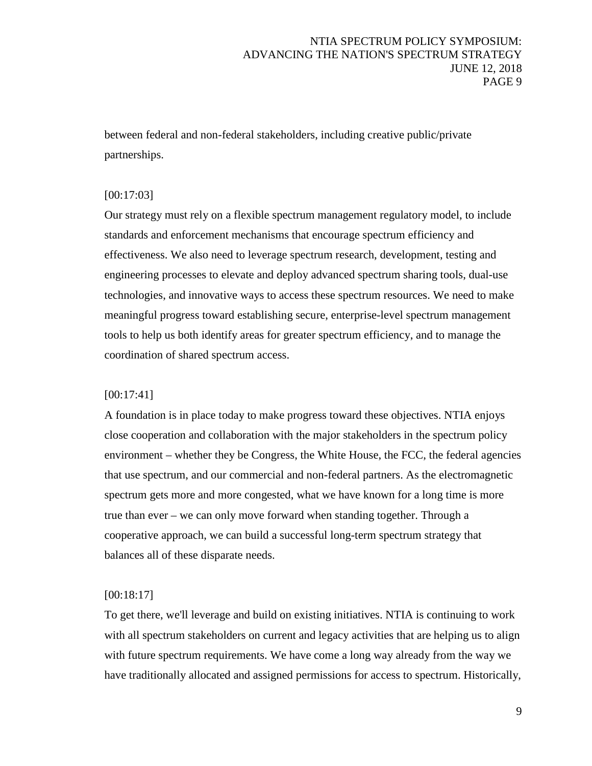between federal and non-federal stakeholders, including creative public/private partnerships.

[00:17:03]

Our strategy must rely on a flexible spectrum management regulatory model, to include standards and enforcement mechanisms that encourage spectrum efficiency and effectiveness. We also need to leverage spectrum research, development, testing and engineering processes to elevate and deploy advanced spectrum sharing tools, dual-use technologies, and innovative ways to access these spectrum resources. We need to make meaningful progress toward establishing secure, enterprise-level spectrum management tools to help us both identify areas for greater spectrum efficiency, and to manage the coordination of shared spectrum access.

[00:17:41]

A foundation is in place today to make progress toward these objectives. NTIA enjoys close cooperation and collaboration with the major stakeholders in the spectrum policy environment – whether they be Congress, the White House, the FCC, the federal agencies that use spectrum, and our commercial and non-federal partners. As the electromagnetic spectrum gets more and more congested, what we have known for a long time is more true than ever – we can only move forward when standing together. Through a cooperative approach, we can build a successful long-term spectrum strategy that balances all of these disparate needs.

[00:18:17]

To get there, we'll leverage and build on existing initiatives. NTIA is continuing to work with all spectrum stakeholders on current and legacy activities that are helping us to align with future spectrum requirements. We have come a long way already from the way we have traditionally allocated and assigned permissions for access to spectrum. Historically,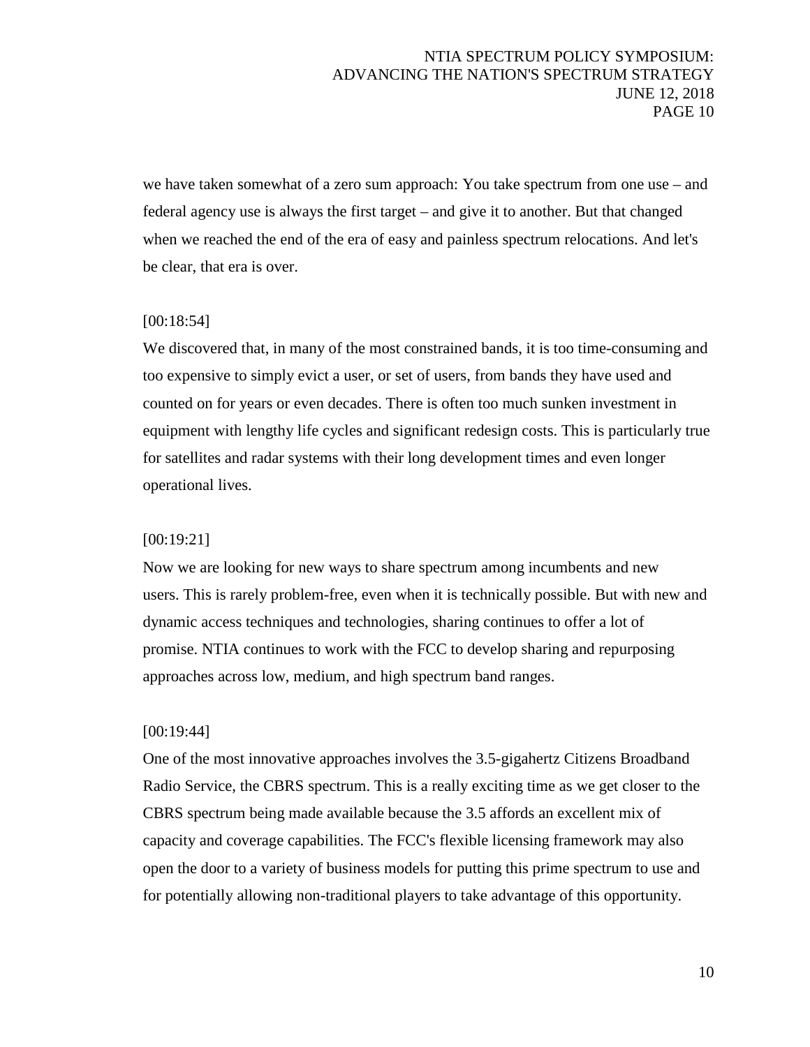we have taken somewhat of a zero sum approach: You take spectrum from one use – and federal agency use is always the first target – and give it to another. But that changed when we reached the end of the era of easy and painless spectrum relocations. And let's be clear, that era is over.

[00:18:54]

We discovered that, in many of the most constrained bands, it is too time-consuming and too expensive to simply evict a user, or set of users, from bands they have used and counted on for years or even decades. There is often too much sunken investment in equipment with lengthy life cycles and significant redesign costs. This is particularly true for satellites and radar systems with their long development times and even longer operational lives.

[00:19:21]

Now we are looking for new ways to share spectrum among incumbents and new users. This is rarely problem-free, even when it is technically possible. But with new and dynamic access techniques and technologies, sharing continues to offer a lot of promise. NTIA continues to work with the FCC to develop sharing and repurposing approaches across low, medium, and high spectrum band ranges.

[00:19:44]

One of the most innovative approaches involves the 3.5-gigahertz Citizens Broadband Radio Service, the CBRS spectrum. This is a really exciting time as we get closer to the CBRS spectrum being made available because the 3.5 affords an excellent mix of capacity and coverage capabilities. The FCC's flexible licensing framework may also open the door to a variety of business models for putting this prime spectrum to use and for potentially allowing non-traditional players to take advantage of this opportunity.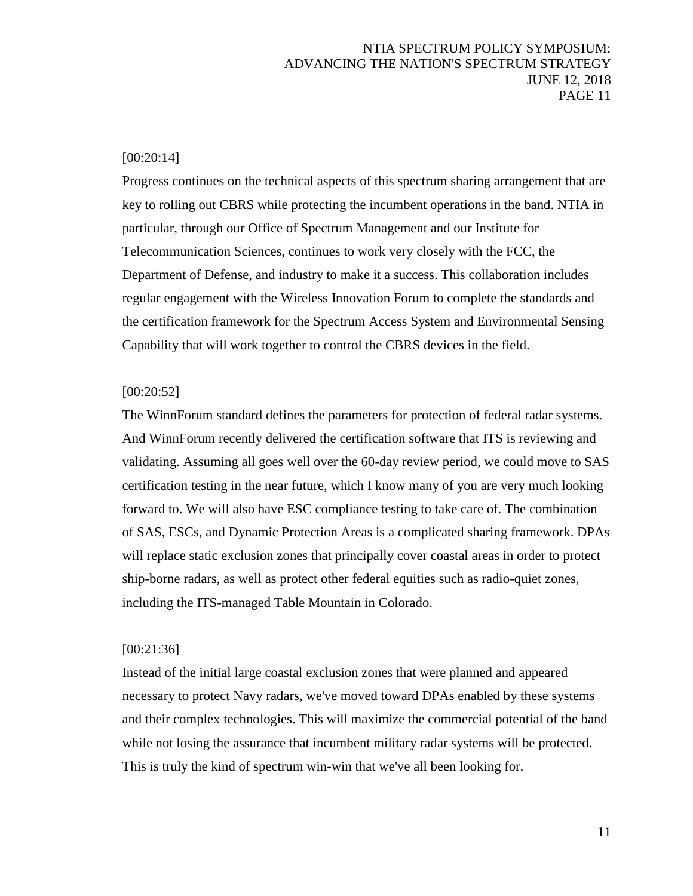[00:20:14]

Progress continues on the technical aspects of this spectrum sharing arrangement that are key to rolling out CBRS while protecting the incumbent operations in the band. NTIA in particular, through our Office of Spectrum Management and our Institute for Telecommunication Sciences, continues to work very closely with the FCC, the Department of Defense, and industry to make it a success. This collaboration includes regular engagement with the Wireless Innovation Forum to complete the standards and the certification framework for the Spectrum Access System and Environmental Sensing Capability that will work together to control the CBRS devices in the field.

[00:20:52]

The WinnForum standard defines the parameters for protection of federal radar systems. And WinnForum recently delivered the certification software that ITS is reviewing and validating. Assuming all goes well over the 60-day review period, we could move to SAS certification testing in the near future, which I know many of you are very much looking forward to. We will also have ESC compliance testing to take care of. The combination of SAS, ESCs, and Dynamic Protection Areas is a complicated sharing framework. DPAs will replace static exclusion zones that principally cover coastal areas in order to protect ship-borne radars, as well as protect other federal equities such as radio-quiet zones, including the ITS-managed Table Mountain in Colorado.

[00:21:36]

Instead of the initial large coastal exclusion zones that were planned and appeared necessary to protect Navy radars, we've moved toward DPAs enabled by these systems and their complex technologies. This will maximize the commercial potential of the band while not losing the assurance that incumbent military radar systems will be protected. This is truly the kind of spectrum win-win that we've all been looking for.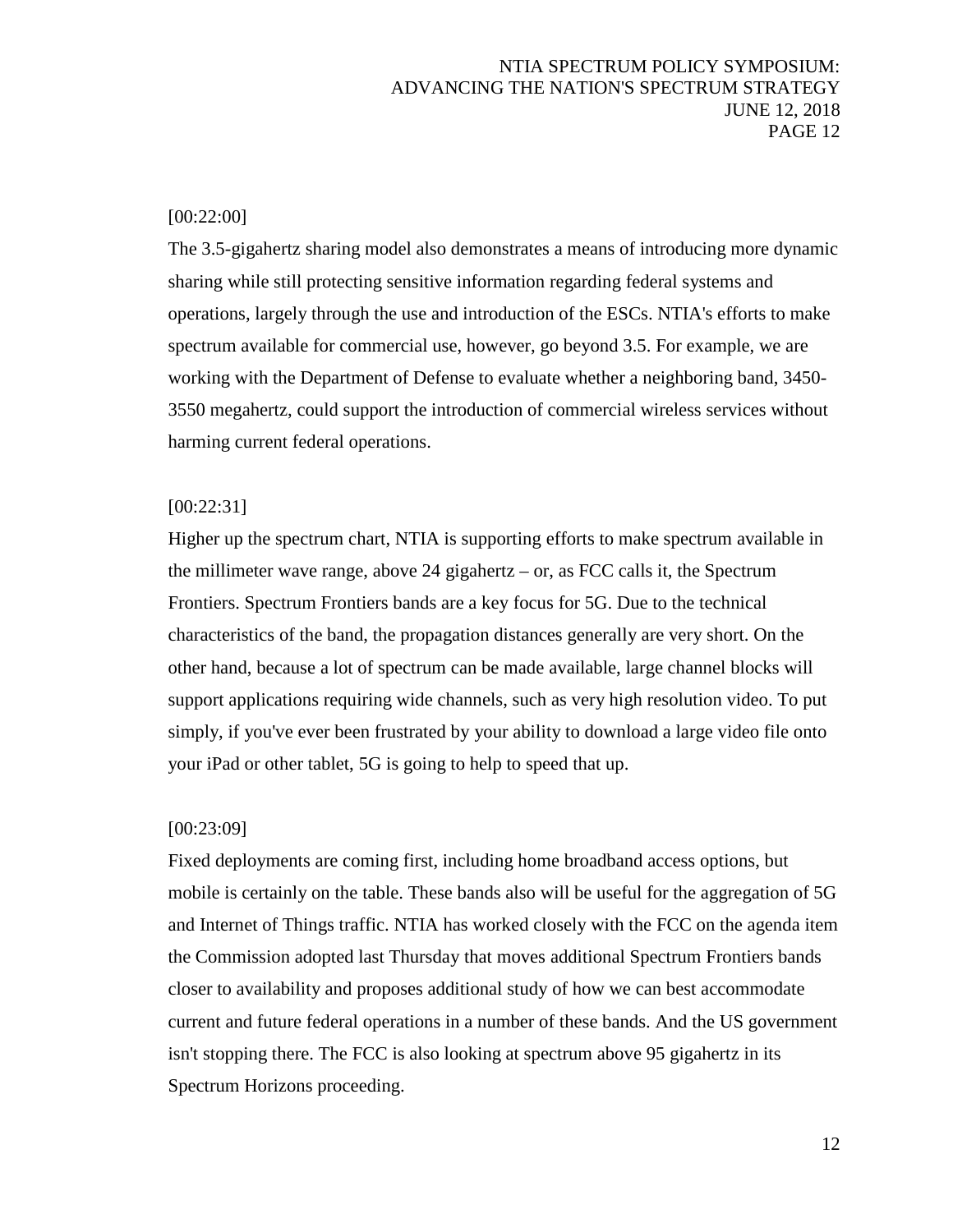[00:22:00]

The 3.5-gigahertz sharing model also demonstrates a means of introducing more dynamic sharing while still protecting sensitive information regarding federal systems and operations, largely through the use and introduction of the ESCs. NTIA's efforts to make spectrum available for commercial use, however, go beyond 3.5. For example, we are working with the Department of Defense to evaluate whether a neighboring band, 3450-3550 megahertz, could support the introduction of commercial wireless services without harming current federal operations.

[00:22:31]

Higher up the spectrum chart, NTIA is supporting efforts to make spectrum available in the millimeter wave range, above 24 gigahertz – or, as FCC calls it, the Spectrum Frontiers. Spectrum Frontiers bands are a key focus for 5G. Due to the technical characteristics of the band, the propagation distances generally are very short. On the other hand, because a lot of spectrum can be made available, large channel blocks will support applications requiring wide channels, such as very high resolution video. To put simply, if you've ever been frustrated by your ability to download a large video file onto your iPad or other tablet, 5G is going to help to speed that up.

[00:23:09]

Fixed deployments are coming first, including home broadband access options, but mobile is certainly on the table. These bands also will be useful for the aggregation of 5G and Internet of Things traffic. NTIA has worked closely with the FCC on the agenda item the Commission adopted last Thursday that moves additional Spectrum Frontiers bands closer to availability and proposes additional study of how we can best accommodate current and future federal operations in a number of these bands. And the US government isn't stopping there. The FCC is also looking at spectrum above 95 gigahertz in its Spectrum Horizons proceeding.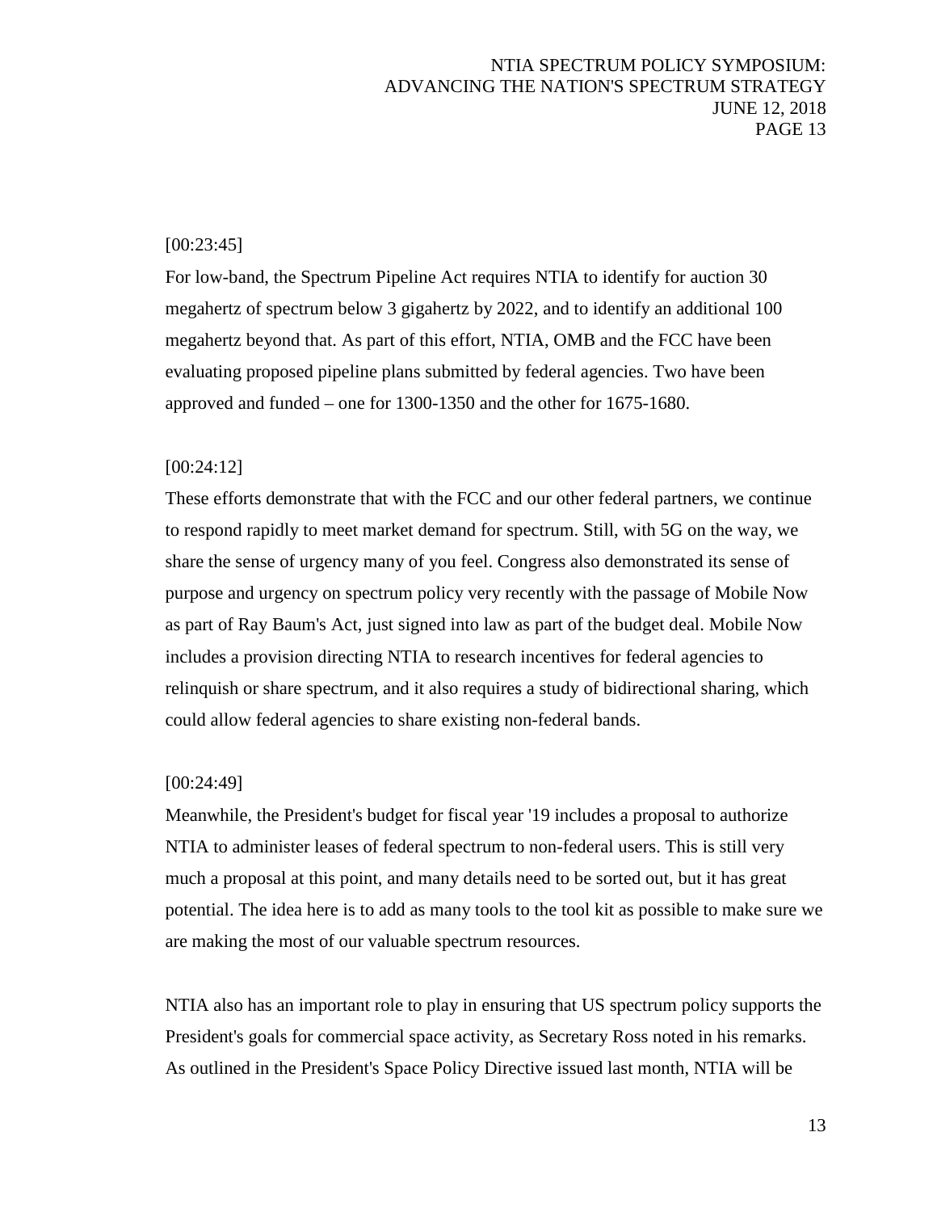[00:23:45]

For low-band, the Spectrum Pipeline Act requires NTIA to identify for auction 30 megahertz of spectrum below 3 gigahertz by 2022, and to identify an additional 100 megahertz beyond that. As part of this effort, NTIA, OMB and the FCC have been evaluating proposed pipeline plans submitted by federal agencies. Two have been approved and funded – one for 1300-1350 and the other for 1675-1680.

[00:24:12]

These efforts demonstrate that with the FCC and our other federal partners, we continue to respond rapidly to meet market demand for spectrum. Still, with 5G on the way, we share the sense of urgency many of you feel. Congress also demonstrated its sense of purpose and urgency on spectrum policy very recently with the passage of Mobile Now as part of Ray Baum's Act, just signed into law as part of the budget deal. Mobile Now includes a provision directing NTIA to research incentives for federal agencies to relinquish or share spectrum, and it also requires a study of bidirectional sharing, which could allow federal agencies to share existing non-federal bands.

[00:24:49]

Meanwhile, the President's budget for fiscal year '19 includes a proposal to authorize NTIA to administer leases of federal spectrum to non-federal users. This is still very much a proposal at this point, and many details need to be sorted out, but it has great potential. The idea here is to add as many tools to the tool kit as possible to make sure we are making the most of our valuable spectrum resources.

NTIA also has an important role to play in ensuring that US spectrum policy supports the President's goals for commercial space activity, as Secretary Ross noted in his remarks. As outlined in the President's Space Policy Directive issued last month, NTIA will be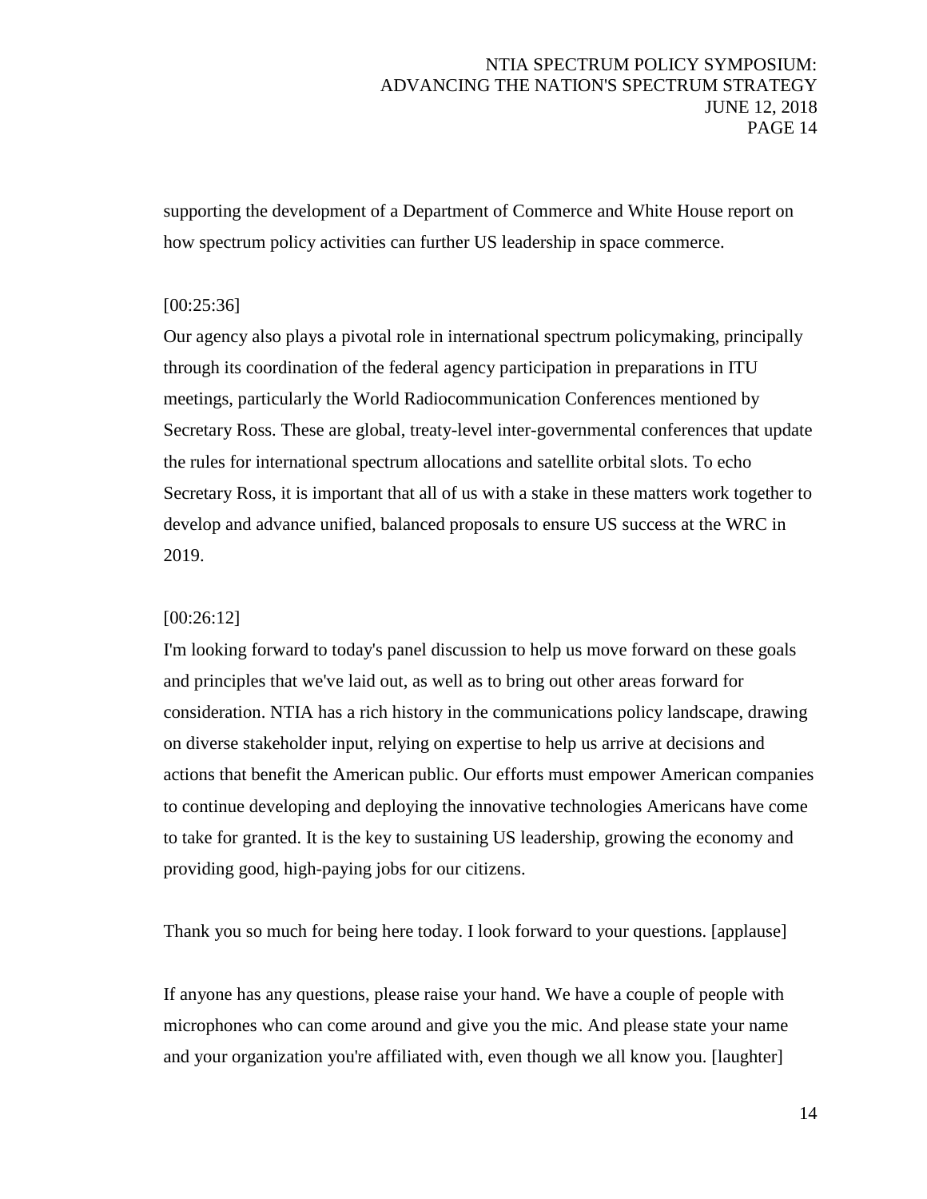supporting the development of a Department of Commerce and White House report on how spectrum policy activities can further US leadership in space commerce.

[00:25:36]

Our agency also plays a pivotal role in international spectrum policymaking, principally through its coordination of the federal agency participation in preparations in ITU meetings, particularly the World Radiocommunication Conferences mentioned by Secretary Ross. These are global, treaty-level inter-governmental conferences that update the rules for international spectrum allocations and satellite orbital slots. To echo Secretary Ross, it is important that all of us with a stake in these matters work together to develop and advance unified, balanced proposals to ensure US success at the WRC in 2019.

[00:26:12]

I'm looking forward to today's panel discussion to help us move forward on these goals and principles that we've laid out, as well as to bring out other areas forward for consideration. NTIA has a rich history in the communications policy landscape, drawing on diverse stakeholder input, relying on expertise to help us arrive at decisions and actions that benefit the American public. Our efforts must empower American companies to continue developing and deploying the innovative technologies Americans have come to take for granted. It is the key to sustaining US leadership, growing the economy and providing good, high-paying jobs for our citizens.

Thank you so much for being here today. I look forward to your questions. [applause]

If anyone has any questions, please raise your hand. We have a couple of people with microphones who can come around and give you the mic. And please state your name and your organization you're affiliated with, even though we all know you. [laughter]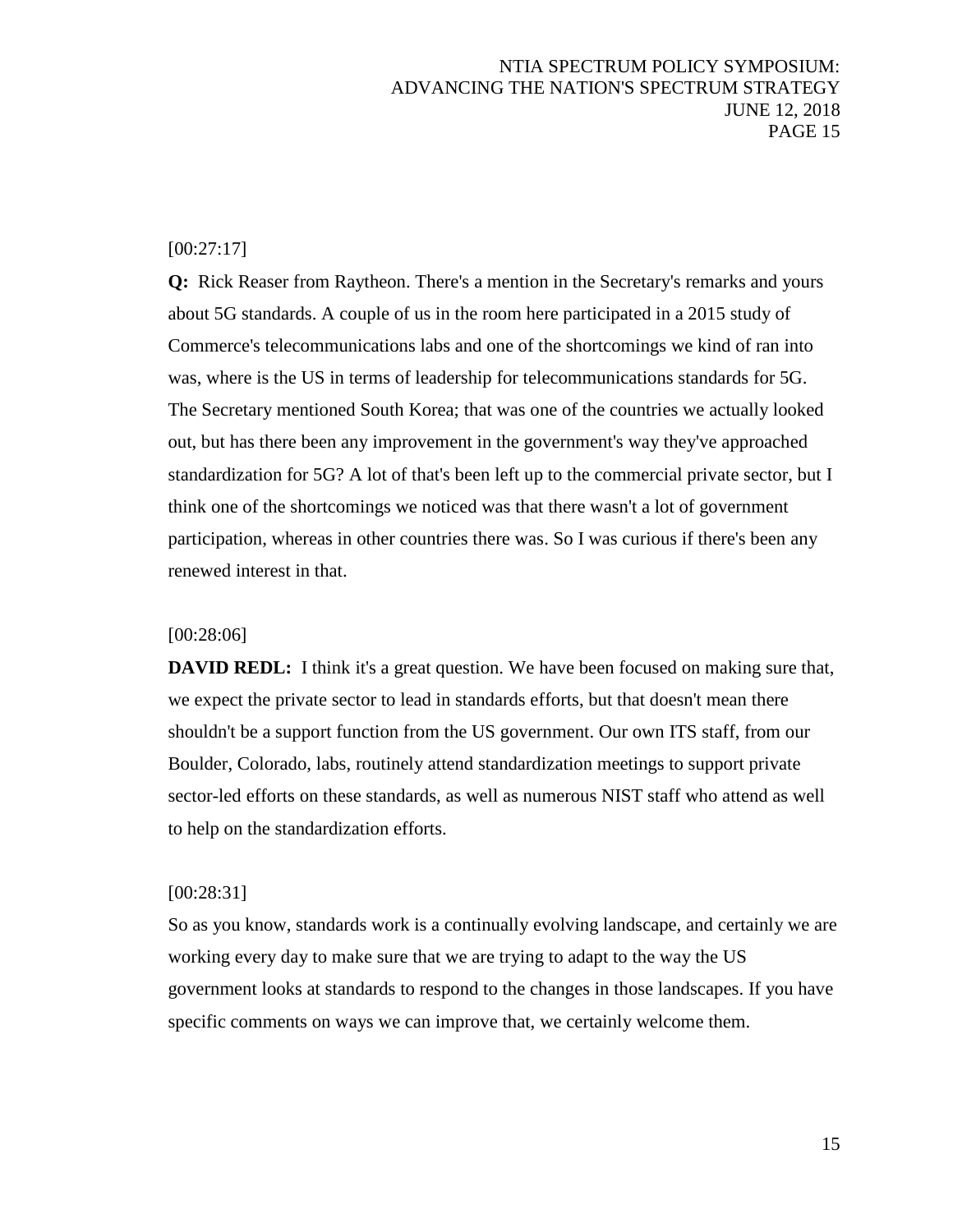[00:27:17]

**Q:** Rick Reaser from Raytheon. There's a mention in the Secretary's remarks and yours about 5G standards. A couple of us in the room here participated in a 2015 study of Commerce's telecommunications labs and one of the shortcomings we kind of ran into was, where is the US in terms of leadership for telecommunications standards for 5G. The Secretary mentioned South Korea; that was one of the countries we actually looked out, but has there been any improvement in the government's way they've approached standardization for 5G? A lot of that's been left up to the commercial private sector, but I think one of the shortcomings we noticed was that there wasn't a lot of government participation, whereas in other countries there was. So I was curious if there's been any renewed interest in that.

[00:28:06]

**DAVID REDL:** I think it's a great question. We have been focused on making sure that, we expect the private sector to lead in standards efforts, but that doesn't mean there shouldn't be a support function from the US government. Our own ITS staff, from our Boulder, Colorado, labs, routinely attend standardization meetings to support private sector-led efforts on these standards, as well as numerous NIST staff who attend as well to help on the standardization efforts.

[00:28:31]

So as you know, standards work is a continually evolving landscape, and certainly we are working every day to make sure that we are trying to adapt to the way the US government looks at standards to respond to the changes in those landscapes. If you have specific comments on ways we can improve that, we certainly welcome them.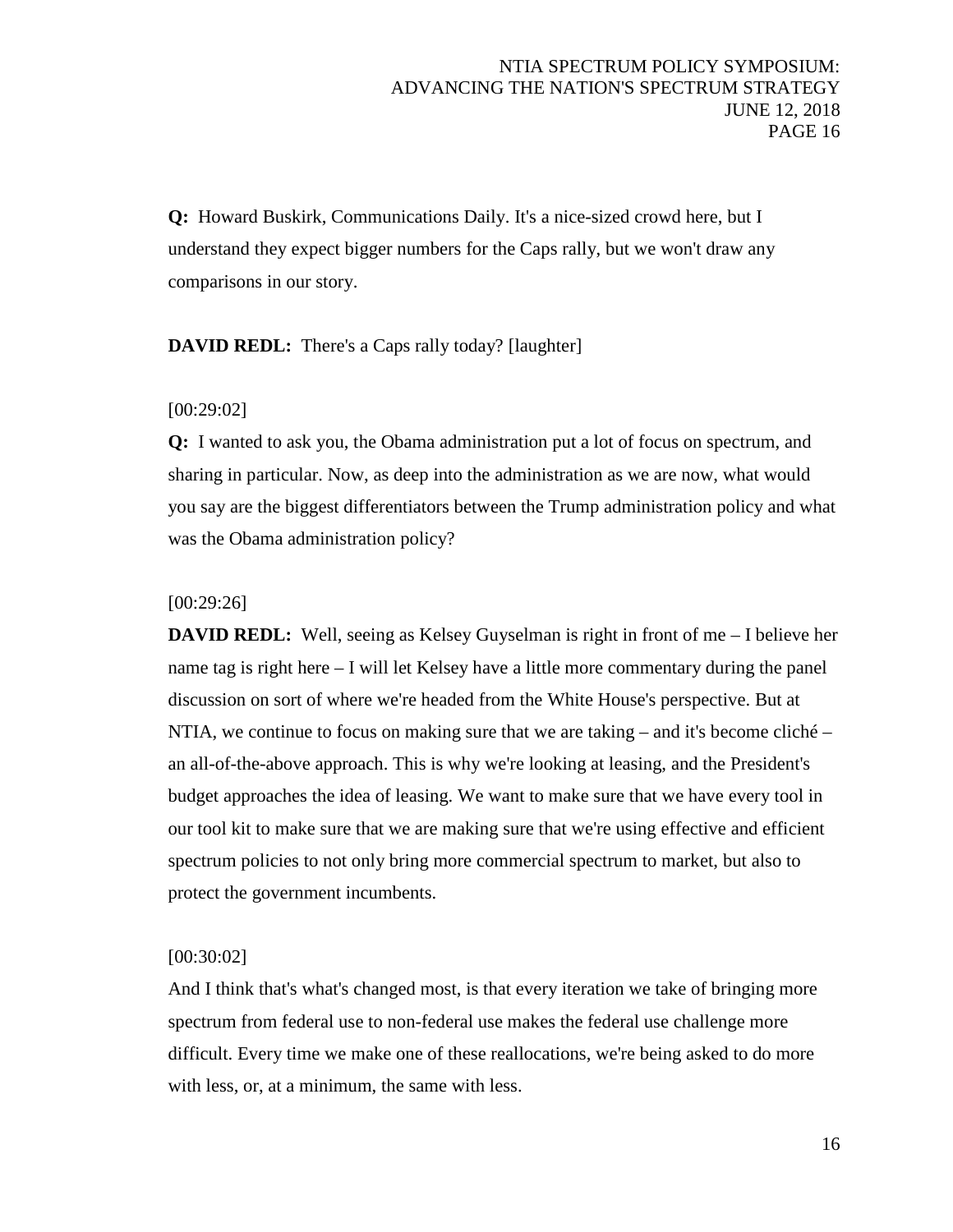**Q:** Howard Buskirk, Communications Daily. It's a nice-sized crowd here, but I understand they expect bigger numbers for the Caps rally, but we won't draw any comparisons in our story.

**DAVID REDL:** There's a Caps rally today? [laughter]

[00:29:02]

**Q:** I wanted to ask you, the Obama administration put a lot of focus on spectrum, and sharing in particular. Now, as deep into the administration as we are now, what would you say are the biggest differentiators between the Trump administration policy and what was the Obama administration policy?

[00:29:26]

**DAVID REDL:** Well, seeing as Kelsey Guyselman is right in front of me – I believe her name tag is right here – I will let Kelsey have a little more commentary during the panel discussion on sort of where we're headed from the White House's perspective. But at NTIA, we continue to focus on making sure that we are taking – and it's become cliché – an all-of-the-above approach. This is why we're looking at leasing, and the President's budget approaches the idea of leasing. We want to make sure that we have every tool in our tool kit to make sure that we are making sure that we're using effective and efficient spectrum policies to not only bring more commercial spectrum to market, but also to protect the government incumbents.

[00:30:02]

And I think that's what's changed most, is that every iteration we take of bringing more spectrum from federal use to non-federal use makes the federal use challenge more difficult. Every time we make one of these reallocations, we're being asked to do more with less, or, at a minimum, the same with less.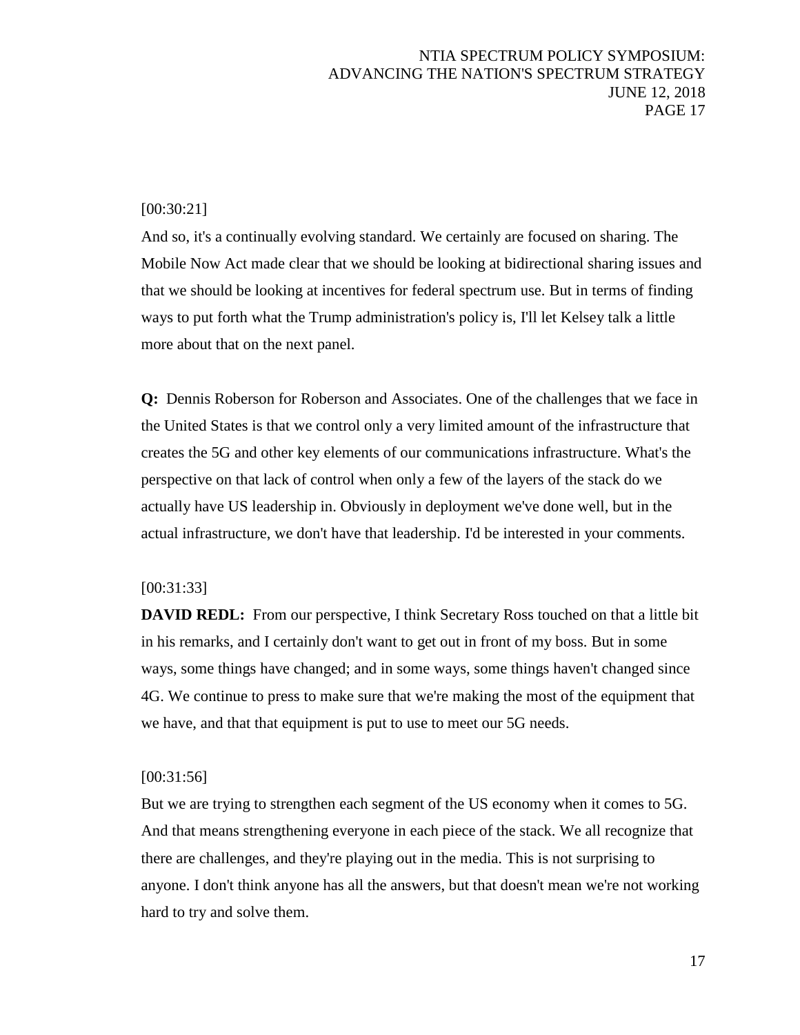[00:30:21]

And so, it's a continually evolving standard. We certainly are focused on sharing. The Mobile Now Act made clear that we should be looking at bidirectional sharing issues and that we should be looking at incentives for federal spectrum use. But in terms of finding ways to put forth what the Trump administration's policy is, I'll let Kelsey talk a little more about that on the next panel.

**Q:** Dennis Roberson for Roberson and Associates. One of the challenges that we face in the United States is that we control only a very limited amount of the infrastructure that creates the 5G and other key elements of our communications infrastructure. What's the perspective on that lack of control when only a few of the layers of the stack do we actually have US leadership in. Obviously in deployment we've done well, but in the actual infrastructure, we don't have that leadership. I'd be interested in your comments.

[00:31:33]

**DAVID REDL:** From our perspective, I think Secretary Ross touched on that a little bit in his remarks, and I certainly don't want to get out in front of my boss. But in some ways, some things have changed; and in some ways, some things haven't changed since 4G. We continue to press to make sure that we're making the most of the equipment that we have, and that that equipment is put to use to meet our 5G needs.

[00:31:56]

But we are trying to strengthen each segment of the US economy when it comes to 5G. And that means strengthening everyone in each piece of the stack. We all recognize that there are challenges, and they're playing out in the media. This is not surprising to anyone. I don't think anyone has all the answers, but that doesn't mean we're not working hard to try and solve them.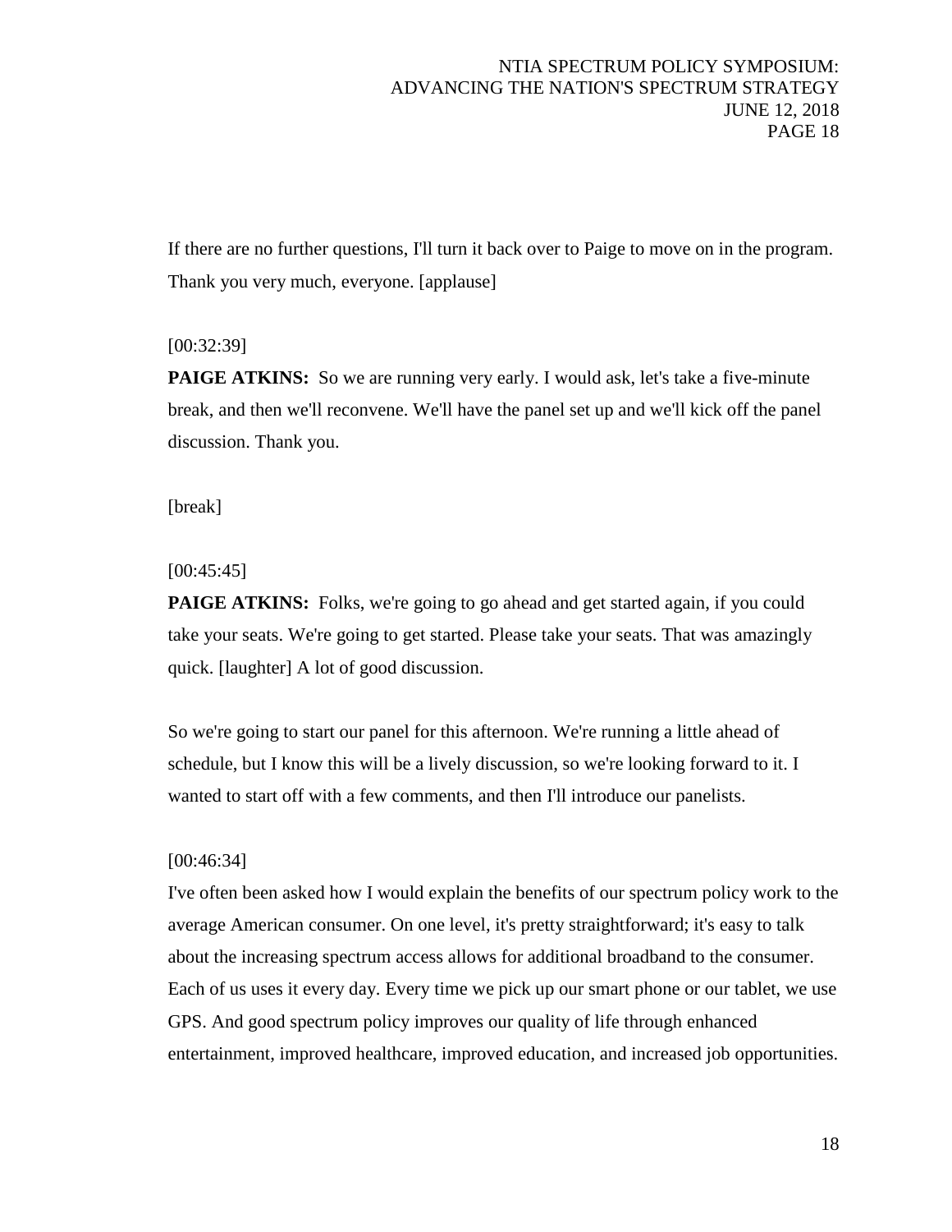If there are no further questions, I'll turn it back over to Paige to move on in the program. Thank you very much, everyone. [applause]

[00:32:39]

**PAIGE ATKINS:** So we are running very early. I would ask, let's take a five-minute break, and then we'll reconvene. We'll have the panel set up and we'll kick off the panel discussion. Thank you.

[break]

[00:45:45]

**PAIGE ATKINS:** Folks, we're going to go ahead and get started again, if you could take your seats. We're going to get started. Please take your seats. That was amazingly quick. [laughter] A lot of good discussion.

So we're going to start our panel for this afternoon. We're running a little ahead of schedule, but I know this will be a lively discussion, so we're looking forward to it. I wanted to start off with a few comments, and then I'll introduce our panelists.

[00:46:34]

I've often been asked how I would explain the benefits of our spectrum policy work to the average American consumer. On one level, it's pretty straightforward; it's easy to talk about the increasing spectrum access allows for additional broadband to the consumer. Each of us uses it every day. Every time we pick up our smart phone or our tablet, we use GPS. And good spectrum policy improves our quality of life through enhanced entertainment, improved healthcare, improved education, and increased job opportunities.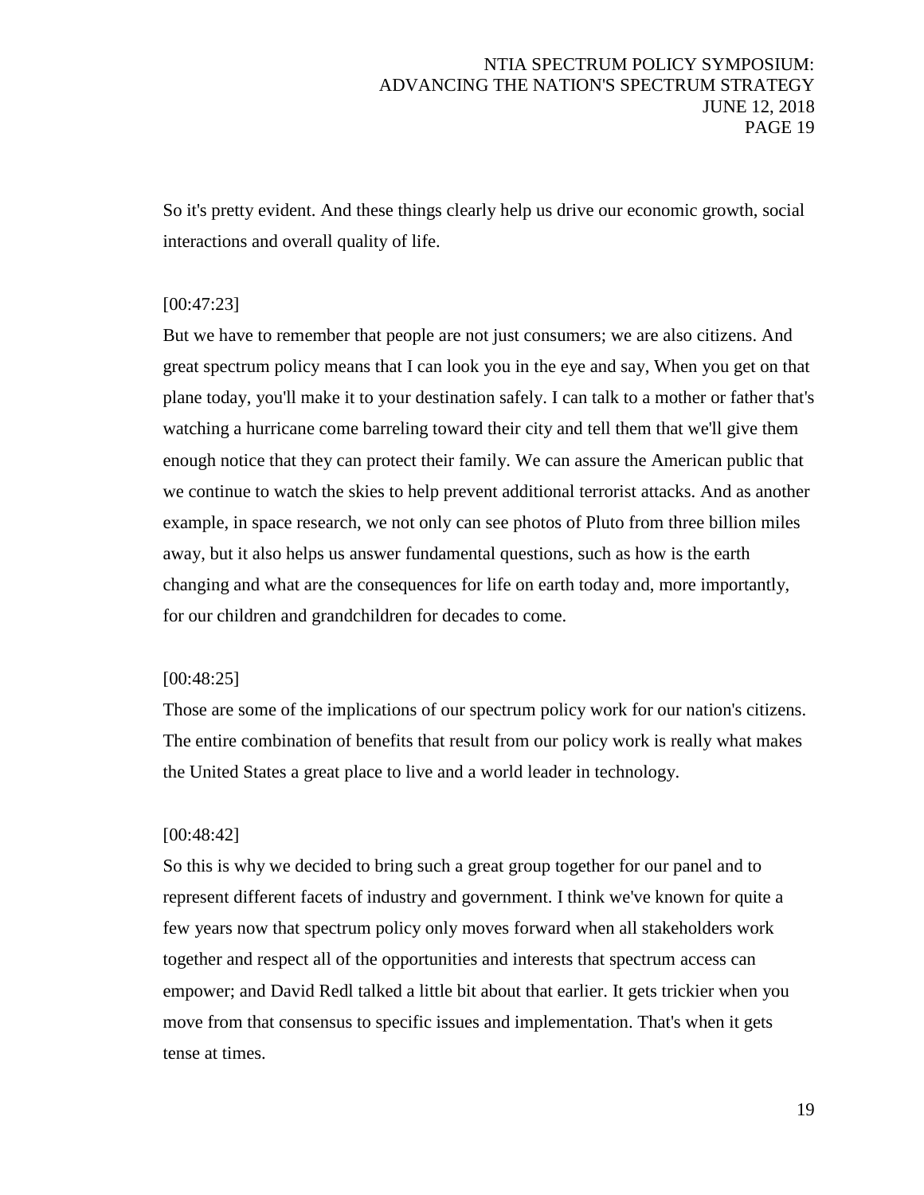So it's pretty evident. And these things clearly help us drive our economic growth, social interactions and overall quality of life.

[00:47:23]

But we have to remember that people are not just consumers; we are also citizens. And great spectrum policy means that I can look you in the eye and say, When you get on that plane today, you'll make it to your destination safely. I can talk to a mother or father that's watching a hurricane come barreling toward their city and tell them that we'll give them enough notice that they can protect their family. We can assure the American public that we continue to watch the skies to help prevent additional terrorist attacks. And as another example, in space research, we not only can see photos of Pluto from three billion miles away, but it also helps us answer fundamental questions, such as how is the earth changing and what are the consequences for life on earth today and, more importantly, for our children and grandchildren for decades to come.

[00:48:25]

Those are some of the implications of our spectrum policy work for our nation's citizens. The entire combination of benefits that result from our policy work is really what makes the United States a great place to live and a world leader in technology.

[00:48:42]

So this is why we decided to bring such a great group together for our panel and to represent different facets of industry and government. I think we've known for quite a few years now that spectrum policy only moves forward when all stakeholders work together and respect all of the opportunities and interests that spectrum access can empower; and David Redl talked a little bit about that earlier. It gets trickier when you move from that consensus to specific issues and implementation. That's when it gets tense at times.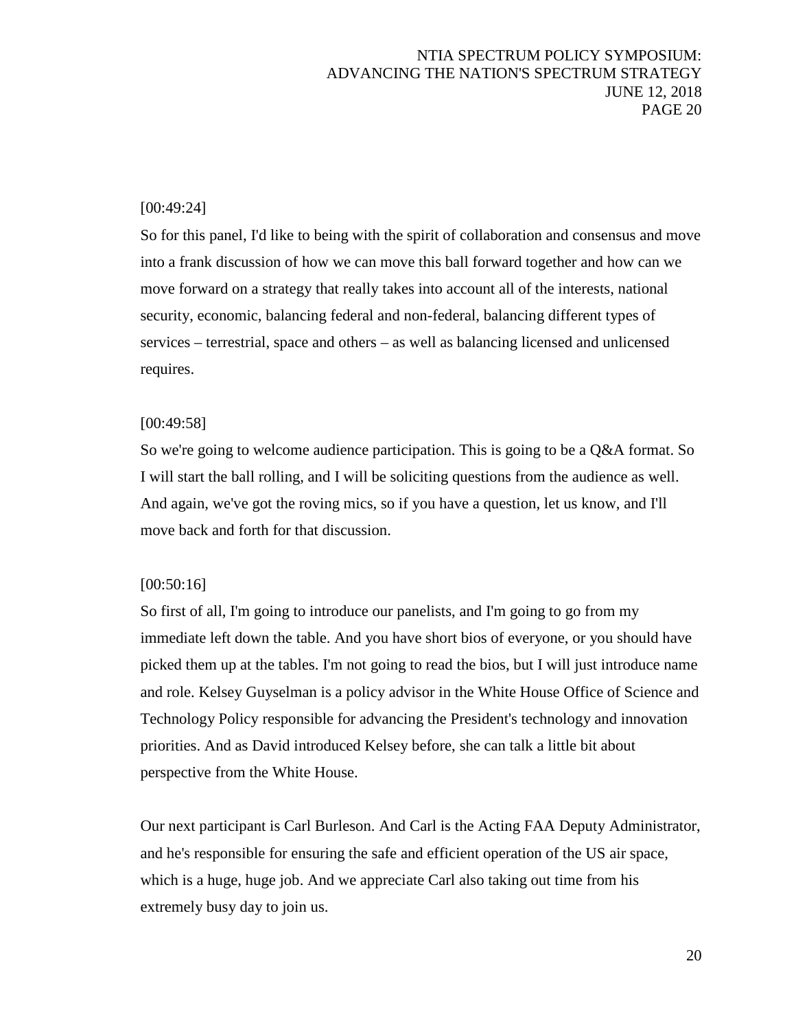[00:49:24]

So for this panel, I'd like to being with the spirit of collaboration and consensus and move into a frank discussion of how we can move this ball forward together and how can we move forward on a strategy that really takes into account all of the interests, national security, economic, balancing federal and non-federal, balancing different types of services – terrestrial, space and others – as well as balancing licensed and unlicensed requires.

[00:49:58]

So we're going to welcome audience participation. This is going to be a Q&A format. So I will start the ball rolling, and I will be soliciting questions from the audience as well. And again, we've got the roving mics, so if you have a question, let us know, and I'll move back and forth for that discussion.

[00:50:16]

So first of all, I'm going to introduce our panelists, and I'm going to go from my immediate left down the table. And you have short bios of everyone, or you should have picked them up at the tables. I'm not going to read the bios, but I will just introduce name and role. Kelsey Guyselman is a policy advisor in the White House Office of Science and Technology Policy responsible for advancing the President's technology and innovation priorities. And as David introduced Kelsey before, she can talk a little bit about perspective from the White House.

Our next participant is Carl Burleson. And Carl is the Acting FAA Deputy Administrator, and he's responsible for ensuring the safe and efficient operation of the US air space, which is a huge, huge job. And we appreciate Carl also taking out time from his extremely busy day to join us.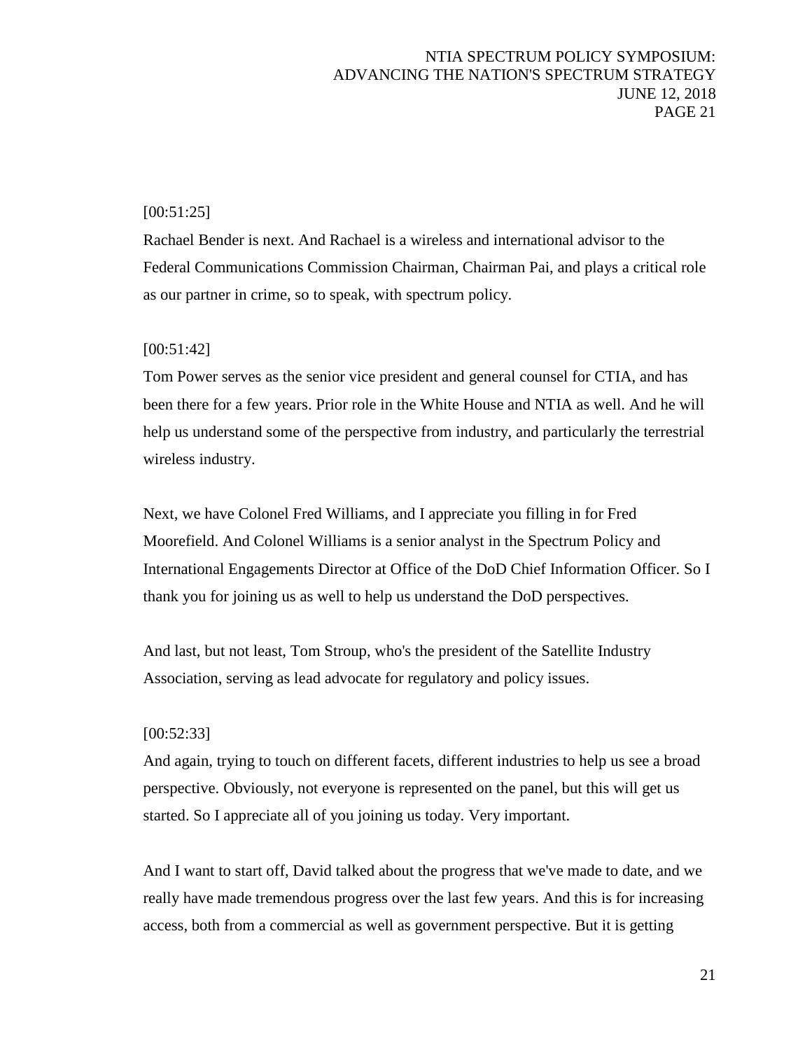[00:51:25]

Rachael Bender is next. And Rachael is a wireless and international advisor to the Federal Communications Commission Chairman, Chairman Pai, and plays a critical role as our partner in crime, so to speak, with spectrum policy.

[00:51:42]

Tom Power serves as the senior vice president and general counsel for CTIA, and has been there for a few years. Prior role in the White House and NTIA as well. And he will help us understand some of the perspective from industry, and particularly the terrestrial wireless industry.

Next, we have Colonel Fred Williams, and I appreciate you filling in for Fred Moorefield. And Colonel Williams is a senior analyst in the Spectrum Policy and International Engagements Director at Office of the DoD Chief Information Officer. So I thank you for joining us as well to help us understand the DoD perspectives.

And last, but not least, Tom Stroup, who's the president of the Satellite Industry Association, serving as lead advocate for regulatory and policy issues.

[00:52:33]

And again, trying to touch on different facets, different industries to help us see a broad perspective. Obviously, not everyone is represented on the panel, but this will get us started. So I appreciate all of you joining us today. Very important.

And I want to start off, David talked about the progress that we've made to date, and we really have made tremendous progress over the last few years. And this is for increasing access, both from a commercial as well as government perspective. But it is getting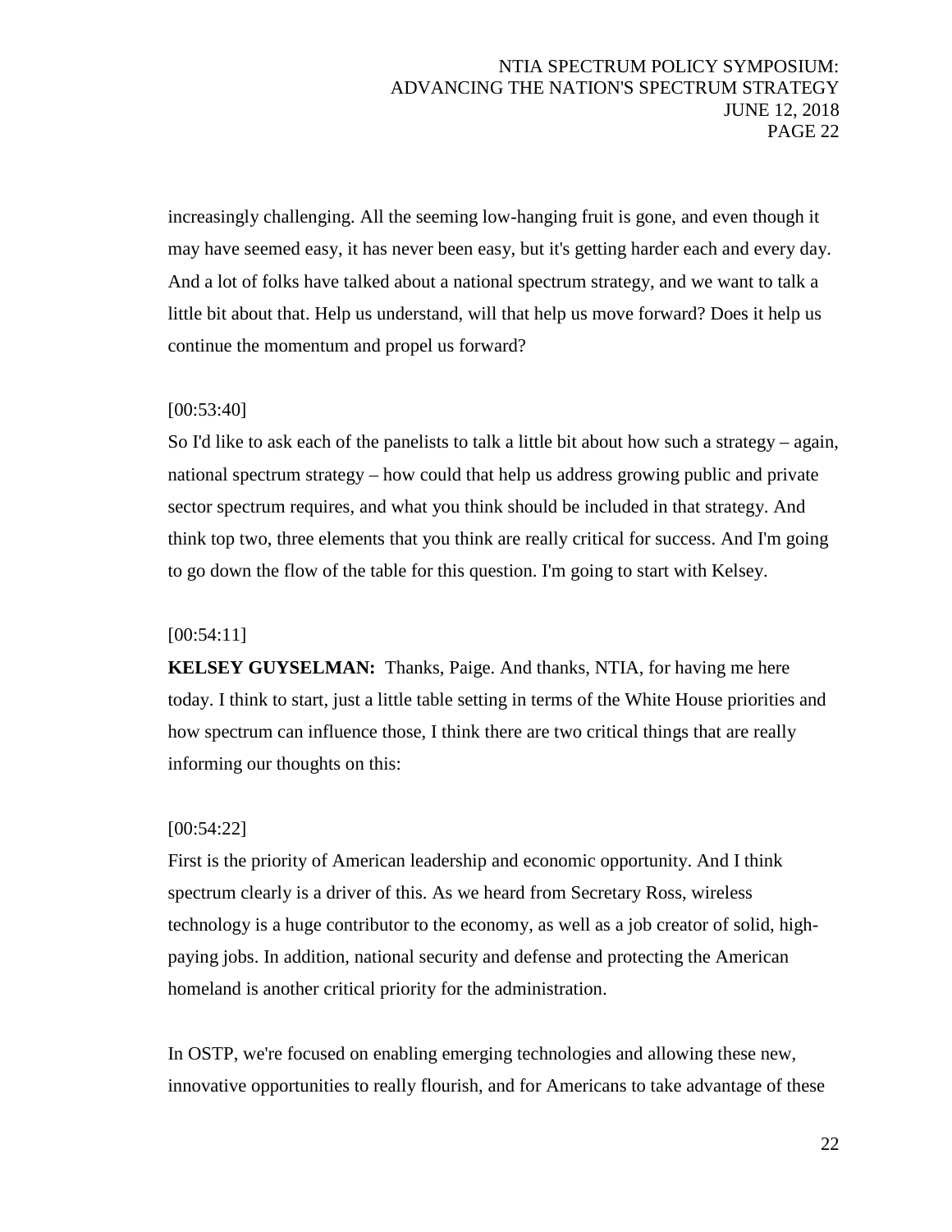increasingly challenging. All the seeming low-hanging fruit is gone, and even though it may have seemed easy, it has never been easy, but it's getting harder each and every day. And a lot of folks have talked about a national spectrum strategy, and we want to talk a little bit about that. Help us understand, will that help us move forward? Does it help us continue the momentum and propel us forward?

[00:53:40]

So I'd like to ask each of the panelists to talk a little bit about how such a strategy – again, national spectrum strategy – how could that help us address growing public and private sector spectrum requires, and what you think should be included in that strategy. And think top two, three elements that you think are really critical for success. And I'm going to go down the flow of the table for this question. I'm going to start with Kelsey.

[00:54:11]

**KELSEY GUYSELMAN:** Thanks, Paige. And thanks, NTIA, for having me here today. I think to start, just a little table setting in terms of the White House priorities and how spectrum can influence those, I think there are two critical things that are really informing our thoughts on this:

[00:54:22]

First is the priority of American leadership and economic opportunity. And I think spectrum clearly is a driver of this. As we heard from Secretary Ross, wireless technology is a huge contributor to the economy, as well as a job creator of solid, high-paying jobs. In addition, national security and defense and protecting the American homeland is another critical priority for the administration.

In OSTP, we're focused on enabling emerging technologies and allowing these new, innovative opportunities to really flourish, and for Americans to take advantage of these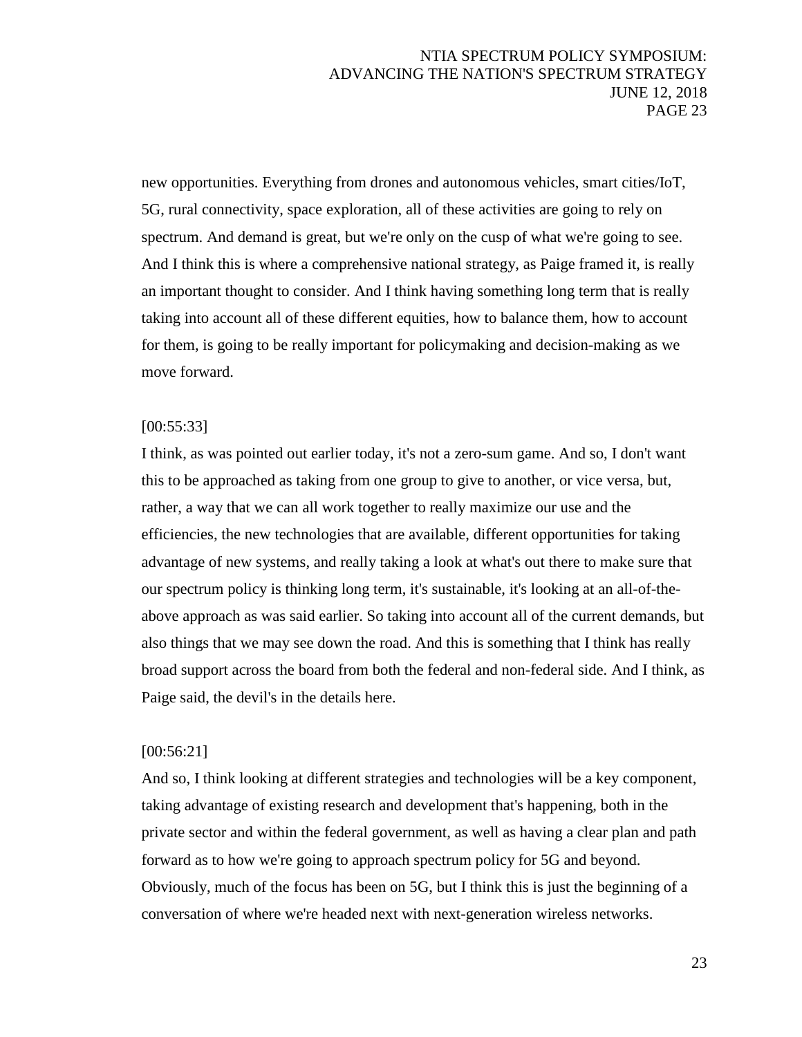new opportunities. Everything from drones and autonomous vehicles, smart cities/IoT, 5G, rural connectivity, space exploration, all of these activities are going to rely on spectrum. And demand is great, but we're only on the cusp of what we're going to see. And I think this is where a comprehensive national strategy, as Paige framed it, is really an important thought to consider. And I think having something long term that is really taking into account all of these different equities, how to balance them, how to account for them, is going to be really important for policymaking and decision-making as we move forward.

[00:55:33]

I think, as was pointed out earlier today, it's not a zero-sum game. And so, I don't want this to be approached as taking from one group to give to another, or vice versa, but, rather, a way that we can all work together to really maximize our use and the efficiencies, the new technologies that are available, different opportunities for taking advantage of new systems, and really taking a look at what's out there to make sure that our spectrum policy is thinking long term, it's sustainable, it's looking at an all-of-the-above approach as was said earlier. So taking into account all of the current demands, but also things that we may see down the road. And this is something that I think has really broad support across the board from both the federal and non-federal side. And I think, as Paige said, the devil's in the details here.

[00:56:21]

And so, I think looking at different strategies and technologies will be a key component, taking advantage of existing research and development that's happening, both in the private sector and within the federal government, as well as having a clear plan and path forward as to how we're going to approach spectrum policy for 5G and beyond. Obviously, much of the focus has been on 5G, but I think this is just the beginning of a conversation of where we're headed next with next-generation wireless networks.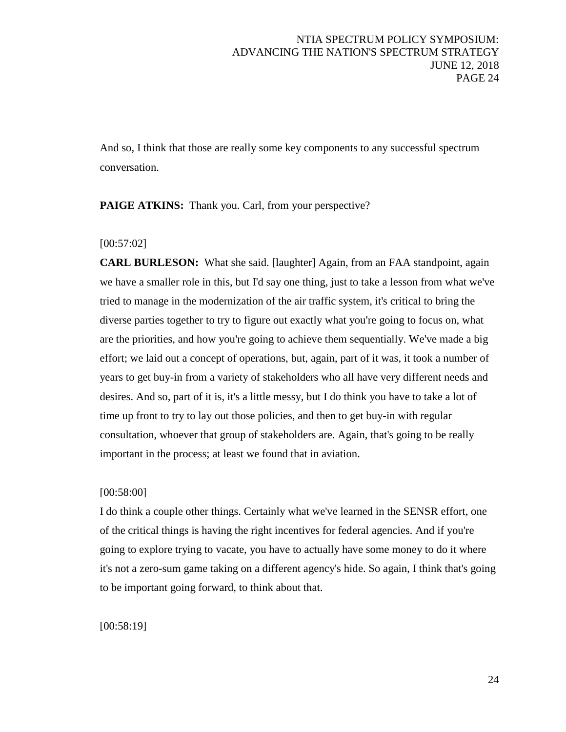And so, I think that those are really some key components to any successful spectrum conversation.

**PAIGE ATKINS:** Thank you. Carl, from your perspective?

[00:57:02]

**CARL BURLESON:** What she said. [laughter] Again, from an FAA standpoint, again we have a smaller role in this, but I'd say one thing, just to take a lesson from what we've tried to manage in the modernization of the air traffic system, it's critical to bring the diverse parties together to try to figure out exactly what you're going to focus on, what are the priorities, and how you're going to achieve them sequentially. We've made a big effort; we laid out a concept of operations, but, again, part of it was, it took a number of years to get buy-in from a variety of stakeholders who all have very different needs and desires. And so, part of it is, it's a little messy, but I do think you have to take a lot of time up front to try to lay out those policies, and then to get buy-in with regular consultation, whoever that group of stakeholders are. Again, that's going to be really important in the process; at least we found that in aviation.

[00:58:00]

I do think a couple other things. Certainly what we've learned in the SENSR effort, one of the critical things is having the right incentives for federal agencies. And if you're going to explore trying to vacate, you have to actually have some money to do it where it's not a zero-sum game taking on a different agency's hide. So again, I think that's going to be important going forward, to think about that.

[00:58:19]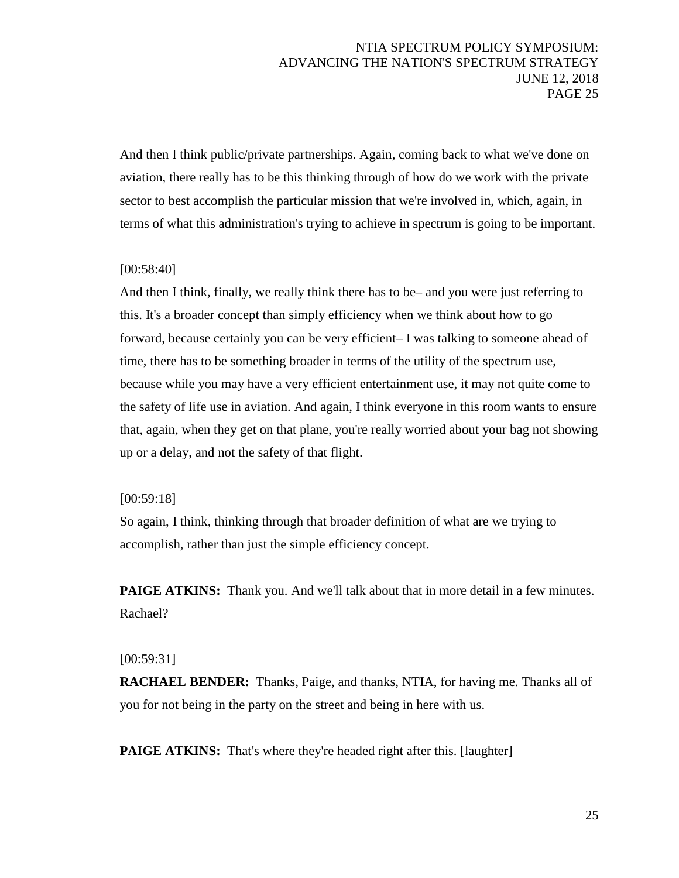And then I think public/private partnerships. Again, coming back to what we've done on aviation, there really has to be this thinking through of how do we work with the private sector to best accomplish the particular mission that we're involved in, which, again, in terms of what this administration's trying to achieve in spectrum is going to be important.

[00:58:40]
And then I think, finally, we really think there has to be– and you were just referring to this. It's a broader concept than simply efficiency when we think about how to go forward, because certainly you can be very efficient– I was talking to someone ahead of time, there has to be something broader in terms of the utility of the spectrum use, because while you may have a very efficient entertainment use, it may not quite come to the safety of life use in aviation. And again, I think everyone in this room wants to ensure that, again, when they get on that plane, you're really worried about your bag not showing up or a delay, and not the safety of that flight.

[00:59:18]
So again, I think, thinking through that broader definition of what are we trying to accomplish, rather than just the simple efficiency concept.

**PAIGE ATKINS:** Thank you. And we'll talk about that in more detail in a few minutes. Rachael?

[00:59:31]
**RACHAEL BENDER:** Thanks, Paige, and thanks, NTIA, for having me. Thanks all of you for not being in the party on the street and being in here with us.

**PAIGE ATKINS:** That's where they're headed right after this. [laughter]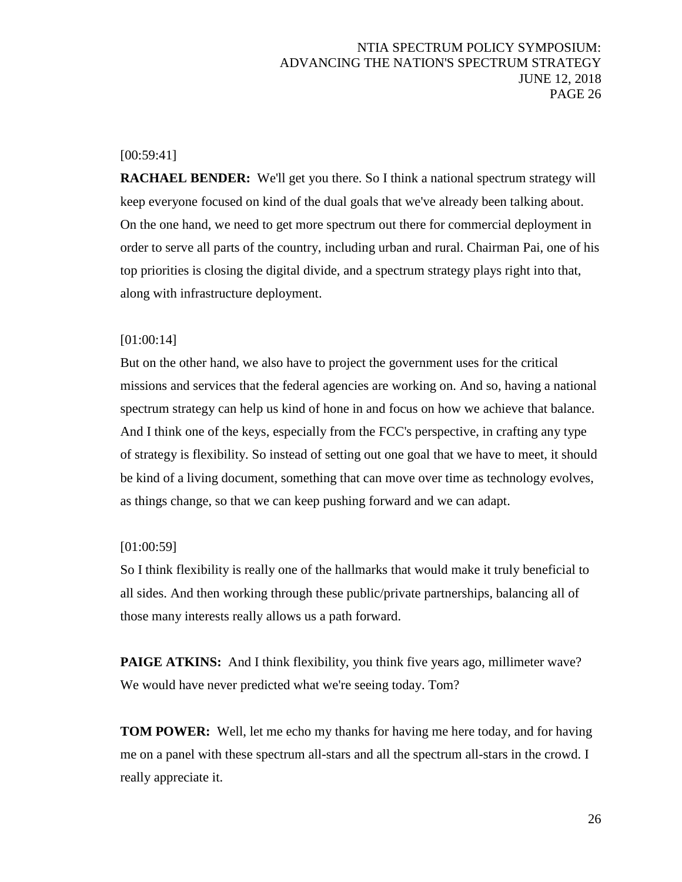[00:59:41]

**RACHAEL BENDER:** We'll get you there. So I think a national spectrum strategy will keep everyone focused on kind of the dual goals that we've already been talking about. On the one hand, we need to get more spectrum out there for commercial deployment in order to serve all parts of the country, including urban and rural. Chairman Pai, one of his top priorities is closing the digital divide, and a spectrum strategy plays right into that, along with infrastructure deployment.

[01:00:14]

But on the other hand, we also have to project the government uses for the critical missions and services that the federal agencies are working on. And so, having a national spectrum strategy can help us kind of hone in and focus on how we achieve that balance. And I think one of the keys, especially from the FCC's perspective, in crafting any type of strategy is flexibility. So instead of setting out one goal that we have to meet, it should be kind of a living document, something that can move over time as technology evolves, as things change, so that we can keep pushing forward and we can adapt.

[01:00:59]

So I think flexibility is really one of the hallmarks that would make it truly beneficial to all sides. And then working through these public/private partnerships, balancing all of those many interests really allows us a path forward.

**PAIGE ATKINS:** And I think flexibility, you think five years ago, millimeter wave? We would have never predicted what we're seeing today. Tom?

**TOM POWER:** Well, let me echo my thanks for having me here today, and for having me on a panel with these spectrum all-stars and all the spectrum all-stars in the crowd. I really appreciate it.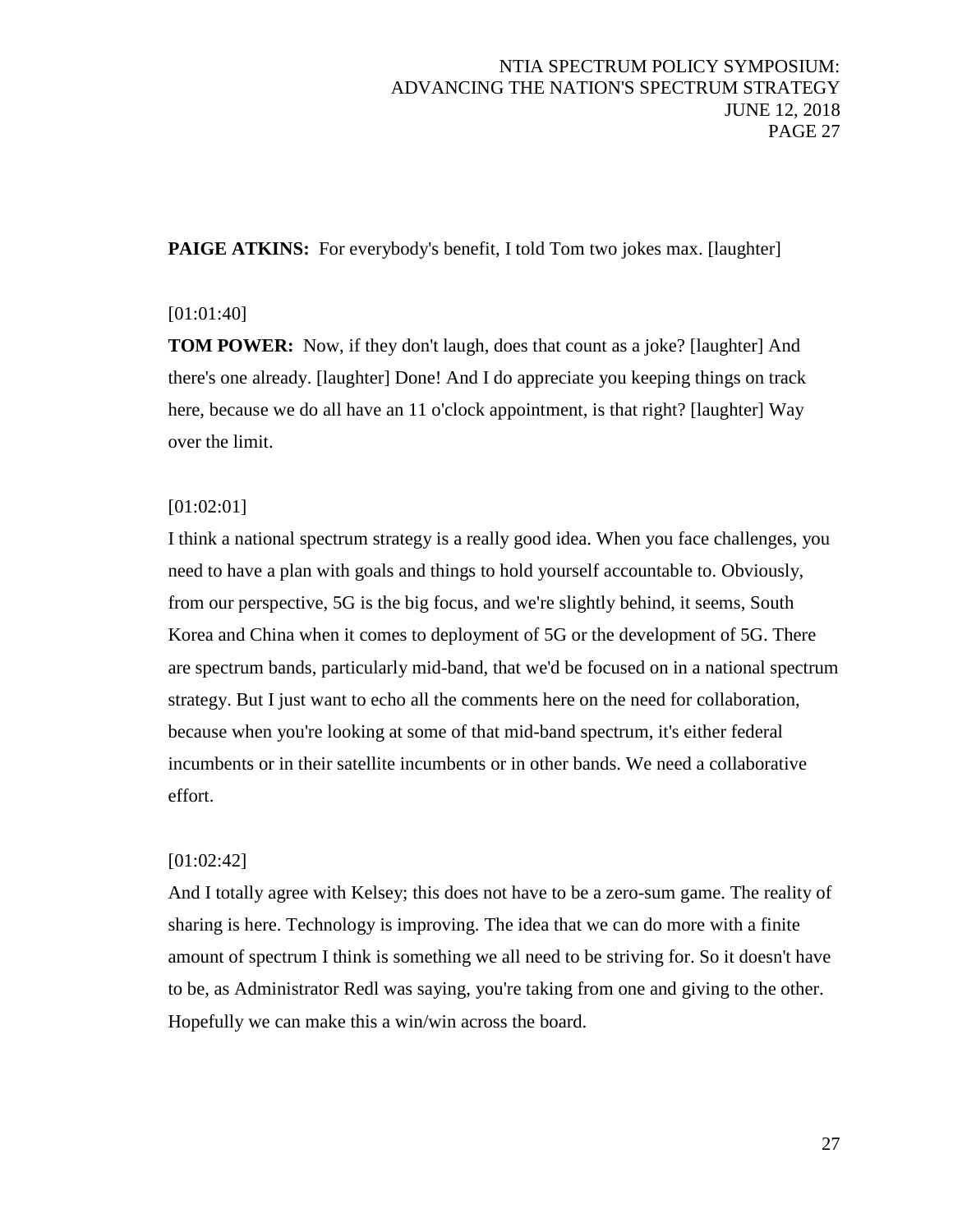**PAIGE ATKINS:** For everybody's benefit, I told Tom two jokes max. [laughter]

[01:01:40]

**TOM POWER:** Now, if they don't laugh, does that count as a joke? [laughter] And there's one already. [laughter] Done! And I do appreciate you keeping things on track here, because we do all have an 11 o'clock appointment, is that right? [laughter] Way over the limit.

[01:02:01]

I think a national spectrum strategy is a really good idea. When you face challenges, you need to have a plan with goals and things to hold yourself accountable to. Obviously, from our perspective, 5G is the big focus, and we're slightly behind, it seems, South Korea and China when it comes to deployment of 5G or the development of 5G. There are spectrum bands, particularly mid-band, that we'd be focused on in a national spectrum strategy. But I just want to echo all the comments here on the need for collaboration, because when you're looking at some of that mid-band spectrum, it's either federal incumbents or in their satellite incumbents or in other bands. We need a collaborative effort.

[01:02:42]

And I totally agree with Kelsey; this does not have to be a zero-sum game. The reality of sharing is here. Technology is improving. The idea that we can do more with a finite amount of spectrum I think is something we all need to be striving for. So it doesn't have to be, as Administrator Redl was saying, you're taking from one and giving to the other. Hopefully we can make this a win/win across the board.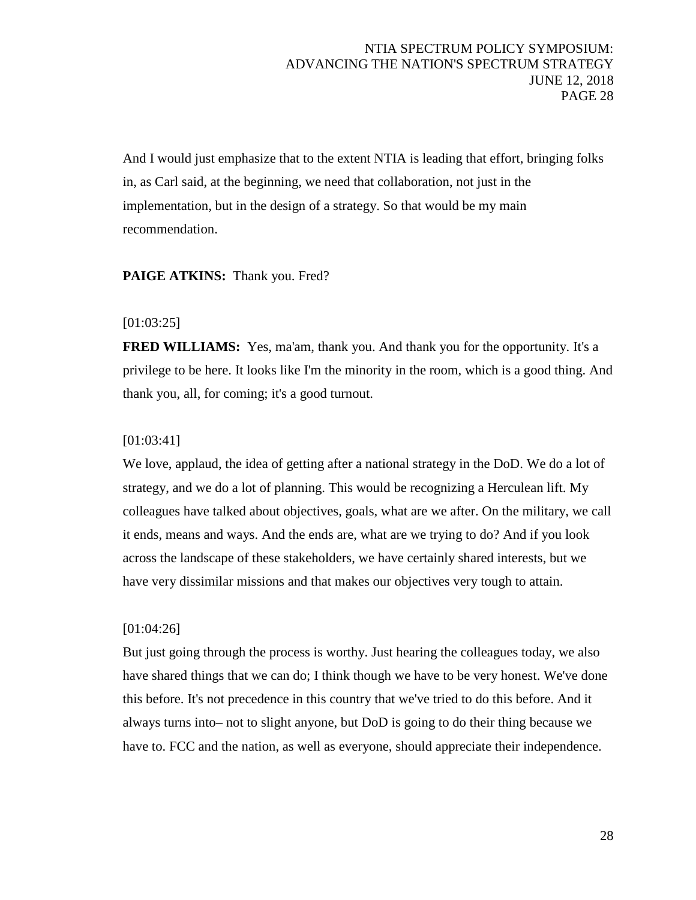And I would just emphasize that to the extent NTIA is leading that effort, bringing folks in, as Carl said, at the beginning, we need that collaboration, not just in the implementation, but in the design of a strategy. So that would be my main recommendation.

**PAIGE ATKINS:** Thank you. Fred?

[01:03:25]

**FRED WILLIAMS:** Yes, ma'am, thank you. And thank you for the opportunity. It's a privilege to be here. It looks like I'm the minority in the room, which is a good thing. And thank you, all, for coming; it's a good turnout.

[01:03:41]

We love, applaud, the idea of getting after a national strategy in the DoD. We do a lot of strategy, and we do a lot of planning. This would be recognizing a Herculean lift. My colleagues have talked about objectives, goals, what are we after. On the military, we call it ends, means and ways. And the ends are, what are we trying to do? And if you look across the landscape of these stakeholders, we have certainly shared interests, but we have very dissimilar missions and that makes our objectives very tough to attain.

[01:04:26]

But just going through the process is worthy. Just hearing the colleagues today, we also have shared things that we can do; I think though we have to be very honest. We've done this before. It's not precedence in this country that we've tried to do this before. And it always turns into– not to slight anyone, but DoD is going to do their thing because we have to. FCC and the nation, as well as everyone, should appreciate their independence.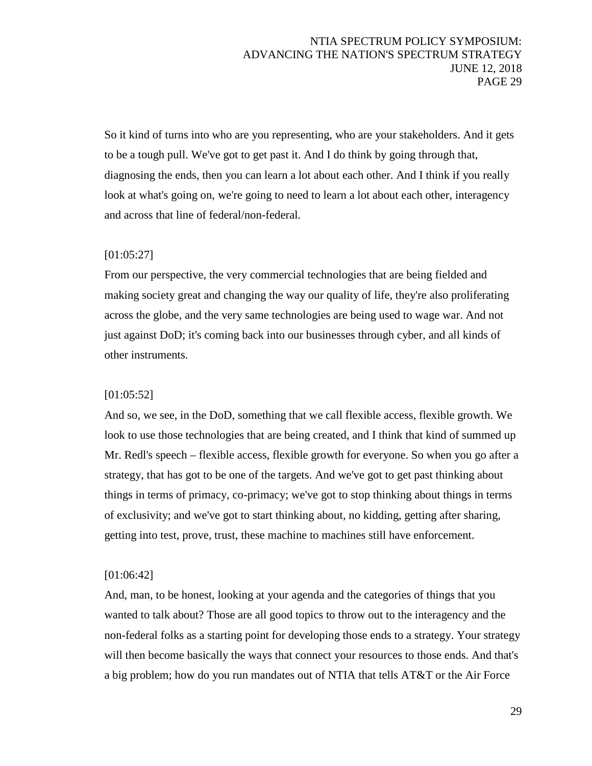So it kind of turns into who are you representing, who are your stakeholders. And it gets to be a tough pull. We've got to get past it. And I do think by going through that, diagnosing the ends, then you can learn a lot about each other. And I think if you really look at what's going on, we're going to need to learn a lot about each other, interagency and across that line of federal/non-federal.

[01:05:27]

From our perspective, the very commercial technologies that are being fielded and making society great and changing the way our quality of life, they're also proliferating across the globe, and the very same technologies are being used to wage war. And not just against DoD; it's coming back into our businesses through cyber, and all kinds of other instruments.

[01:05:52]

And so, we see, in the DoD, something that we call flexible access, flexible growth. We look to use those technologies that are being created, and I think that kind of summed up Mr. Redl's speech – flexible access, flexible growth for everyone. So when you go after a strategy, that has got to be one of the targets. And we've got to get past thinking about things in terms of primacy, co-primacy; we've got to stop thinking about things in terms of exclusivity; and we've got to start thinking about, no kidding, getting after sharing, getting into test, prove, trust, these machine to machines still have enforcement.

[01:06:42]

And, man, to be honest, looking at your agenda and the categories of things that you wanted to talk about? Those are all good topics to throw out to the interagency and the non-federal folks as a starting point for developing those ends to a strategy. Your strategy will then become basically the ways that connect your resources to those ends. And that's a big problem; how do you run mandates out of NTIA that tells AT&T or the Air Force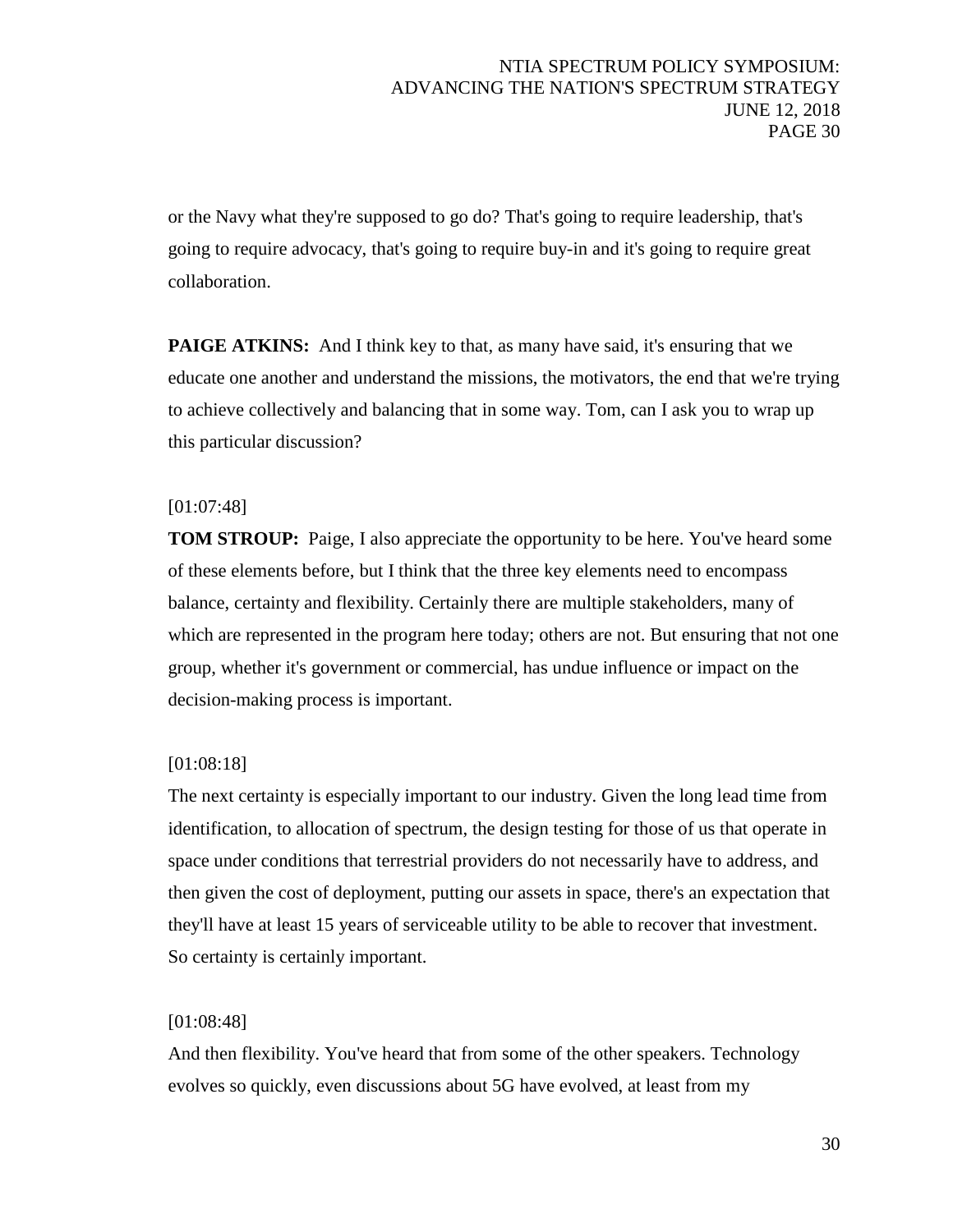or the Navy what they're supposed to go do? That's going to require leadership, that's going to require advocacy, that's going to require buy-in and it's going to require great collaboration.

**PAIGE ATKINS:** And I think key to that, as many have said, it's ensuring that we educate one another and understand the missions, the motivators, the end that we're trying to achieve collectively and balancing that in some way. Tom, can I ask you to wrap up this particular discussion?

[01:07:48]

**TOM STROUP:** Paige, I also appreciate the opportunity to be here. You've heard some of these elements before, but I think that the three key elements need to encompass balance, certainty and flexibility. Certainly there are multiple stakeholders, many of which are represented in the program here today; others are not. But ensuring that not one group, whether it's government or commercial, has undue influence or impact on the decision-making process is important.

[01:08:18]

The next certainty is especially important to our industry. Given the long lead time from identification, to allocation of spectrum, the design testing for those of us that operate in space under conditions that terrestrial providers do not necessarily have to address, and then given the cost of deployment, putting our assets in space, there's an expectation that they'll have at least 15 years of serviceable utility to be able to recover that investment. So certainty is certainly important.

[01:08:48]

And then flexibility. You've heard that from some of the other speakers. Technology evolves so quickly, even discussions about 5G have evolved, at least from my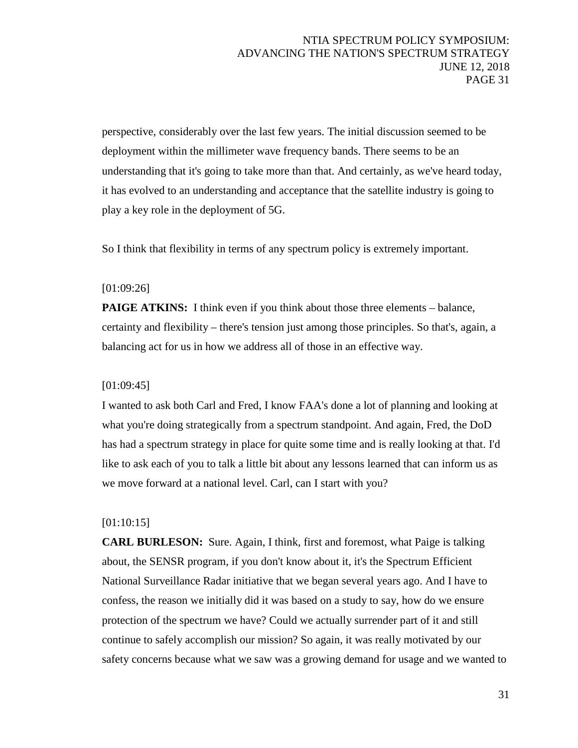perspective, considerably over the last few years. The initial discussion seemed to be deployment within the millimeter wave frequency bands. There seems to be an understanding that it's going to take more than that. And certainly, as we've heard today, it has evolved to an understanding and acceptance that the satellite industry is going to play a key role in the deployment of 5G.

So I think that flexibility in terms of any spectrum policy is extremely important.

[01:09:26]

**PAIGE ATKINS:** I think even if you think about those three elements – balance, certainty and flexibility – there's tension just among those principles. So that's, again, a balancing act for us in how we address all of those in an effective way.

[01:09:45]

I wanted to ask both Carl and Fred, I know FAA's done a lot of planning and looking at what you're doing strategically from a spectrum standpoint. And again, Fred, the DoD has had a spectrum strategy in place for quite some time and is really looking at that. I'd like to ask each of you to talk a little bit about any lessons learned that can inform us as we move forward at a national level. Carl, can I start with you?

[01:10:15]

**CARL BURLESON:** Sure. Again, I think, first and foremost, what Paige is talking about, the SENSR program, if you don't know about it, it's the Spectrum Efficient National Surveillance Radar initiative that we began several years ago. And I have to confess, the reason we initially did it was based on a study to say, how do we ensure protection of the spectrum we have? Could we actually surrender part of it and still continue to safely accomplish our mission? So again, it was really motivated by our safety concerns because what we saw was a growing demand for usage and we wanted to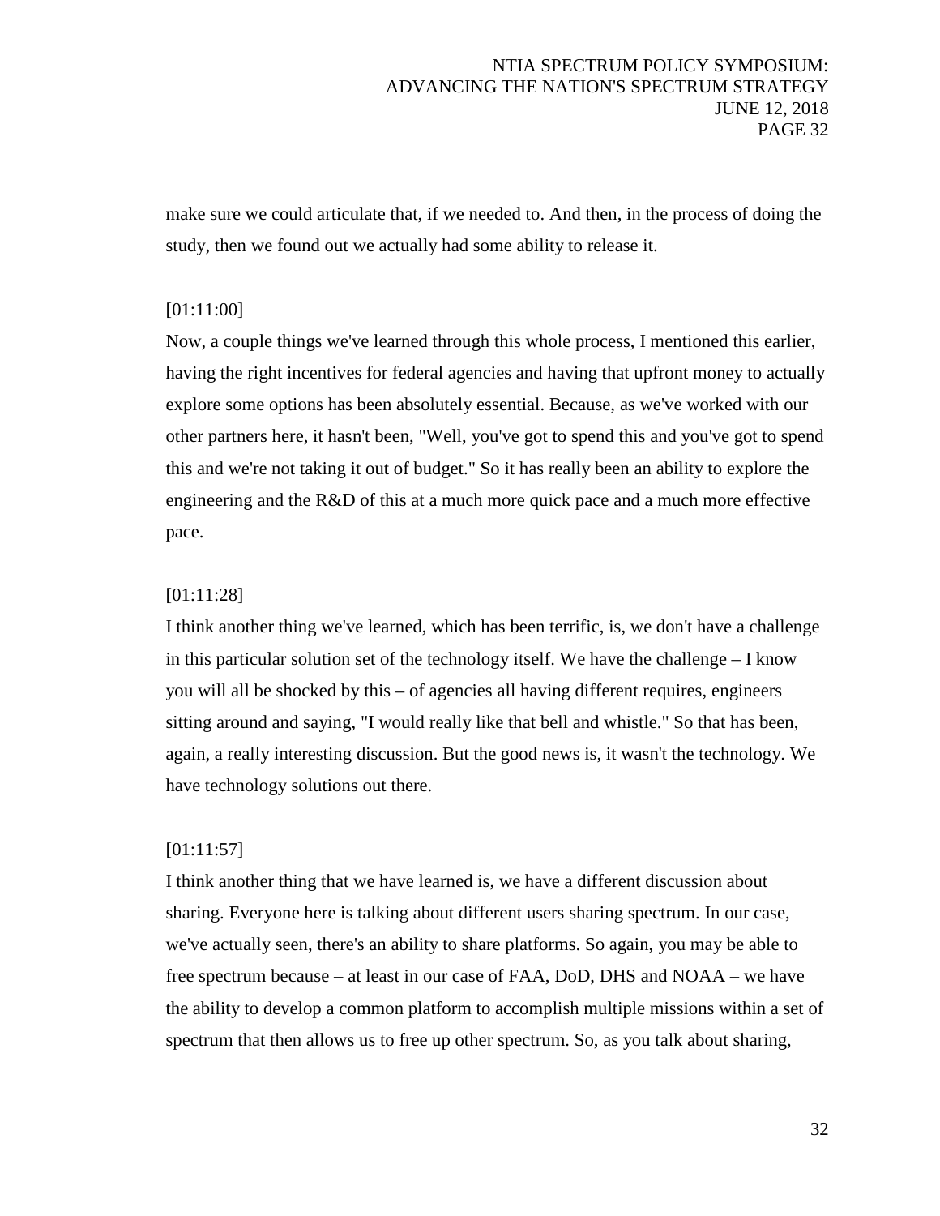make sure we could articulate that, if we needed to. And then, in the process of doing the study, then we found out we actually had some ability to release it.

[01:11:00]

Now, a couple things we've learned through this whole process, I mentioned this earlier, having the right incentives for federal agencies and having that upfront money to actually explore some options has been absolutely essential. Because, as we've worked with our other partners here, it hasn't been, "Well, you've got to spend this and you've got to spend this and we're not taking it out of budget." So it has really been an ability to explore the engineering and the R&D of this at a much more quick pace and a much more effective pace.

[01:11:28]

I think another thing we've learned, which has been terrific, is, we don't have a challenge in this particular solution set of the technology itself. We have the challenge – I know you will all be shocked by this – of agencies all having different requires, engineers sitting around and saying, "I would really like that bell and whistle." So that has been, again, a really interesting discussion. But the good news is, it wasn't the technology. We have technology solutions out there.

[01:11:57]

I think another thing that we have learned is, we have a different discussion about sharing. Everyone here is talking about different users sharing spectrum. In our case, we've actually seen, there's an ability to share platforms. So again, you may be able to free spectrum because – at least in our case of FAA, DoD, DHS and NOAA – we have the ability to develop a common platform to accomplish multiple missions within a set of spectrum that then allows us to free up other spectrum. So, as you talk about sharing,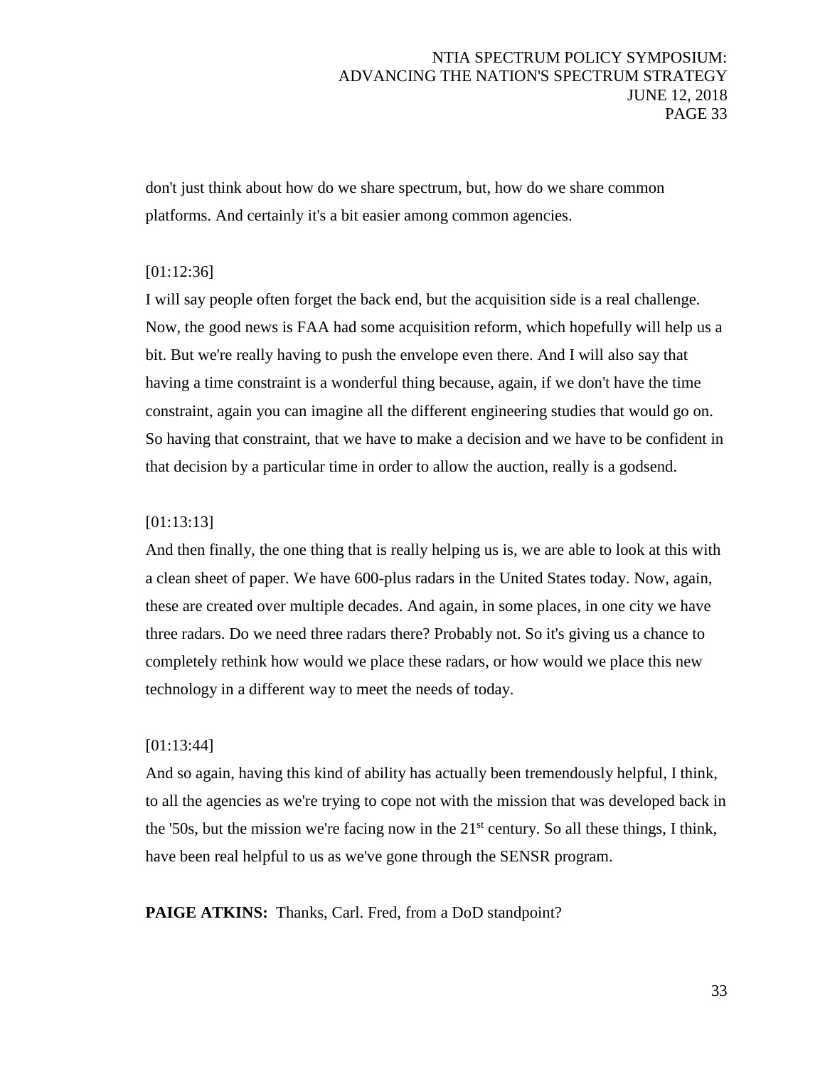don't just think about how do we share spectrum, but, how do we share common platforms. And certainly it's a bit easier among common agencies.

[01:12:36]

I will say people often forget the back end, but the acquisition side is a real challenge. Now, the good news is FAA had some acquisition reform, which hopefully will help us a bit. But we're really having to push the envelope even there. And I will also say that having a time constraint is a wonderful thing because, again, if we don't have the time constraint, again you can imagine all the different engineering studies that would go on. So having that constraint, that we have to make a decision and we have to be confident in that decision by a particular time in order to allow the auction, really is a godsend.

[01:13:13]

And then finally, the one thing that is really helping us is, we are able to look at this with a clean sheet of paper. We have 600-plus radars in the United States today. Now, again, these are created over multiple decades. And again, in some places, in one city we have three radars. Do we need three radars there? Probably not. So it's giving us a chance to completely rethink how would we place these radars, or how would we place this new technology in a different way to meet the needs of today.

[01:13:44]

And so again, having this kind of ability has actually been tremendously helpful, I think, to all the agencies as we're trying to cope not with the mission that was developed back in the '50s, but the mission we're facing now in the 21st century. So all these things, I think, have been real helpful to us as we've gone through the SENSR program.

**PAIGE ATKINS:** Thanks, Carl. Fred, from a DoD standpoint?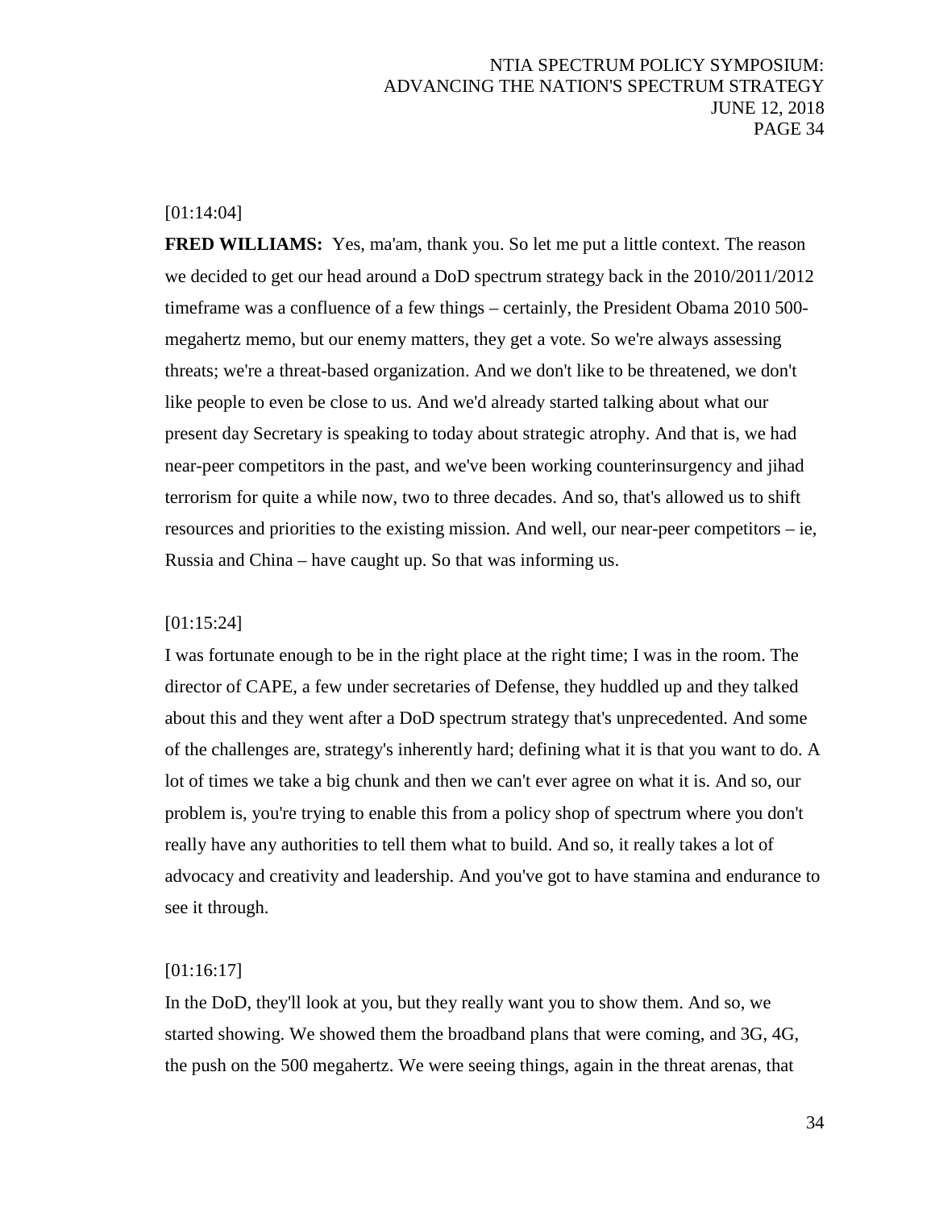[01:14:04]

**FRED WILLIAMS:** Yes, ma'am, thank you. So let me put a little context. The reason we decided to get our head around a DoD spectrum strategy back in the 2010/2011/2012 timeframe was a confluence of a few things – certainly, the President Obama 2010 500-megahertz memo, but our enemy matters, they get a vote. So we're always assessing threats; we're a threat-based organization. And we don't like to be threatened, we don't like people to even be close to us. And we'd already started talking about what our present day Secretary is speaking to today about strategic atrophy. And that is, we had near-peer competitors in the past, and we've been working counterinsurgency and jihad terrorism for quite a while now, two to three decades. And so, that's allowed us to shift resources and priorities to the existing mission. And well, our near-peer competitors – ie, Russia and China – have caught up. So that was informing us.

[01:15:24]

I was fortunate enough to be in the right place at the right time; I was in the room. The director of CAPE, a few under secretaries of Defense, they huddled up and they talked about this and they went after a DoD spectrum strategy that's unprecedented. And some of the challenges are, strategy's inherently hard; defining what it is that you want to do. A lot of times we take a big chunk and then we can't ever agree on what it is. And so, our problem is, you're trying to enable this from a policy shop of spectrum where you don't really have any authorities to tell them what to build. And so, it really takes a lot of advocacy and creativity and leadership. And you've got to have stamina and endurance to see it through.

[01:16:17]

In the DoD, they'll look at you, but they really want you to show them. And so, we started showing. We showed them the broadband plans that were coming, and 3G, 4G, the push on the 500 megahertz. We were seeing things, again in the threat arenas, that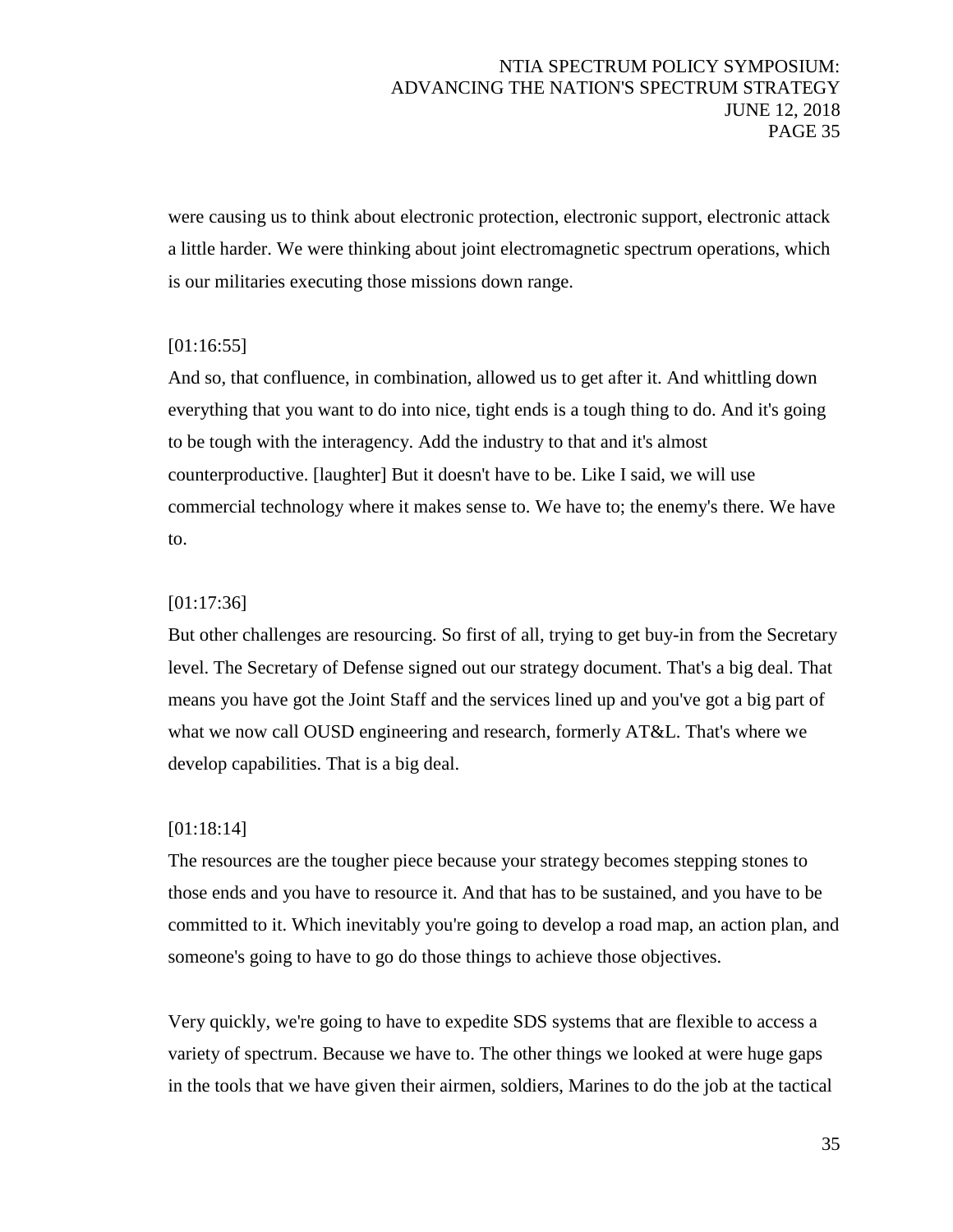were causing us to think about electronic protection, electronic support, electronic attack a little harder. We were thinking about joint electromagnetic spectrum operations, which is our militaries executing those missions down range.

[01:16:55]

And so, that confluence, in combination, allowed us to get after it. And whittling down everything that you want to do into nice, tight ends is a tough thing to do. And it's going to be tough with the interagency. Add the industry to that and it's almost counterproductive. [laughter] But it doesn't have to be. Like I said, we will use commercial technology where it makes sense to. We have to; the enemy's there. We have to.

[01:17:36]

But other challenges are resourcing. So first of all, trying to get buy-in from the Secretary level. The Secretary of Defense signed out our strategy document. That's a big deal. That means you have got the Joint Staff and the services lined up and you've got a big part of what we now call OUSD engineering and research, formerly AT&L. That's where we develop capabilities. That is a big deal.

[01:18:14]

The resources are the tougher piece because your strategy becomes stepping stones to those ends and you have to resource it. And that has to be sustained, and you have to be committed to it. Which inevitably you're going to develop a road map, an action plan, and someone's going to have to go do those things to achieve those objectives.

Very quickly, we're going to have to expedite SDS systems that are flexible to access a variety of spectrum. Because we have to. The other things we looked at were huge gaps in the tools that we have given their airmen, soldiers, Marines to do the job at the tactical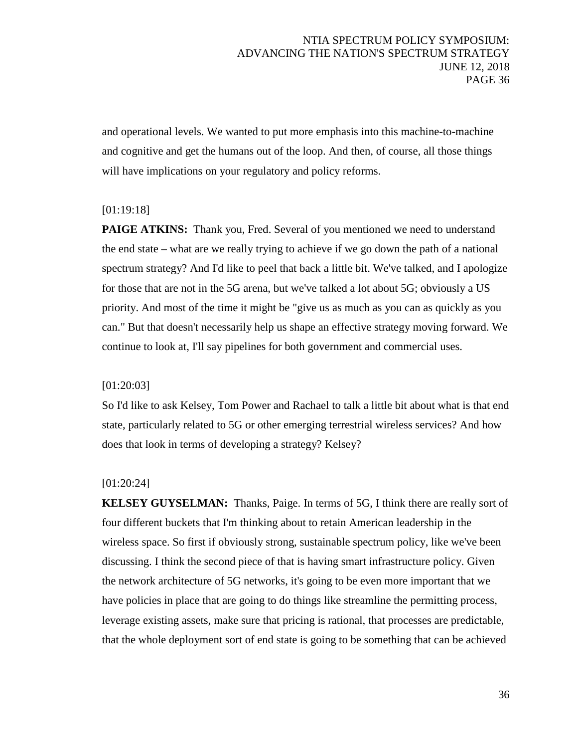and operational levels. We wanted to put more emphasis into this machine-to-machine and cognitive and get the humans out of the loop. And then, of course, all those things will have implications on your regulatory and policy reforms.

[01:19:18]

**PAIGE ATKINS:** Thank you, Fred. Several of you mentioned we need to understand the end state – what are we really trying to achieve if we go down the path of a national spectrum strategy? And I'd like to peel that back a little bit. We've talked, and I apologize for those that are not in the 5G arena, but we've talked a lot about 5G; obviously a US priority. And most of the time it might be "give us as much as you can as quickly as you can." But that doesn't necessarily help us shape an effective strategy moving forward. We continue to look at, I'll say pipelines for both government and commercial uses.

[01:20:03]

So I'd like to ask Kelsey, Tom Power and Rachael to talk a little bit about what is that end state, particularly related to 5G or other emerging terrestrial wireless services? And how does that look in terms of developing a strategy? Kelsey?

[01:20:24]

**KELSEY GUYSELMAN:** Thanks, Paige. In terms of 5G, I think there are really sort of four different buckets that I'm thinking about to retain American leadership in the wireless space. So first if obviously strong, sustainable spectrum policy, like we've been discussing. I think the second piece of that is having smart infrastructure policy. Given the network architecture of 5G networks, it's going to be even more important that we have policies in place that are going to do things like streamline the permitting process, leverage existing assets, make sure that pricing is rational, that processes are predictable, that the whole deployment sort of end state is going to be something that can be achieved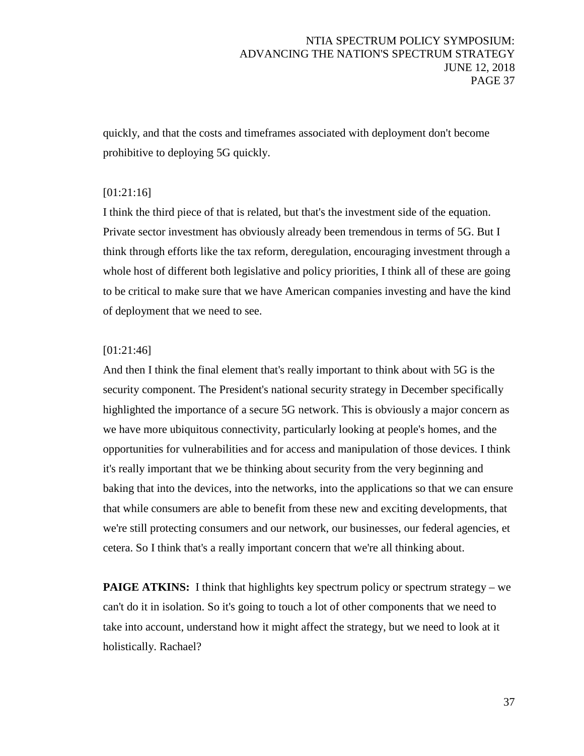quickly, and that the costs and timeframes associated with deployment don't become prohibitive to deploying 5G quickly.

[01:21:16]
I think the third piece of that is related, but that's the investment side of the equation. Private sector investment has obviously already been tremendous in terms of 5G. But I think through efforts like the tax reform, deregulation, encouraging investment through a whole host of different both legislative and policy priorities, I think all of these are going to be critical to make sure that we have American companies investing and have the kind of deployment that we need to see.

[01:21:46]
And then I think the final element that's really important to think about with 5G is the security component. The President's national security strategy in December specifically highlighted the importance of a secure 5G network. This is obviously a major concern as we have more ubiquitous connectivity, particularly looking at people's homes, and the opportunities for vulnerabilities and for access and manipulation of those devices. I think it's really important that we be thinking about security from the very beginning and baking that into the devices, into the networks, into the applications so that we can ensure that while consumers are able to benefit from these new and exciting developments, that we're still protecting consumers and our network, our businesses, our federal agencies, et cetera. So I think that's a really important concern that we're all thinking about.

**PAIGE ATKINS:** I think that highlights key spectrum policy or spectrum strategy – we can't do it in isolation. So it's going to touch a lot of other components that we need to take into account, understand how it might affect the strategy, but we need to look at it holistically. Rachael?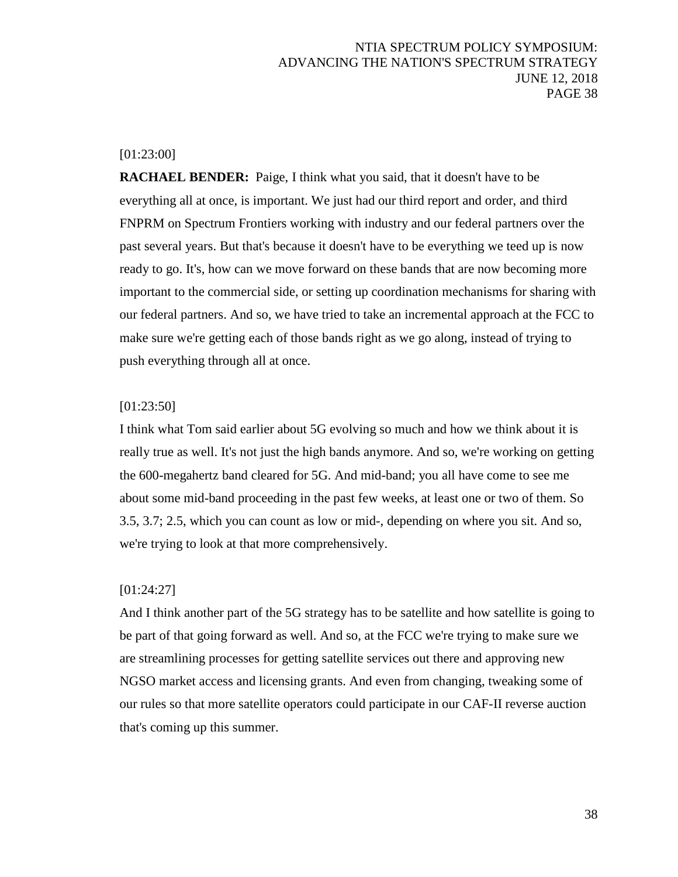[01:23:00]

**RACHAEL BENDER:** Paige, I think what you said, that it doesn't have to be everything all at once, is important. We just had our third report and order, and third FNPRM on Spectrum Frontiers working with industry and our federal partners over the past several years. But that's because it doesn't have to be everything we teed up is now ready to go. It's, how can we move forward on these bands that are now becoming more important to the commercial side, or setting up coordination mechanisms for sharing with our federal partners. And so, we have tried to take an incremental approach at the FCC to make sure we're getting each of those bands right as we go along, instead of trying to push everything through all at once.

[01:23:50]

I think what Tom said earlier about 5G evolving so much and how we think about it is really true as well. It's not just the high bands anymore. And so, we're working on getting the 600-megahertz band cleared for 5G. And mid-band; you all have come to see me about some mid-band proceeding in the past few weeks, at least one or two of them. So 3.5, 3.7; 2.5, which you can count as low or mid-, depending on where you sit. And so, we're trying to look at that more comprehensively.

[01:24:27]

And I think another part of the 5G strategy has to be satellite and how satellite is going to be part of that going forward as well. And so, at the FCC we're trying to make sure we are streamlining processes for getting satellite services out there and approving new NGSO market access and licensing grants. And even from changing, tweaking some of our rules so that more satellite operators could participate in our CAF-II reverse auction that's coming up this summer.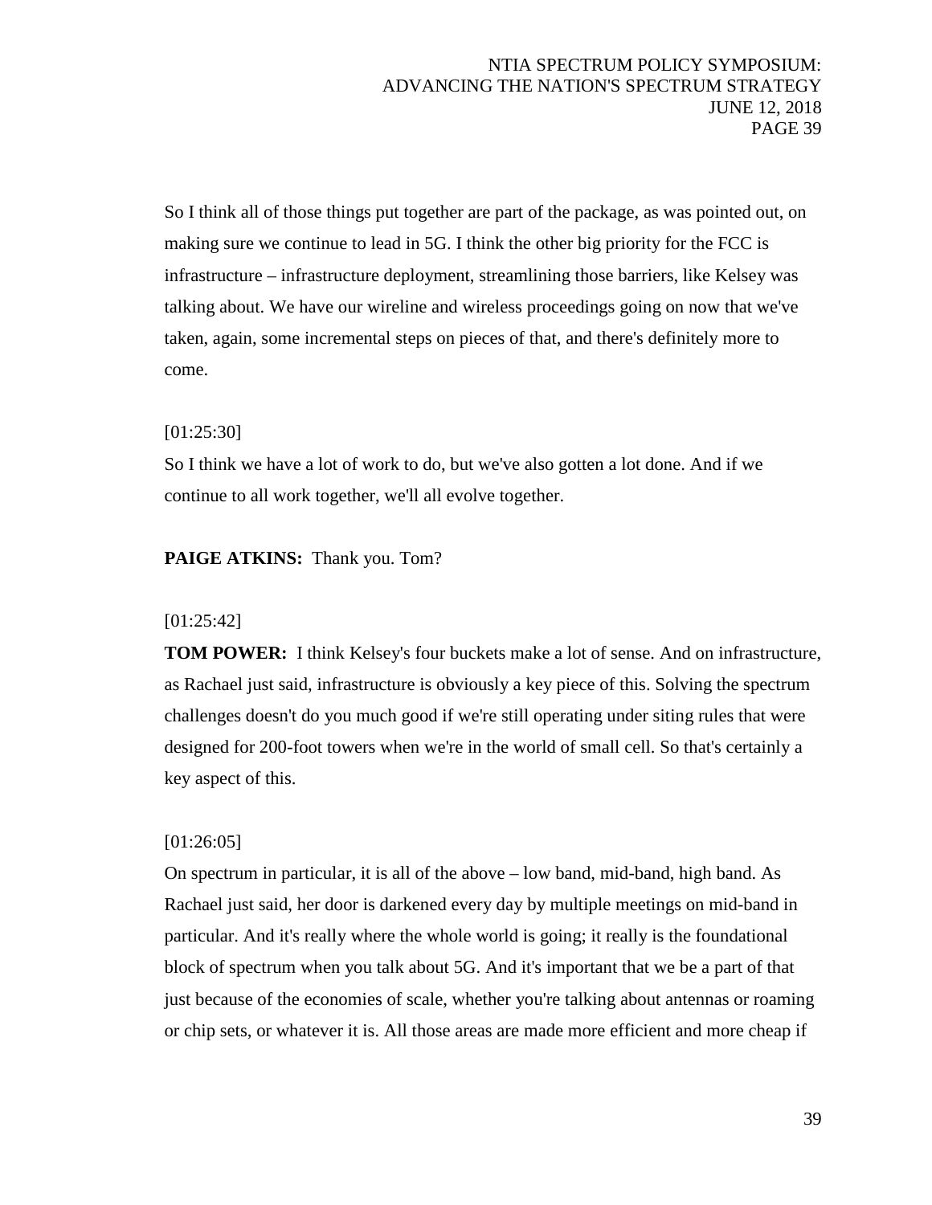So I think all of those things put together are part of the package, as was pointed out, on making sure we continue to lead in 5G. I think the other big priority for the FCC is infrastructure – infrastructure deployment, streamlining those barriers, like Kelsey was talking about. We have our wireline and wireless proceedings going on now that we've taken, again, some incremental steps on pieces of that, and there's definitely more to come.

[01:25:30]

So I think we have a lot of work to do, but we've also gotten a lot done. And if we continue to all work together, we'll all evolve together.

**PAIGE ATKINS:** Thank you. Tom?

[01:25:42]

**TOM POWER:** I think Kelsey's four buckets make a lot of sense. And on infrastructure, as Rachael just said, infrastructure is obviously a key piece of this. Solving the spectrum challenges doesn't do you much good if we're still operating under siting rules that were designed for 200-foot towers when we're in the world of small cell. So that's certainly a key aspect of this.

[01:26:05]

On spectrum in particular, it is all of the above – low band, mid-band, high band. As Rachael just said, her door is darkened every day by multiple meetings on mid-band in particular. And it's really where the whole world is going; it really is the foundational block of spectrum when you talk about 5G. And it's important that we be a part of that just because of the economies of scale, whether you're talking about antennas or roaming or chip sets, or whatever it is. All those areas are made more efficient and more cheap if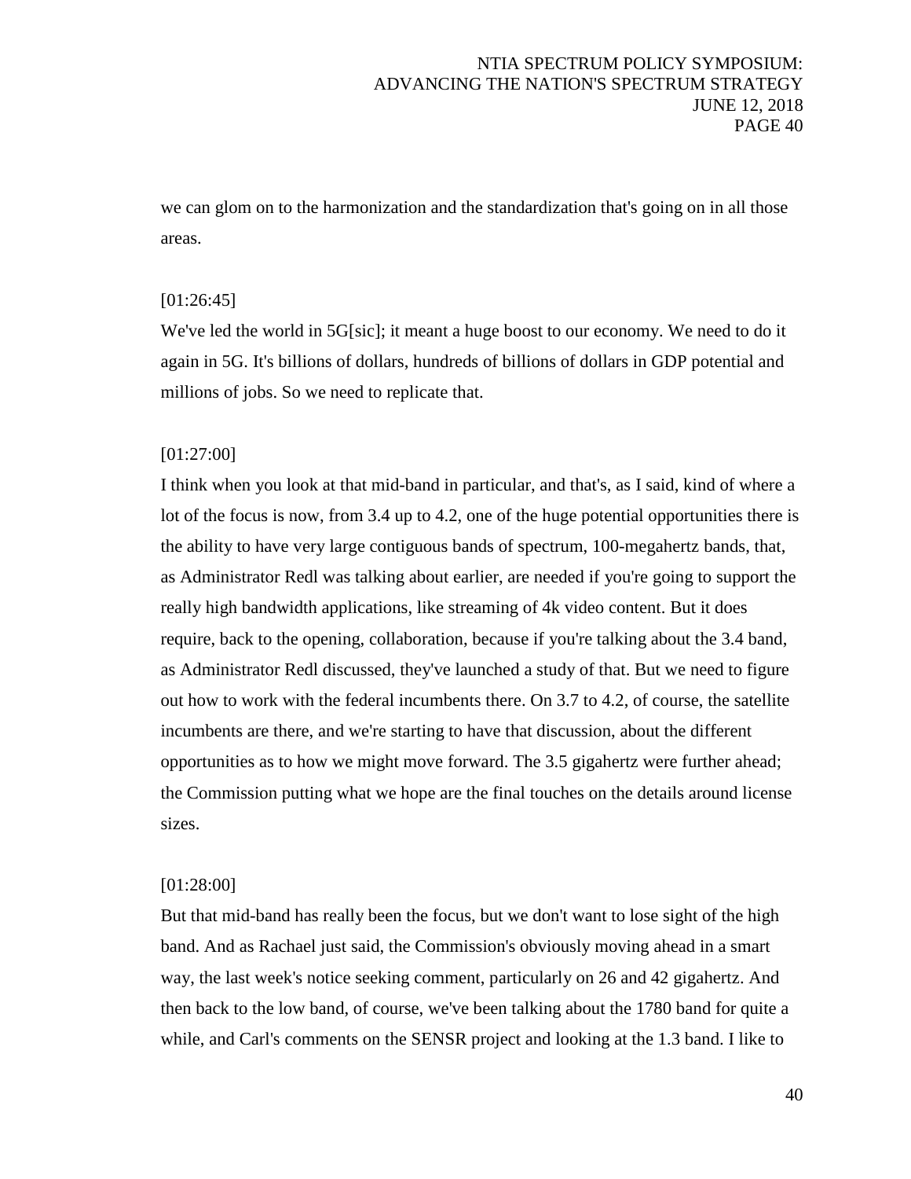we can glom on to the harmonization and the standardization that's going on in all those areas.

[01:26:45]

We've led the world in 5G[sic]; it meant a huge boost to our economy. We need to do it again in 5G. It's billions of dollars, hundreds of billions of dollars in GDP potential and millions of jobs. So we need to replicate that.

[01:27:00]

I think when you look at that mid-band in particular, and that's, as I said, kind of where a lot of the focus is now, from 3.4 up to 4.2, one of the huge potential opportunities there is the ability to have very large contiguous bands of spectrum, 100-megahertz bands, that, as Administrator Redl was talking about earlier, are needed if you're going to support the really high bandwidth applications, like streaming of 4k video content. But it does require, back to the opening, collaboration, because if you're talking about the 3.4 band, as Administrator Redl discussed, they've launched a study of that. But we need to figure out how to work with the federal incumbents there. On 3.7 to 4.2, of course, the satellite incumbents are there, and we're starting to have that discussion, about the different opportunities as to how we might move forward. The 3.5 gigahertz were further ahead; the Commission putting what we hope are the final touches on the details around license sizes.

[01:28:00]

But that mid-band has really been the focus, but we don't want to lose sight of the high band. And as Rachael just said, the Commission's obviously moving ahead in a smart way, the last week's notice seeking comment, particularly on 26 and 42 gigahertz. And then back to the low band, of course, we've been talking about the 1780 band for quite a while, and Carl's comments on the SENSR project and looking at the 1.3 band. I like to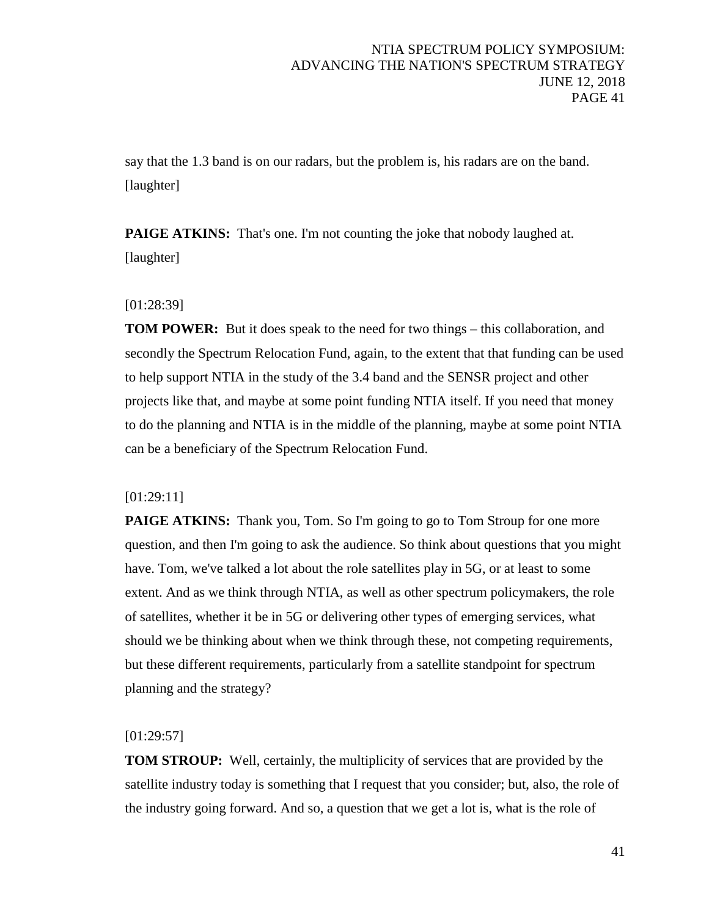say that the 1.3 band is on our radars, but the problem is, his radars are on the band. [laughter]

**PAIGE ATKINS:** That's one. I'm not counting the joke that nobody laughed at. [laughter]

[01:28:39]

**TOM POWER:** But it does speak to the need for two things – this collaboration, and secondly the Spectrum Relocation Fund, again, to the extent that that funding can be used to help support NTIA in the study of the 3.4 band and the SENSR project and other projects like that, and maybe at some point funding NTIA itself. If you need that money to do the planning and NTIA is in the middle of the planning, maybe at some point NTIA can be a beneficiary of the Spectrum Relocation Fund.

[01:29:11]

**PAIGE ATKINS:** Thank you, Tom. So I'm going to go to Tom Stroup for one more question, and then I'm going to ask the audience. So think about questions that you might have. Tom, we've talked a lot about the role satellites play in 5G, or at least to some extent. And as we think through NTIA, as well as other spectrum policymakers, the role of satellites, whether it be in 5G or delivering other types of emerging services, what should we be thinking about when we think through these, not competing requirements, but these different requirements, particularly from a satellite standpoint for spectrum planning and the strategy?

[01:29:57]

**TOM STROUP:** Well, certainly, the multiplicity of services that are provided by the satellite industry today is something that I request that you consider; but, also, the role of the industry going forward. And so, a question that we get a lot is, what is the role of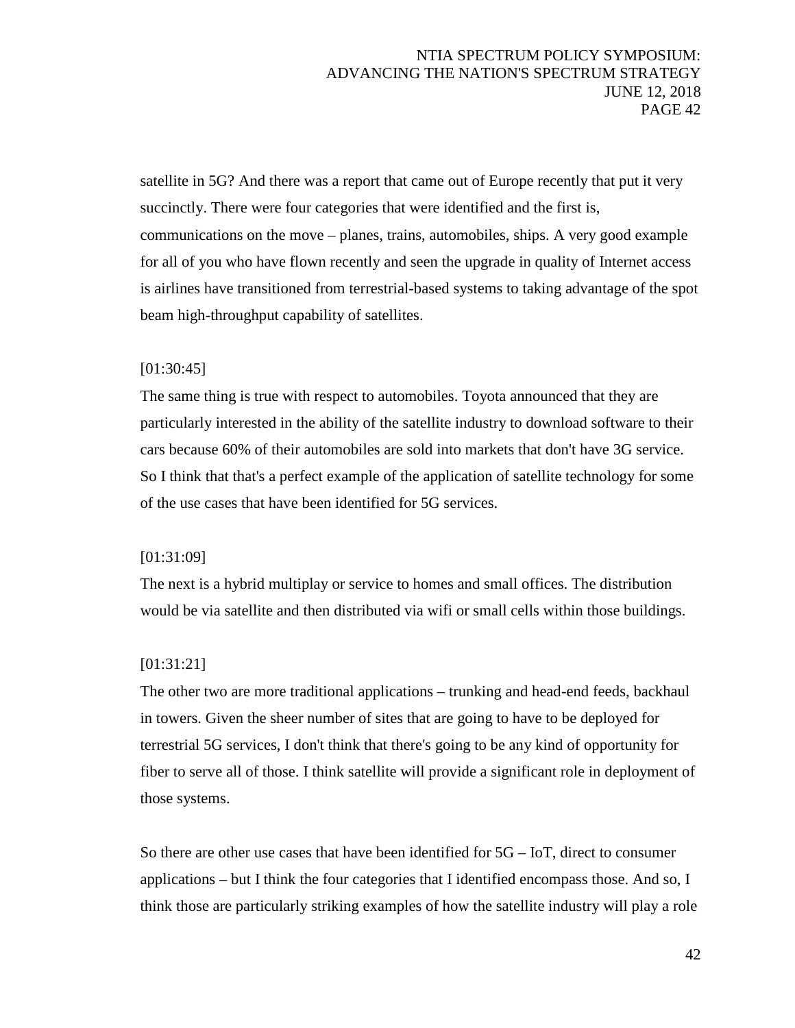satellite in 5G? And there was a report that came out of Europe recently that put it very succinctly. There were four categories that were identified and the first is, communications on the move – planes, trains, automobiles, ships. A very good example for all of you who have flown recently and seen the upgrade in quality of Internet access is airlines have transitioned from terrestrial-based systems to taking advantage of the spot beam high-throughput capability of satellites.

[01:30:45]

The same thing is true with respect to automobiles. Toyota announced that they are particularly interested in the ability of the satellite industry to download software to their cars because 60% of their automobiles are sold into markets that don't have 3G service. So I think that that's a perfect example of the application of satellite technology for some of the use cases that have been identified for 5G services.

[01:31:09]

The next is a hybrid multiplay or service to homes and small offices. The distribution would be via satellite and then distributed via wifi or small cells within those buildings.

[01:31:21]

The other two are more traditional applications – trunking and head-end feeds, backhaul in towers. Given the sheer number of sites that are going to have to be deployed for terrestrial 5G services, I don't think that there's going to be any kind of opportunity for fiber to serve all of those. I think satellite will provide a significant role in deployment of those systems.

So there are other use cases that have been identified for 5G – IoT, direct to consumer applications – but I think the four categories that I identified encompass those. And so, I think those are particularly striking examples of how the satellite industry will play a role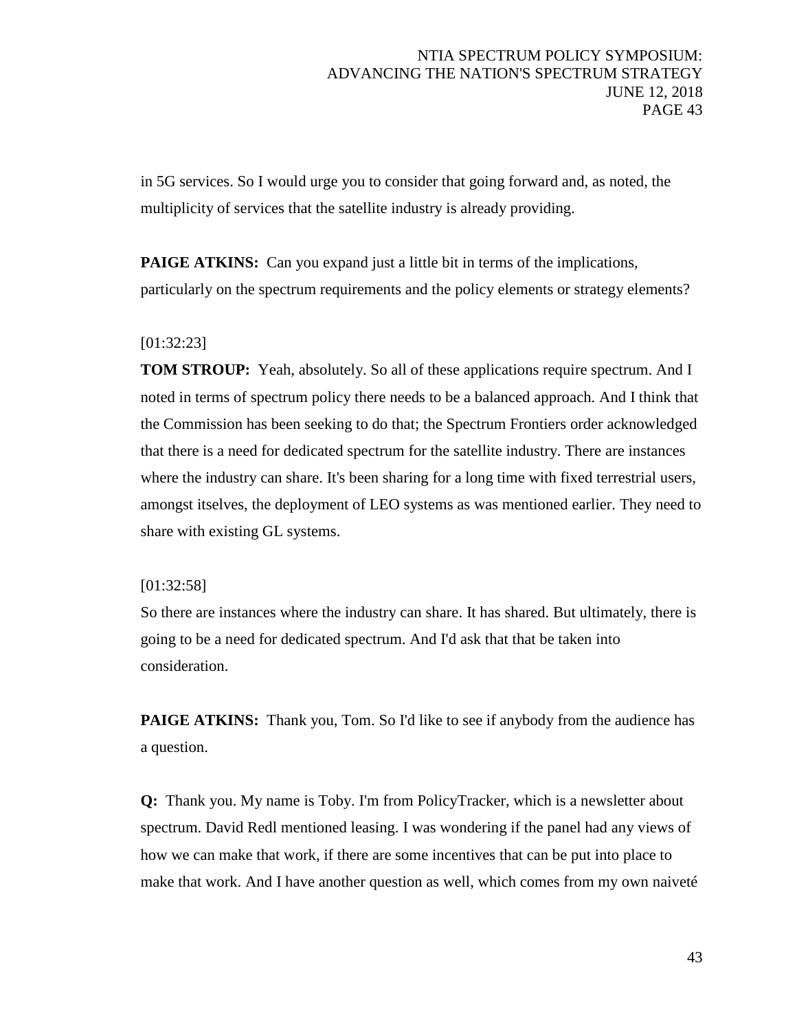in 5G services. So I would urge you to consider that going forward and, as noted, the multiplicity of services that the satellite industry is already providing.

**PAIGE ATKINS:** Can you expand just a little bit in terms of the implications, particularly on the spectrum requirements and the policy elements or strategy elements?

[01:32:23]

**TOM STROUP:** Yeah, absolutely. So all of these applications require spectrum. And I noted in terms of spectrum policy there needs to be a balanced approach. And I think that the Commission has been seeking to do that; the Spectrum Frontiers order acknowledged that there is a need for dedicated spectrum for the satellite industry. There are instances where the industry can share. It's been sharing for a long time with fixed terrestrial users, amongst itselves, the deployment of LEO systems as was mentioned earlier. They need to share with existing GL systems.

[01:32:58]

So there are instances where the industry can share. It has shared. But ultimately, there is going to be a need for dedicated spectrum. And I'd ask that that be taken into consideration.

**PAIGE ATKINS:** Thank you, Tom. So I'd like to see if anybody from the audience has a question.

**Q:** Thank you. My name is Toby. I'm from PolicyTracker, which is a newsletter about spectrum. David Redl mentioned leasing. I was wondering if the panel had any views of how we can make that work, if there are some incentives that can be put into place to make that work. And I have another question as well, which comes from my own naiveté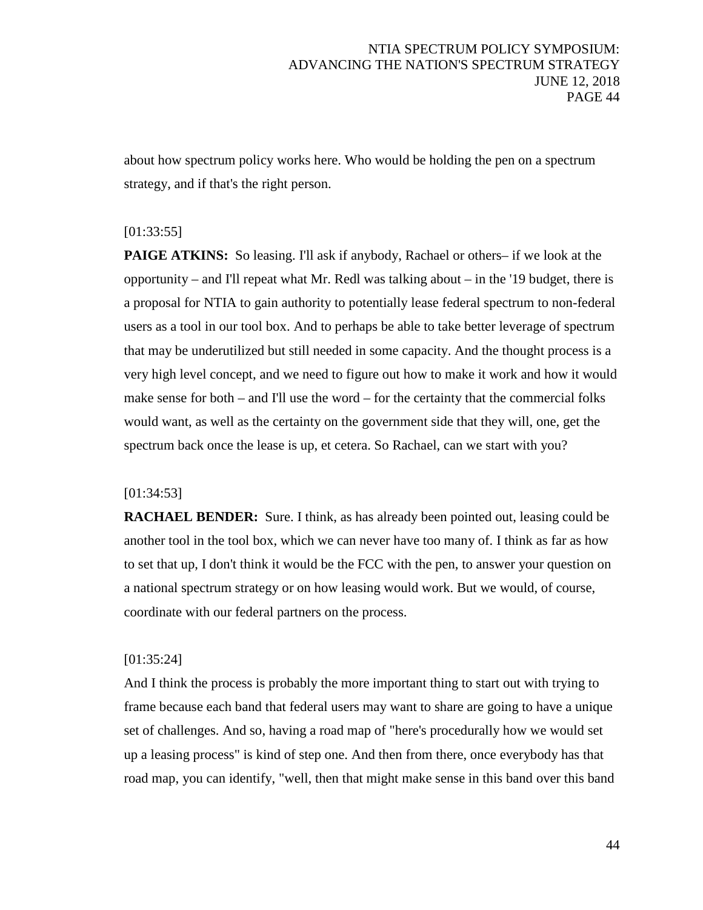about how spectrum policy works here. Who would be holding the pen on a spectrum strategy, and if that's the right person.

[01:33:55]

**PAIGE ATKINS:** So leasing. I'll ask if anybody, Rachael or others– if we look at the opportunity – and I'll repeat what Mr. Redl was talking about – in the '19 budget, there is a proposal for NTIA to gain authority to potentially lease federal spectrum to non-federal users as a tool in our tool box. And to perhaps be able to take better leverage of spectrum that may be underutilized but still needed in some capacity. And the thought process is a very high level concept, and we need to figure out how to make it work and how it would make sense for both – and I'll use the word – for the certainty that the commercial folks would want, as well as the certainty on the government side that they will, one, get the spectrum back once the lease is up, et cetera. So Rachael, can we start with you?

[01:34:53]

**RACHAEL BENDER:** Sure. I think, as has already been pointed out, leasing could be another tool in the tool box, which we can never have too many of. I think as far as how to set that up, I don't think it would be the FCC with the pen, to answer your question on a national spectrum strategy or on how leasing would work. But we would, of course, coordinate with our federal partners on the process.

[01:35:24]

And I think the process is probably the more important thing to start out with trying to frame because each band that federal users may want to share are going to have a unique set of challenges. And so, having a road map of "here's procedurally how we would set up a leasing process" is kind of step one. And then from there, once everybody has that road map, you can identify, "well, then that might make sense in this band over this band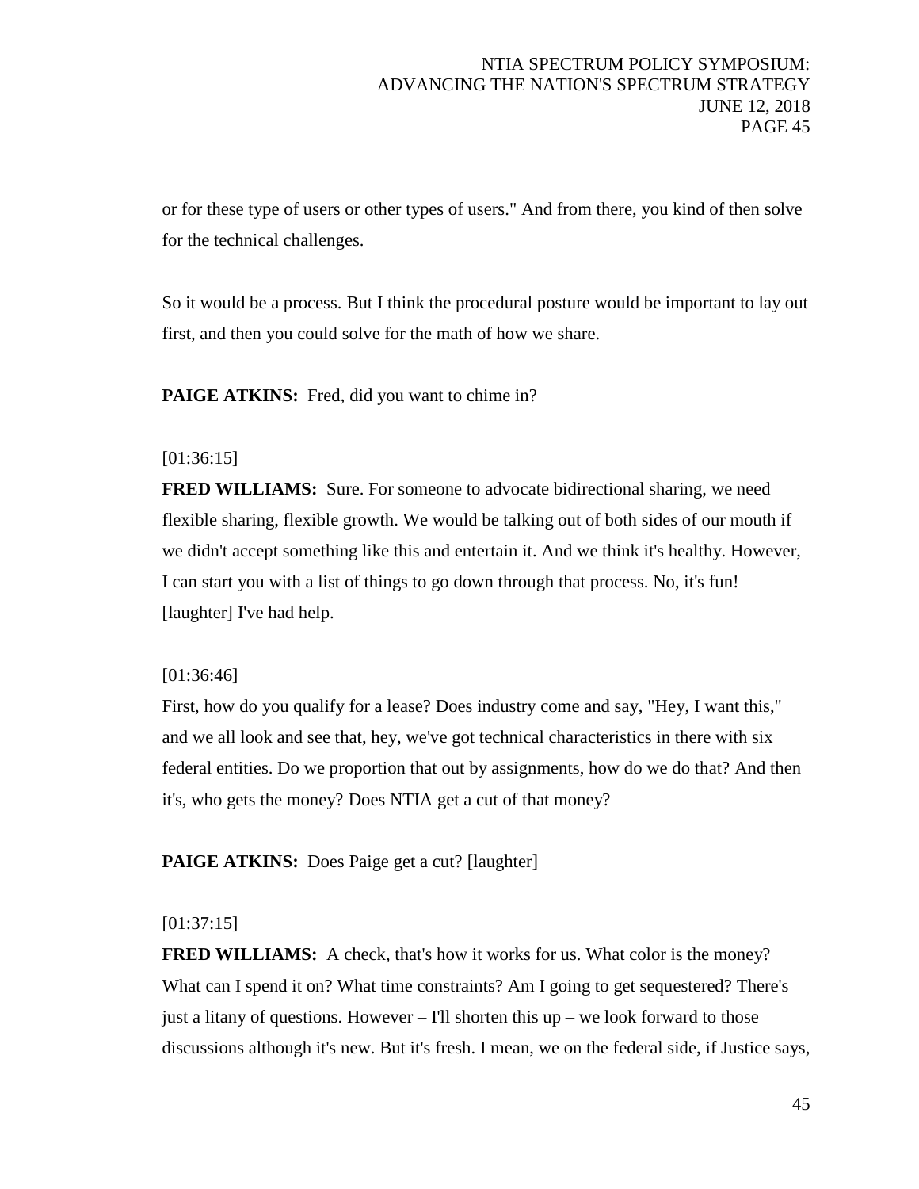or for these type of users or other types of users." And from there, you kind of then solve for the technical challenges.

So it would be a process. But I think the procedural posture would be important to lay out first, and then you could solve for the math of how we share.

**PAIGE ATKINS:** Fred, did you want to chime in?

[01:36:15]

**FRED WILLIAMS:** Sure. For someone to advocate bidirectional sharing, we need flexible sharing, flexible growth. We would be talking out of both sides of our mouth if we didn't accept something like this and entertain it. And we think it's healthy. However, I can start you with a list of things to go down through that process. No, it's fun! [laughter] I've had help.

[01:36:46]

First, how do you qualify for a lease? Does industry come and say, "Hey, I want this," and we all look and see that, hey, we've got technical characteristics in there with six federal entities. Do we proportion that out by assignments, how do we do that? And then it's, who gets the money? Does NTIA get a cut of that money?

**PAIGE ATKINS:** Does Paige get a cut? [laughter]

[01:37:15]

**FRED WILLIAMS:** A check, that's how it works for us. What color is the money? What can I spend it on? What time constraints? Am I going to get sequestered? There's just a litany of questions. However – I'll shorten this up – we look forward to those discussions although it's new. But it's fresh. I mean, we on the federal side, if Justice says,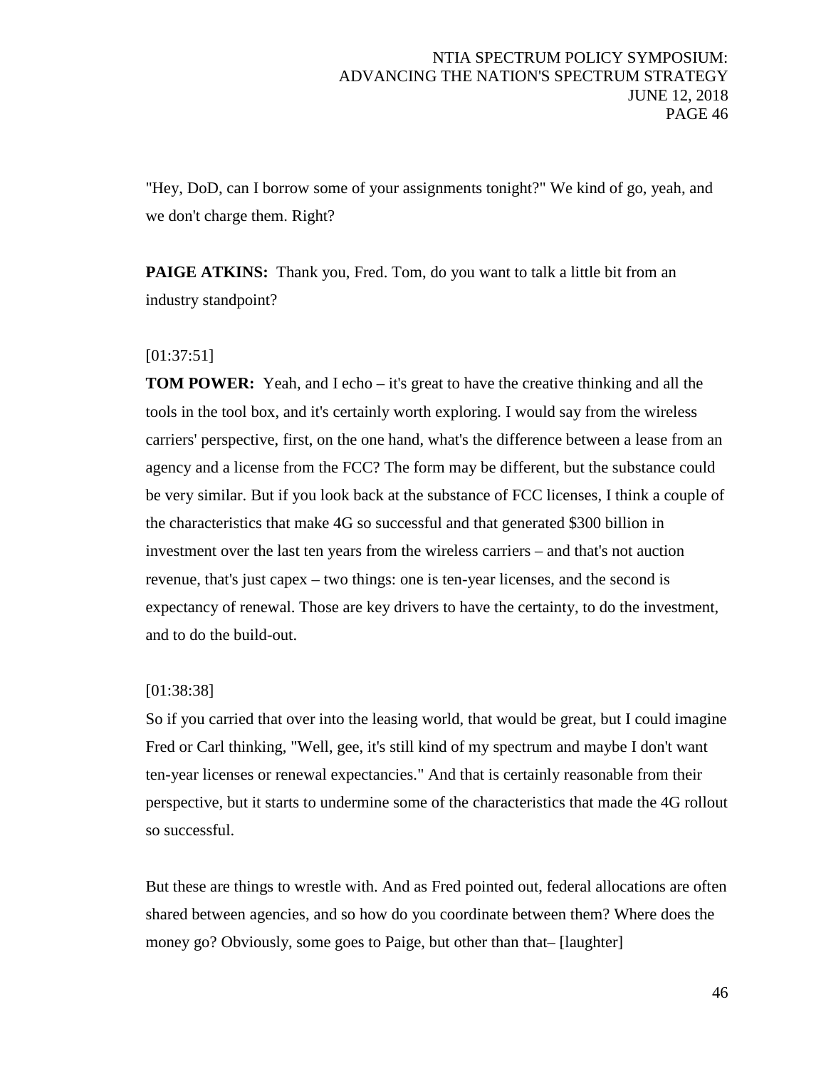"Hey, DoD, can I borrow some of your assignments tonight?" We kind of go, yeah, and we don't charge them. Right?

**PAIGE ATKINS:** Thank you, Fred. Tom, do you want to talk a little bit from an industry standpoint?

[01:37:51]

**TOM POWER:** Yeah, and I echo – it's great to have the creative thinking and all the tools in the tool box, and it's certainly worth exploring. I would say from the wireless carriers' perspective, first, on the one hand, what's the difference between a lease from an agency and a license from the FCC? The form may be different, but the substance could be very similar. But if you look back at the substance of FCC licenses, I think a couple of the characteristics that make 4G so successful and that generated $300 billion in investment over the last ten years from the wireless carriers – and that's not auction revenue, that's just capex – two things: one is ten-year licenses, and the second is expectancy of renewal. Those are key drivers to have the certainty, to do the investment, and to do the build-out.

[01:38:38]

So if you carried that over into the leasing world, that would be great, but I could imagine Fred or Carl thinking, "Well, gee, it's still kind of my spectrum and maybe I don't want ten-year licenses or renewal expectancies." And that is certainly reasonable from their perspective, but it starts to undermine some of the characteristics that made the 4G rollout so successful.

But these are things to wrestle with. And as Fred pointed out, federal allocations are often shared between agencies, and so how do you coordinate between them? Where does the money go? Obviously, some goes to Paige, but other than that– [laughter]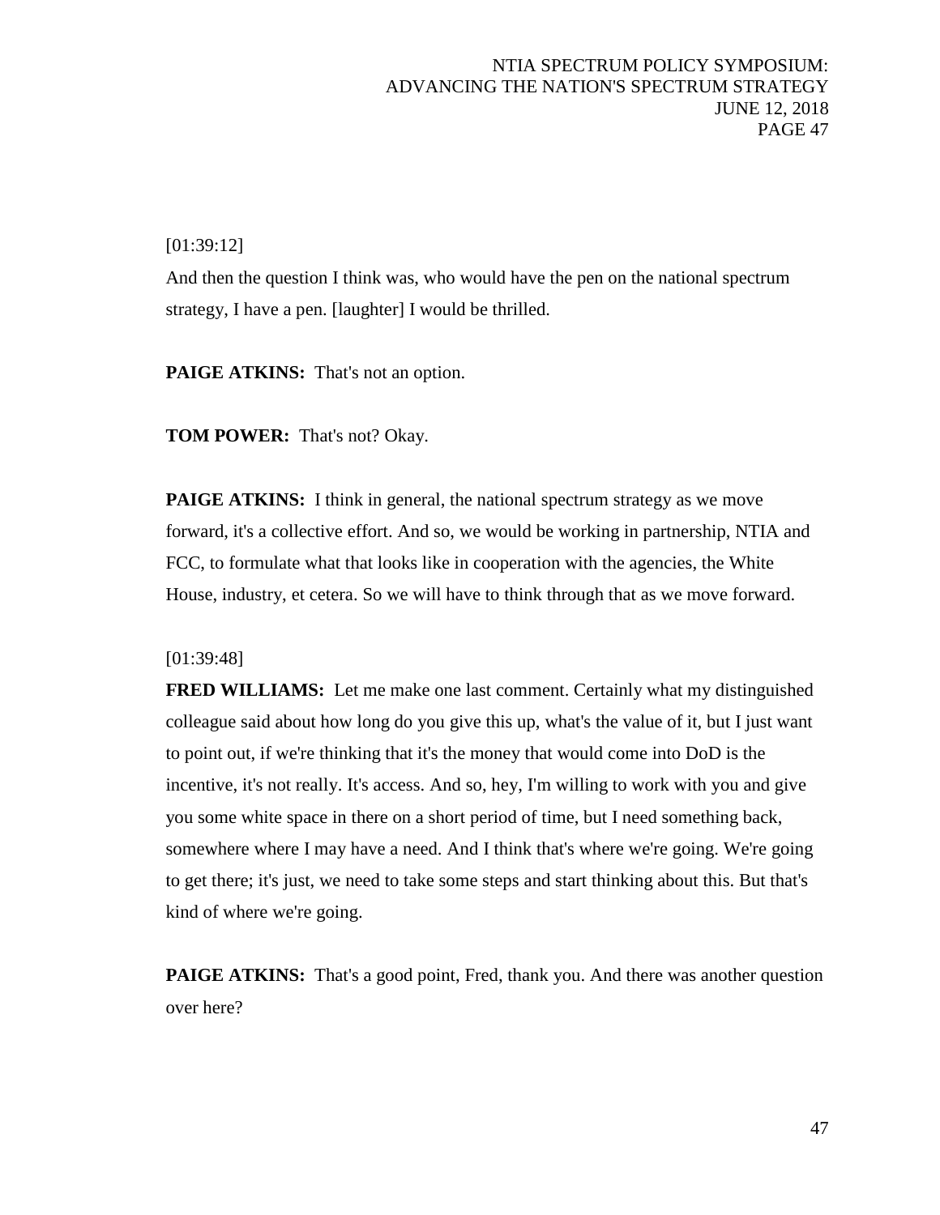[01:39:12]

And then the question I think was, who would have the pen on the national spectrum strategy, I have a pen. [laughter] I would be thrilled.

**PAIGE ATKINS:** That's not an option.

**TOM POWER:** That's not? Okay.

**PAIGE ATKINS:** I think in general, the national spectrum strategy as we move forward, it's a collective effort. And so, we would be working in partnership, NTIA and FCC, to formulate what that looks like in cooperation with the agencies, the White House, industry, et cetera. So we will have to think through that as we move forward.

[01:39:48]

**FRED WILLIAMS:** Let me make one last comment. Certainly what my distinguished colleague said about how long do you give this up, what's the value of it, but I just want to point out, if we're thinking that it's the money that would come into DoD is the incentive, it's not really. It's access. And so, hey, I'm willing to work with you and give you some white space in there on a short period of time, but I need something back, somewhere where I may have a need. And I think that's where we're going. We're going to get there; it's just, we need to take some steps and start thinking about this. But that's kind of where we're going.

**PAIGE ATKINS:** That's a good point, Fred, thank you. And there was another question over here?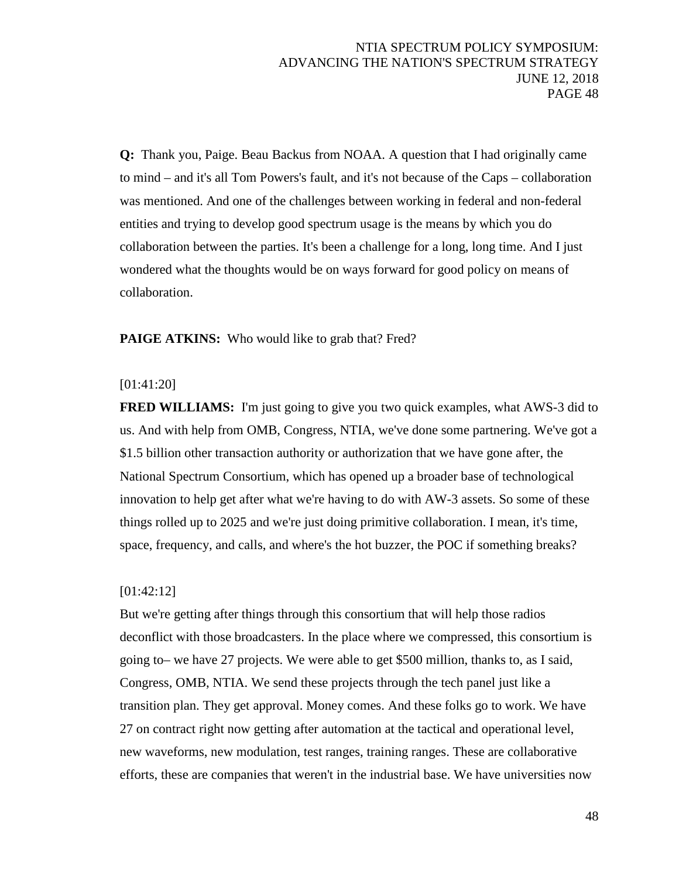**Q:** Thank you, Paige. Beau Backus from NOAA. A question that I had originally came to mind – and it's all Tom Powers's fault, and it's not because of the Caps – collaboration was mentioned. And one of the challenges between working in federal and non-federal entities and trying to develop good spectrum usage is the means by which you do collaboration between the parties. It's been a challenge for a long, long time. And I just wondered what the thoughts would be on ways forward for good policy on means of collaboration.

**PAIGE ATKINS:** Who would like to grab that? Fred?

[01:41:20]

**FRED WILLIAMS:** I'm just going to give you two quick examples, what AWS-3 did to us. And with help from OMB, Congress, NTIA, we've done some partnering. We've got a $1.5 billion other transaction authority or authorization that we have gone after, the National Spectrum Consortium, which has opened up a broader base of technological innovation to help get after what we're having to do with AW-3 assets. So some of these things rolled up to 2025 and we're just doing primitive collaboration. I mean, it's time, space, frequency, and calls, and where's the hot buzzer, the POC if something breaks?

[01:42:12]

But we're getting after things through this consortium that will help those radios deconflict with those broadcasters. In the place where we compressed, this consortium is going to– we have 27 projects. We were able to get $500 million, thanks to, as I said, Congress, OMB, NTIA. We send these projects through the tech panel just like a transition plan. They get approval. Money comes. And these folks go to work. We have 27 on contract right now getting after automation at the tactical and operational level, new waveforms, new modulation, test ranges, training ranges. These are collaborative efforts, these are companies that weren't in the industrial base. We have universities now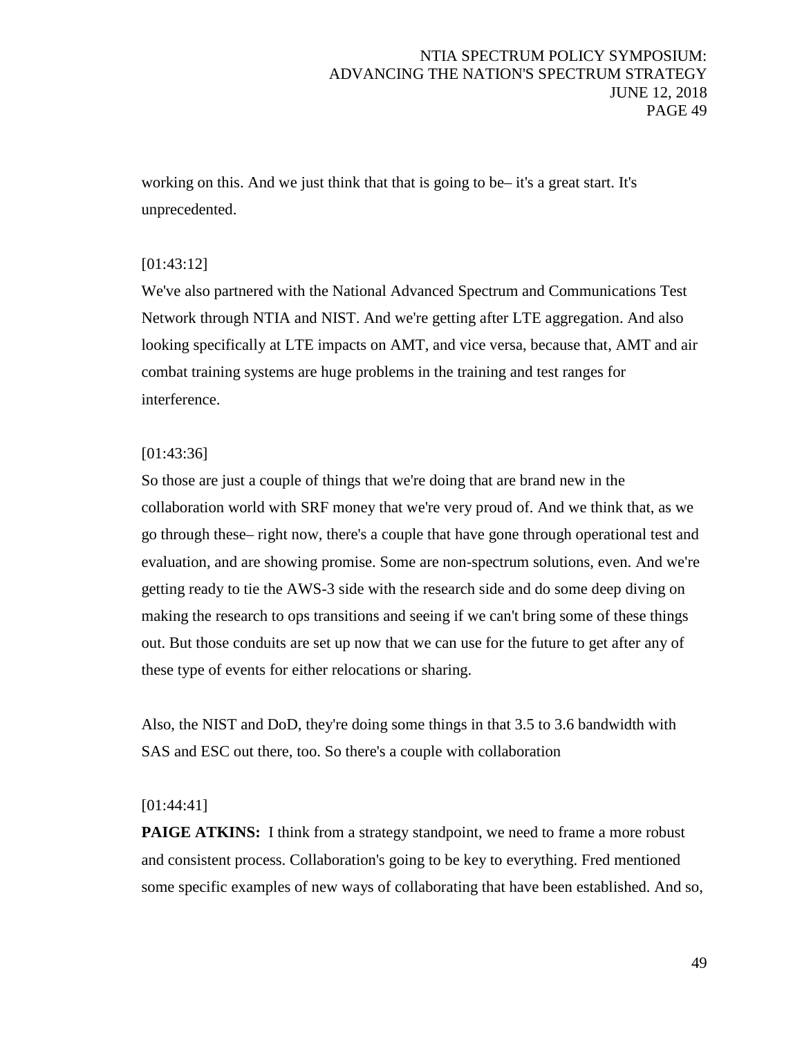working on this. And we just think that that is going to be– it's a great start. It's unprecedented.

[01:43:12]

We've also partnered with the National Advanced Spectrum and Communications Test Network through NTIA and NIST. And we're getting after LTE aggregation. And also looking specifically at LTE impacts on AMT, and vice versa, because that, AMT and air combat training systems are huge problems in the training and test ranges for interference.

[01:43:36]

So those are just a couple of things that we're doing that are brand new in the collaboration world with SRF money that we're very proud of. And we think that, as we go through these– right now, there's a couple that have gone through operational test and evaluation, and are showing promise. Some are non-spectrum solutions, even. And we're getting ready to tie the AWS-3 side with the research side and do some deep diving on making the research to ops transitions and seeing if we can't bring some of these things out. But those conduits are set up now that we can use for the future to get after any of these type of events for either relocations or sharing.

Also, the NIST and DoD, they're doing some things in that 3.5 to 3.6 bandwidth with SAS and ESC out there, too. So there's a couple with collaboration

[01:44:41]

**PAIGE ATKINS:** I think from a strategy standpoint, we need to frame a more robust and consistent process. Collaboration's going to be key to everything. Fred mentioned some specific examples of new ways of collaborating that have been established. And so,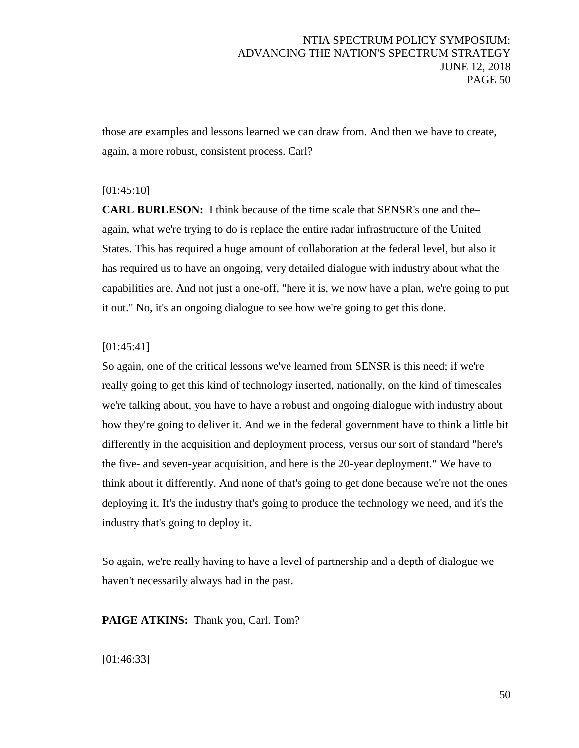those are examples and lessons learned we can draw from. And then we have to create, again, a more robust, consistent process. Carl?

[01:45:10]

**CARL BURLESON:** I think because of the time scale that SENSR's one and the– again, what we're trying to do is replace the entire radar infrastructure of the United States. This has required a huge amount of collaboration at the federal level, but also it has required us to have an ongoing, very detailed dialogue with industry about what the capabilities are. And not just a one-off, "here it is, we now have a plan, we're going to put it out." No, it's an ongoing dialogue to see how we're going to get this done.

[01:45:41]

So again, one of the critical lessons we've learned from SENSR is this need; if we're really going to get this kind of technology inserted, nationally, on the kind of timescales we're talking about, you have to have a robust and ongoing dialogue with industry about how they're going to deliver it. And we in the federal government have to think a little bit differently in the acquisition and deployment process, versus our sort of standard "here's the five- and seven-year acquisition, and here is the 20-year deployment." We have to think about it differently. And none of that's going to get done because we're not the ones deploying it. It's the industry that's going to produce the technology we need, and it's the industry that's going to deploy it.

So again, we're really having to have a level of partnership and a depth of dialogue we haven't necessarily always had in the past.

**PAIGE ATKINS:** Thank you, Carl. Tom?

[01:46:33]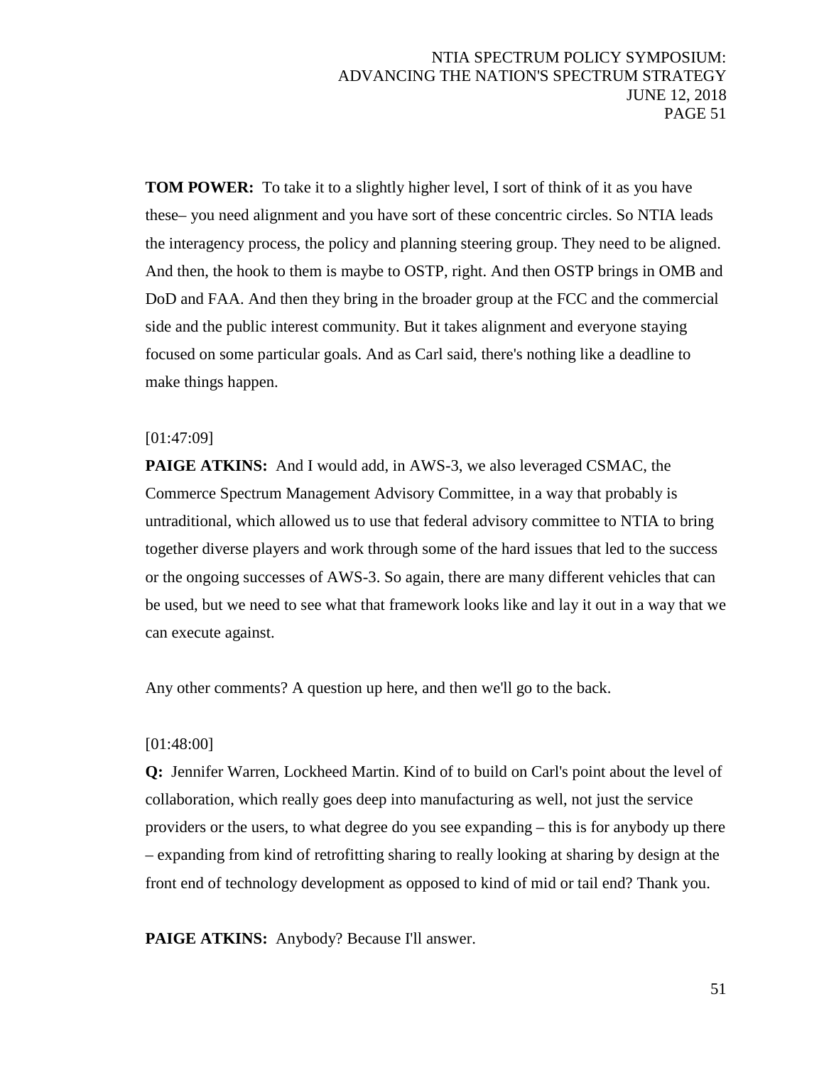**TOM POWER:** To take it to a slightly higher level, I sort of think of it as you have these– you need alignment and you have sort of these concentric circles. So NTIA leads the interagency process, the policy and planning steering group. They need to be aligned. And then, the hook to them is maybe to OSTP, right. And then OSTP brings in OMB and DoD and FAA. And then they bring in the broader group at the FCC and the commercial side and the public interest community. But it takes alignment and everyone staying focused on some particular goals. And as Carl said, there's nothing like a deadline to make things happen.

[01:47:09]

**PAIGE ATKINS:** And I would add, in AWS-3, we also leveraged CSMAC, the Commerce Spectrum Management Advisory Committee, in a way that probably is untraditional, which allowed us to use that federal advisory committee to NTIA to bring together diverse players and work through some of the hard issues that led to the success or the ongoing successes of AWS-3. So again, there are many different vehicles that can be used, but we need to see what that framework looks like and lay it out in a way that we can execute against.

Any other comments? A question up here, and then we'll go to the back.

[01:48:00]

**Q:** Jennifer Warren, Lockheed Martin. Kind of to build on Carl's point about the level of collaboration, which really goes deep into manufacturing as well, not just the service providers or the users, to what degree do you see expanding – this is for anybody up there – expanding from kind of retrofitting sharing to really looking at sharing by design at the front end of technology development as opposed to kind of mid or tail end? Thank you.

**PAIGE ATKINS:** Anybody? Because I'll answer.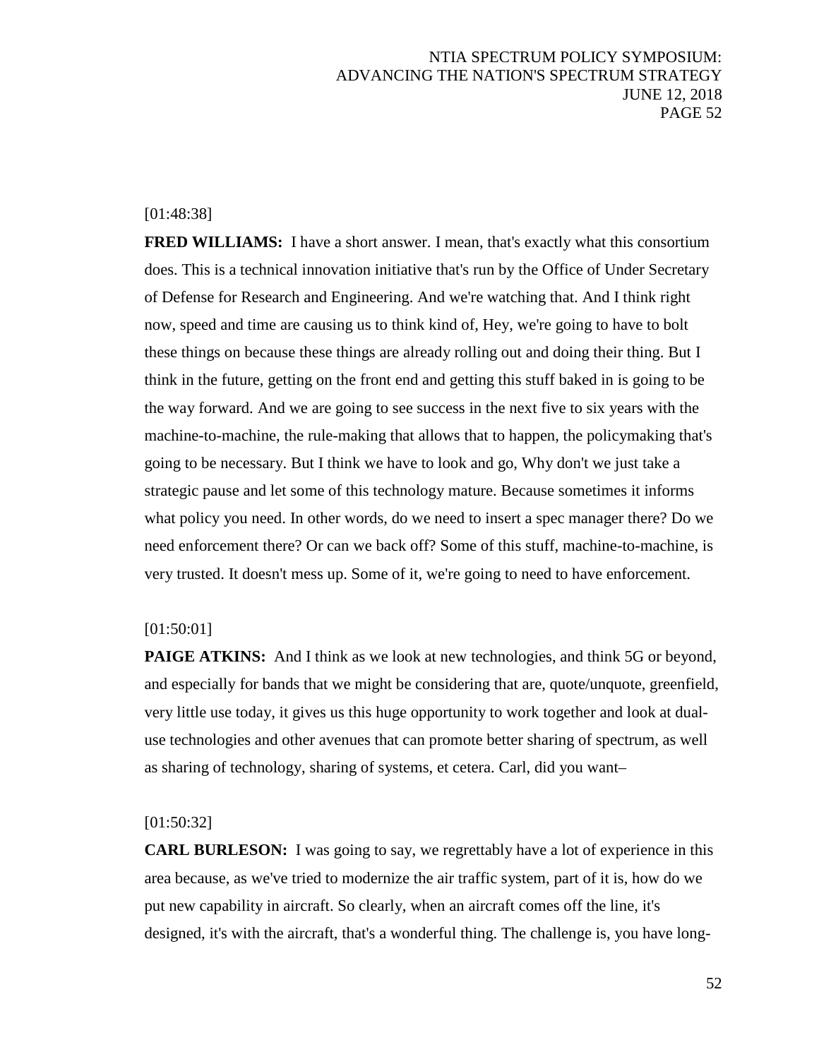[01:48:38]

**FRED WILLIAMS:** I have a short answer. I mean, that's exactly what this consortium does. This is a technical innovation initiative that's run by the Office of Under Secretary of Defense for Research and Engineering. And we're watching that. And I think right now, speed and time are causing us to think kind of, Hey, we're going to have to bolt these things on because these things are already rolling out and doing their thing. But I think in the future, getting on the front end and getting this stuff baked in is going to be the way forward. And we are going to see success in the next five to six years with the machine-to-machine, the rule-making that allows that to happen, the policymaking that's going to be necessary. But I think we have to look and go, Why don't we just take a strategic pause and let some of this technology mature. Because sometimes it informs what policy you need. In other words, do we need to insert a spec manager there? Do we need enforcement there? Or can we back off? Some of this stuff, machine-to-machine, is very trusted. It doesn't mess up. Some of it, we're going to need to have enforcement.

[01:50:01]

**PAIGE ATKINS:** And I think as we look at new technologies, and think 5G or beyond, and especially for bands that we might be considering that are, quote/unquote, greenfield, very little use today, it gives us this huge opportunity to work together and look at dual-use technologies and other avenues that can promote better sharing of spectrum, as well as sharing of technology, sharing of systems, et cetera. Carl, did you want–

[01:50:32]

**CARL BURLESON:** I was going to say, we regrettably have a lot of experience in this area because, as we've tried to modernize the air traffic system, part of it is, how do we put new capability in aircraft. So clearly, when an aircraft comes off the line, it's designed, it's with the aircraft, that's a wonderful thing. The challenge is, you have long-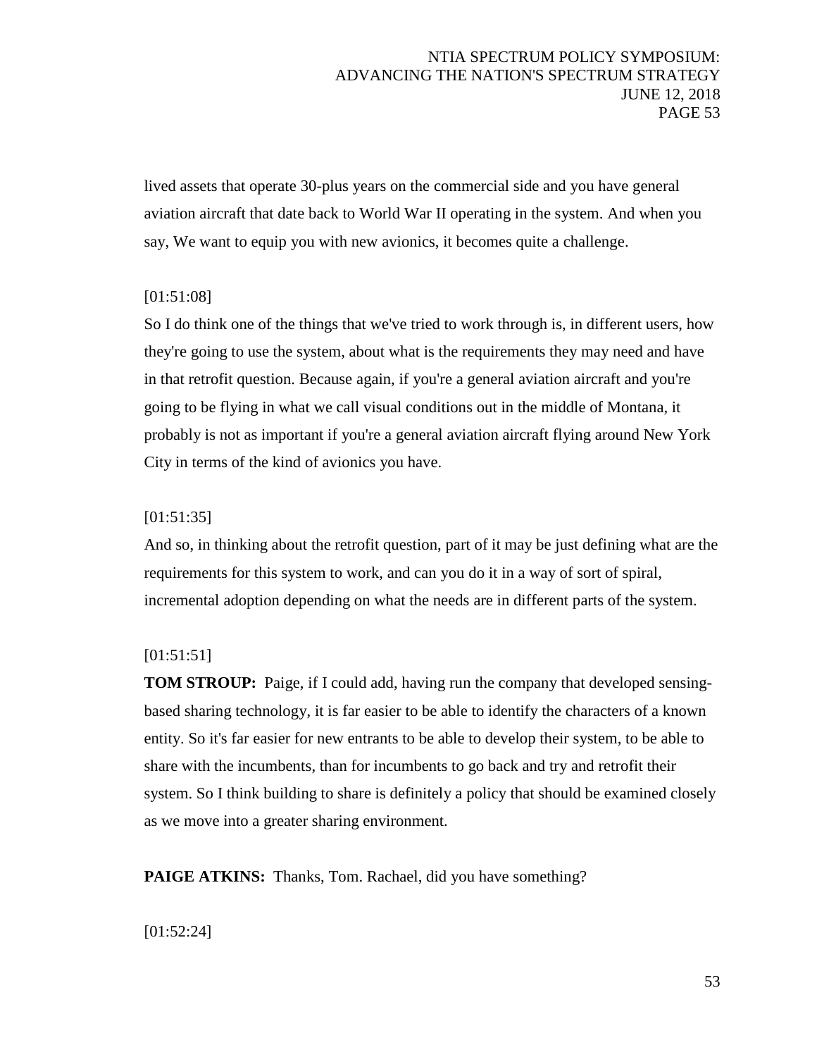lived assets that operate 30-plus years on the commercial side and you have general aviation aircraft that date back to World War II operating in the system. And when you say, We want to equip you with new avionics, it becomes quite a challenge.

[01:51:08]

So I do think one of the things that we've tried to work through is, in different users, how they're going to use the system, about what is the requirements they may need and have in that retrofit question. Because again, if you're a general aviation aircraft and you're going to be flying in what we call visual conditions out in the middle of Montana, it probably is not as important if you're a general aviation aircraft flying around New York City in terms of the kind of avionics you have.

[01:51:35]

And so, in thinking about the retrofit question, part of it may be just defining what are the requirements for this system to work, and can you do it in a way of sort of spiral, incremental adoption depending on what the needs are in different parts of the system.

[01:51:51]

**TOM STROUP:** Paige, if I could add, having run the company that developed sensing-based sharing technology, it is far easier to be able to identify the characters of a known entity. So it's far easier for new entrants to be able to develop their system, to be able to share with the incumbents, than for incumbents to go back and try and retrofit their system. So I think building to share is definitely a policy that should be examined closely as we move into a greater sharing environment.

**PAIGE ATKINS:** Thanks, Tom. Rachael, did you have something?

[01:52:24]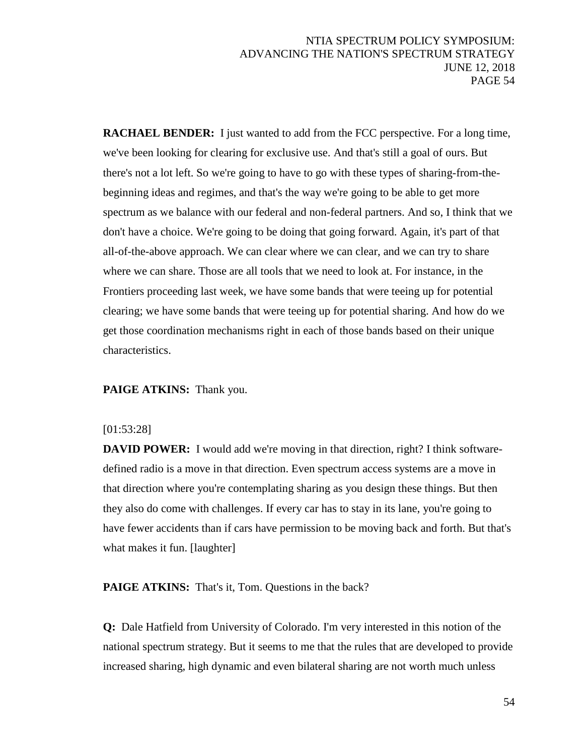**RACHAEL BENDER:** I just wanted to add from the FCC perspective. For a long time, we've been looking for clearing for exclusive use. And that's still a goal of ours. But there's not a lot left. So we're going to have to go with these types of sharing-from-the-beginning ideas and regimes, and that's the way we're going to be able to get more spectrum as we balance with our federal and non-federal partners. And so, I think that we don't have a choice. We're going to be doing that going forward. Again, it's part of that all-of-the-above approach. We can clear where we can clear, and we can try to share where we can share. Those are all tools that we need to look at. For instance, in the Frontiers proceeding last week, we have some bands that were teeing up for potential clearing; we have some bands that were teeing up for potential sharing. And how do we get those coordination mechanisms right in each of those bands based on their unique characteristics.

**PAIGE ATKINS:** Thank you.

[01:53:28]

**DAVID POWER:** I would add we're moving in that direction, right? I think software-defined radio is a move in that direction. Even spectrum access systems are a move in that direction where you're contemplating sharing as you design these things. But then they also do come with challenges. If every car has to stay in its lane, you're going to have fewer accidents than if cars have permission to be moving back and forth. But that's what makes it fun. [laughter]

**PAIGE ATKINS:** That's it, Tom. Questions in the back?

**Q:** Dale Hatfield from University of Colorado. I'm very interested in this notion of the national spectrum strategy. But it seems to me that the rules that are developed to provide increased sharing, high dynamic and even bilateral sharing are not worth much unless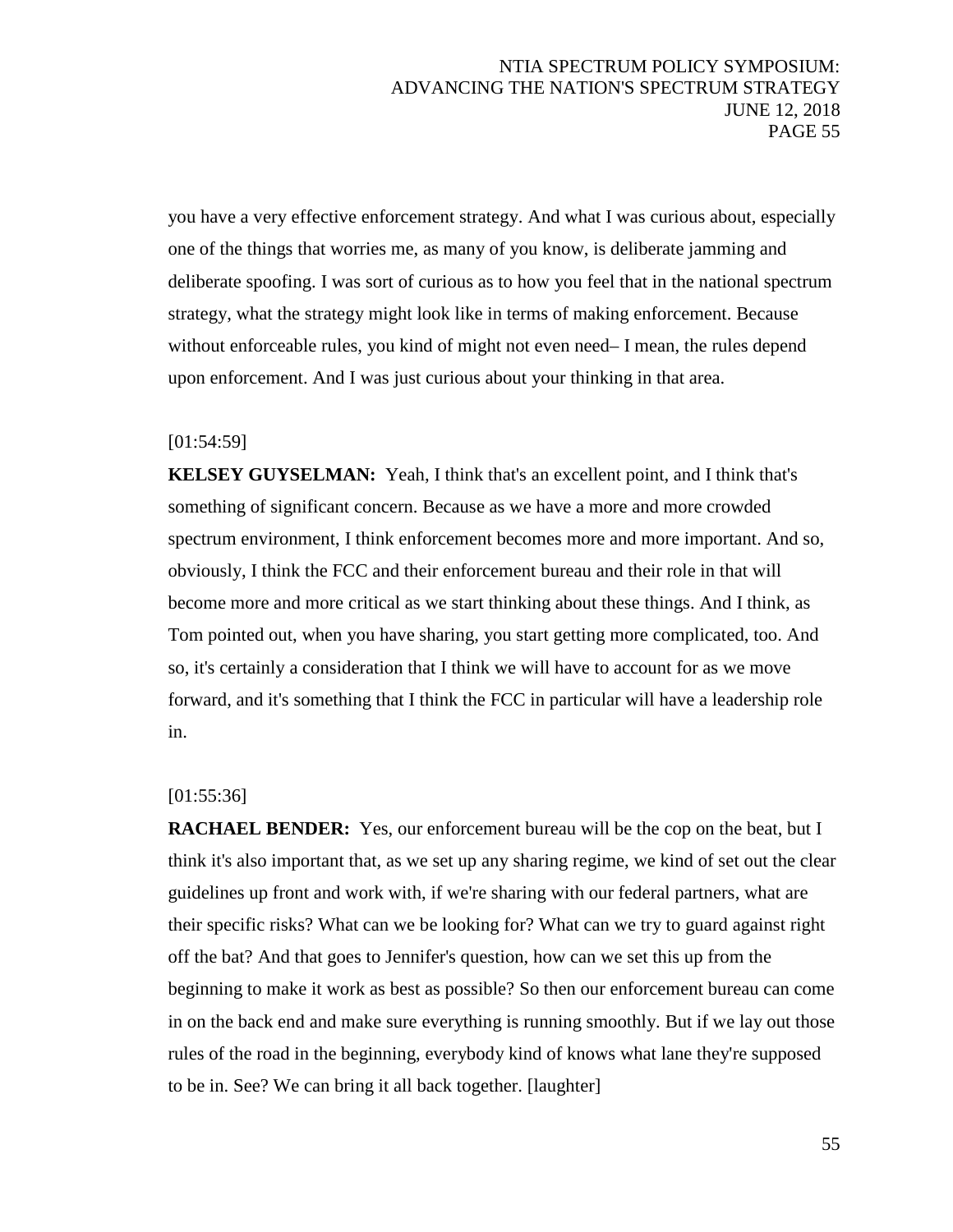you have a very effective enforcement strategy. And what I was curious about, especially one of the things that worries me, as many of you know, is deliberate jamming and deliberate spoofing. I was sort of curious as to how you feel that in the national spectrum strategy, what the strategy might look like in terms of making enforcement. Because without enforceable rules, you kind of might not even need– I mean, the rules depend upon enforcement. And I was just curious about your thinking in that area.

[01:54:59]

**KELSEY GUYSELMAN:** Yeah, I think that's an excellent point, and I think that's something of significant concern. Because as we have a more and more crowded spectrum environment, I think enforcement becomes more and more important. And so, obviously, I think the FCC and their enforcement bureau and their role in that will become more and more critical as we start thinking about these things. And I think, as Tom pointed out, when you have sharing, you start getting more complicated, too. And so, it's certainly a consideration that I think we will have to account for as we move forward, and it's something that I think the FCC in particular will have a leadership role in.

[01:55:36]

**RACHAEL BENDER:** Yes, our enforcement bureau will be the cop on the beat, but I think it's also important that, as we set up any sharing regime, we kind of set out the clear guidelines up front and work with, if we're sharing with our federal partners, what are their specific risks? What can we be looking for? What can we try to guard against right off the bat? And that goes to Jennifer's question, how can we set this up from the beginning to make it work as best as possible? So then our enforcement bureau can come in on the back end and make sure everything is running smoothly. But if we lay out those rules of the road in the beginning, everybody kind of knows what lane they're supposed to be in. See? We can bring it all back together. [laughter]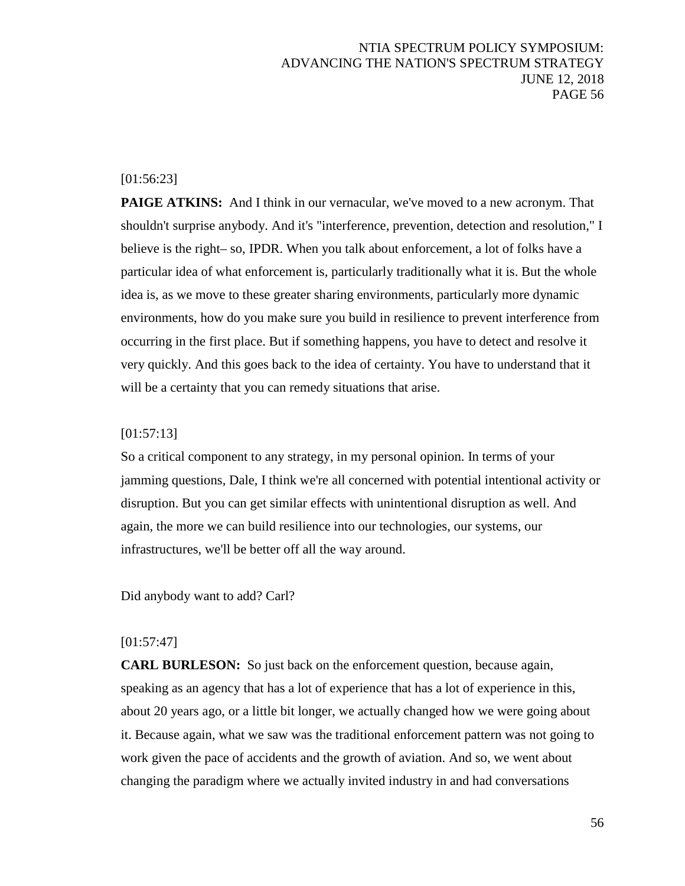[01:56:23]

**PAIGE ATKINS:** And I think in our vernacular, we've moved to a new acronym. That shouldn't surprise anybody. And it's "interference, prevention, detection and resolution," I believe is the right– so, IPDR. When you talk about enforcement, a lot of folks have a particular idea of what enforcement is, particularly traditionally what it is. But the whole idea is, as we move to these greater sharing environments, particularly more dynamic environments, how do you make sure you build in resilience to prevent interference from occurring in the first place. But if something happens, you have to detect and resolve it very quickly. And this goes back to the idea of certainty. You have to understand that it will be a certainty that you can remedy situations that arise.

[01:57:13]

So a critical component to any strategy, in my personal opinion. In terms of your jamming questions, Dale, I think we're all concerned with potential intentional activity or disruption. But you can get similar effects with unintentional disruption as well. And again, the more we can build resilience into our technologies, our systems, our infrastructures, we'll be better off all the way around.

Did anybody want to add? Carl?

[01:57:47]

**CARL BURLESON:** So just back on the enforcement question, because again, speaking as an agency that has a lot of experience that has a lot of experience in this, about 20 years ago, or a little bit longer, we actually changed how we were going about it. Because again, what we saw was the traditional enforcement pattern was not going to work given the pace of accidents and the growth of aviation. And so, we went about changing the paradigm where we actually invited industry in and had conversations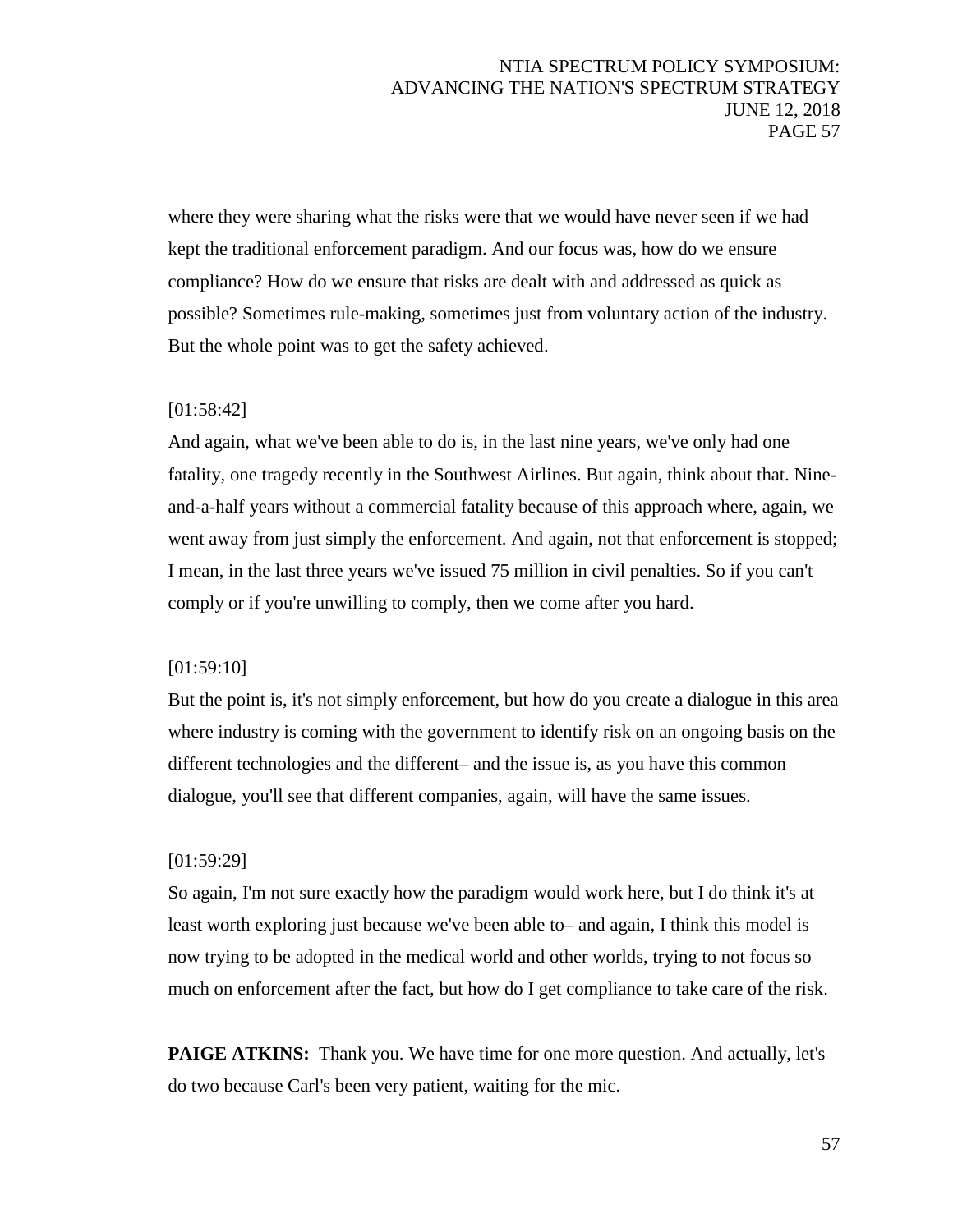where they were sharing what the risks were that we would have never seen if we had kept the traditional enforcement paradigm. And our focus was, how do we ensure compliance? How do we ensure that risks are dealt with and addressed as quick as possible? Sometimes rule-making, sometimes just from voluntary action of the industry. But the whole point was to get the safety achieved.

[01:58:42]

And again, what we've been able to do is, in the last nine years, we've only had one fatality, one tragedy recently in the Southwest Airlines. But again, think about that. Nine-and-a-half years without a commercial fatality because of this approach where, again, we went away from just simply the enforcement. And again, not that enforcement is stopped; I mean, in the last three years we've issued 75 million in civil penalties. So if you can't comply or if you're unwilling to comply, then we come after you hard.

[01:59:10]

But the point is, it's not simply enforcement, but how do you create a dialogue in this area where industry is coming with the government to identify risk on an ongoing basis on the different technologies and the different– and the issue is, as you have this common dialogue, you'll see that different companies, again, will have the same issues.

[01:59:29]

So again, I'm not sure exactly how the paradigm would work here, but I do think it's at least worth exploring just because we've been able to– and again, I think this model is now trying to be adopted in the medical world and other worlds, trying to not focus so much on enforcement after the fact, but how do I get compliance to take care of the risk.

**PAIGE ATKINS:** Thank you. We have time for one more question. And actually, let's do two because Carl's been very patient, waiting for the mic.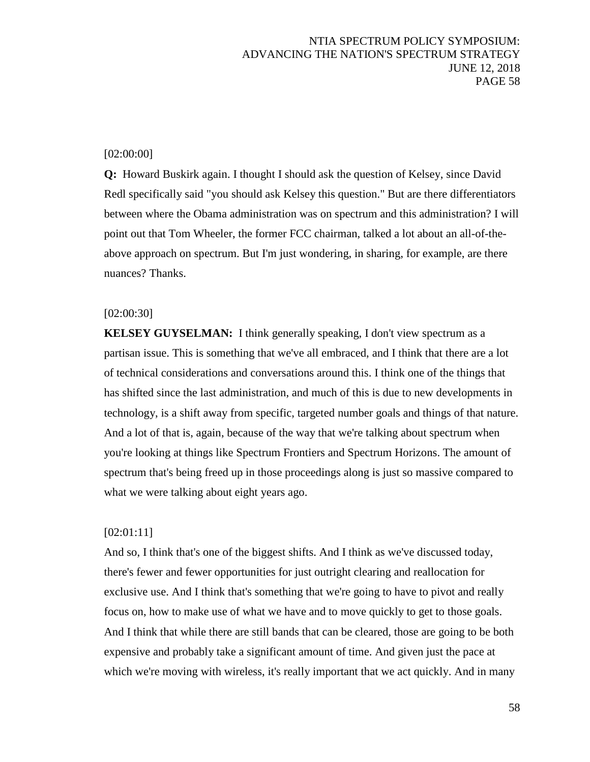[02:00:00]

**Q:** Howard Buskirk again. I thought I should ask the question of Kelsey, since David Redl specifically said "you should ask Kelsey this question." But are there differentiators between where the Obama administration was on spectrum and this administration? I will point out that Tom Wheeler, the former FCC chairman, talked a lot about an all-of-the-above approach on spectrum. But I'm just wondering, in sharing, for example, are there nuances? Thanks.

[02:00:30]

**KELSEY GUYSELMAN:** I think generally speaking, I don't view spectrum as a partisan issue. This is something that we've all embraced, and I think that there are a lot of technical considerations and conversations around this. I think one of the things that has shifted since the last administration, and much of this is due to new developments in technology, is a shift away from specific, targeted number goals and things of that nature. And a lot of that is, again, because of the way that we're talking about spectrum when you're looking at things like Spectrum Frontiers and Spectrum Horizons. The amount of spectrum that's being freed up in those proceedings along is just so massive compared to what we were talking about eight years ago.

[02:01:11]

And so, I think that's one of the biggest shifts. And I think as we've discussed today, there's fewer and fewer opportunities for just outright clearing and reallocation for exclusive use. And I think that's something that we're going to have to pivot and really focus on, how to make use of what we have and to move quickly to get to those goals. And I think that while there are still bands that can be cleared, those are going to be both expensive and probably take a significant amount of time. And given just the pace at which we're moving with wireless, it's really important that we act quickly. And in many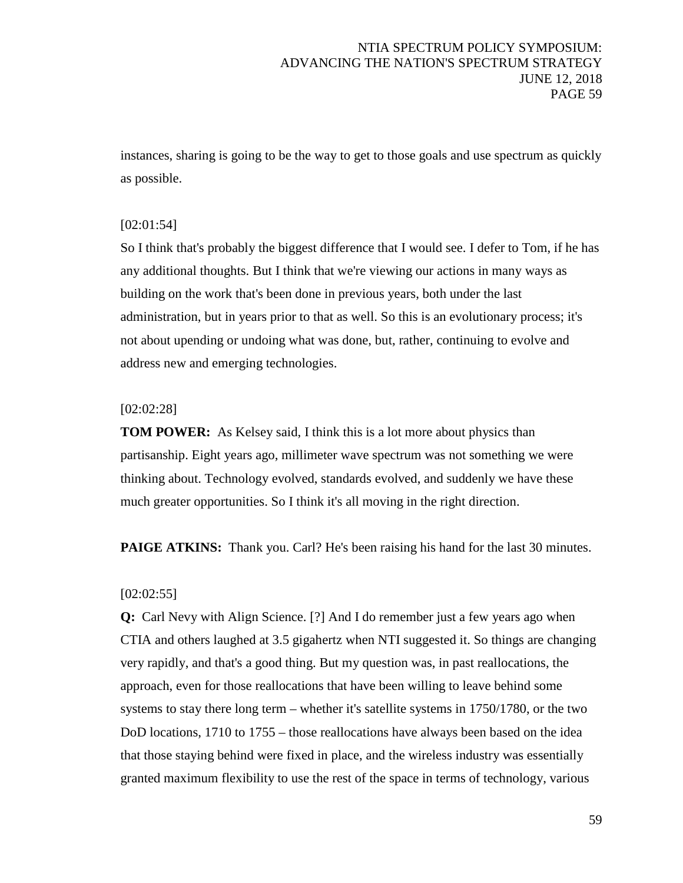instances, sharing is going to be the way to get to those goals and use spectrum as quickly as possible.

[02:01:54]

So I think that's probably the biggest difference that I would see. I defer to Tom, if he has any additional thoughts. But I think that we're viewing our actions in many ways as building on the work that's been done in previous years, both under the last administration, but in years prior to that as well. So this is an evolutionary process; it's not about upending or undoing what was done, but, rather, continuing to evolve and address new and emerging technologies.

[02:02:28]

**TOM POWER:** As Kelsey said, I think this is a lot more about physics than partisanship. Eight years ago, millimeter wave spectrum was not something we were thinking about. Technology evolved, standards evolved, and suddenly we have these much greater opportunities. So I think it's all moving in the right direction.

**PAIGE ATKINS:** Thank you. Carl? He's been raising his hand for the last 30 minutes.

[02:02:55]

**Q:** Carl Nevy with Align Science. [?] And I do remember just a few years ago when CTIA and others laughed at 3.5 gigahertz when NTI suggested it. So things are changing very rapidly, and that's a good thing. But my question was, in past reallocations, the approach, even for those reallocations that have been willing to leave behind some systems to stay there long term – whether it's satellite systems in 1750/1780, or the two DoD locations, 1710 to 1755 – those reallocations have always been based on the idea that those staying behind were fixed in place, and the wireless industry was essentially granted maximum flexibility to use the rest of the space in terms of technology, various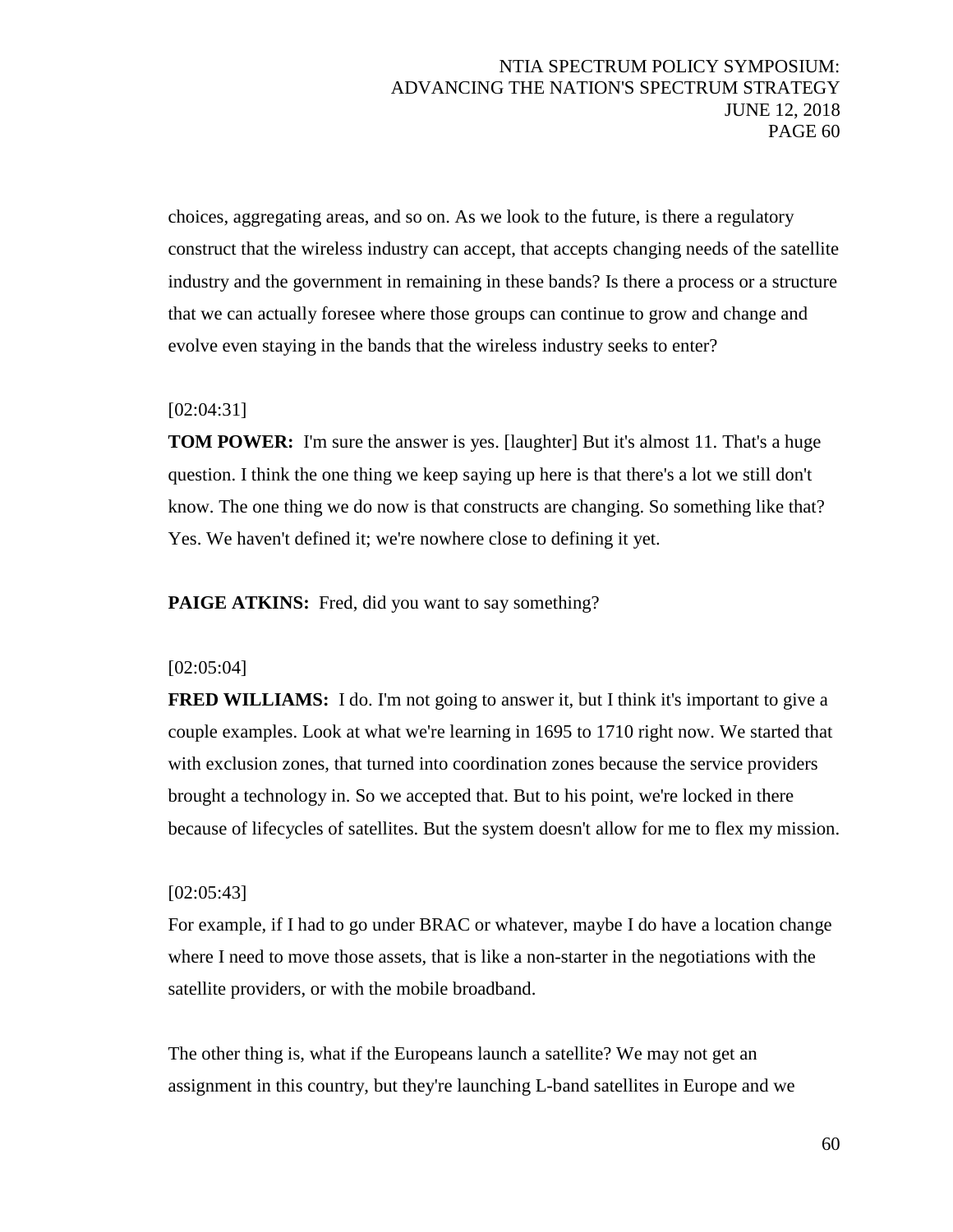choices, aggregating areas, and so on. As we look to the future, is there a regulatory construct that the wireless industry can accept, that accepts changing needs of the satellite industry and the government in remaining in these bands? Is there a process or a structure that we can actually foresee where those groups can continue to grow and change and evolve even staying in the bands that the wireless industry seeks to enter?

[02:04:31]

**TOM POWER:** I'm sure the answer is yes. [laughter] But it's almost 11. That's a huge question. I think the one thing we keep saying up here is that there's a lot we still don't know. The one thing we do now is that constructs are changing. So something like that? Yes. We haven't defined it; we're nowhere close to defining it yet.

**PAIGE ATKINS:** Fred, did you want to say something?

[02:05:04]

**FRED WILLIAMS:** I do. I'm not going to answer it, but I think it's important to give a couple examples. Look at what we're learning in 1695 to 1710 right now. We started that with exclusion zones, that turned into coordination zones because the service providers brought a technology in. So we accepted that. But to his point, we're locked in there because of lifecycles of satellites. But the system doesn't allow for me to flex my mission.

[02:05:43]

For example, if I had to go under BRAC or whatever, maybe I do have a location change where I need to move those assets, that is like a non-starter in the negotiations with the satellite providers, or with the mobile broadband.

The other thing is, what if the Europeans launch a satellite? We may not get an assignment in this country, but they're launching L-band satellites in Europe and we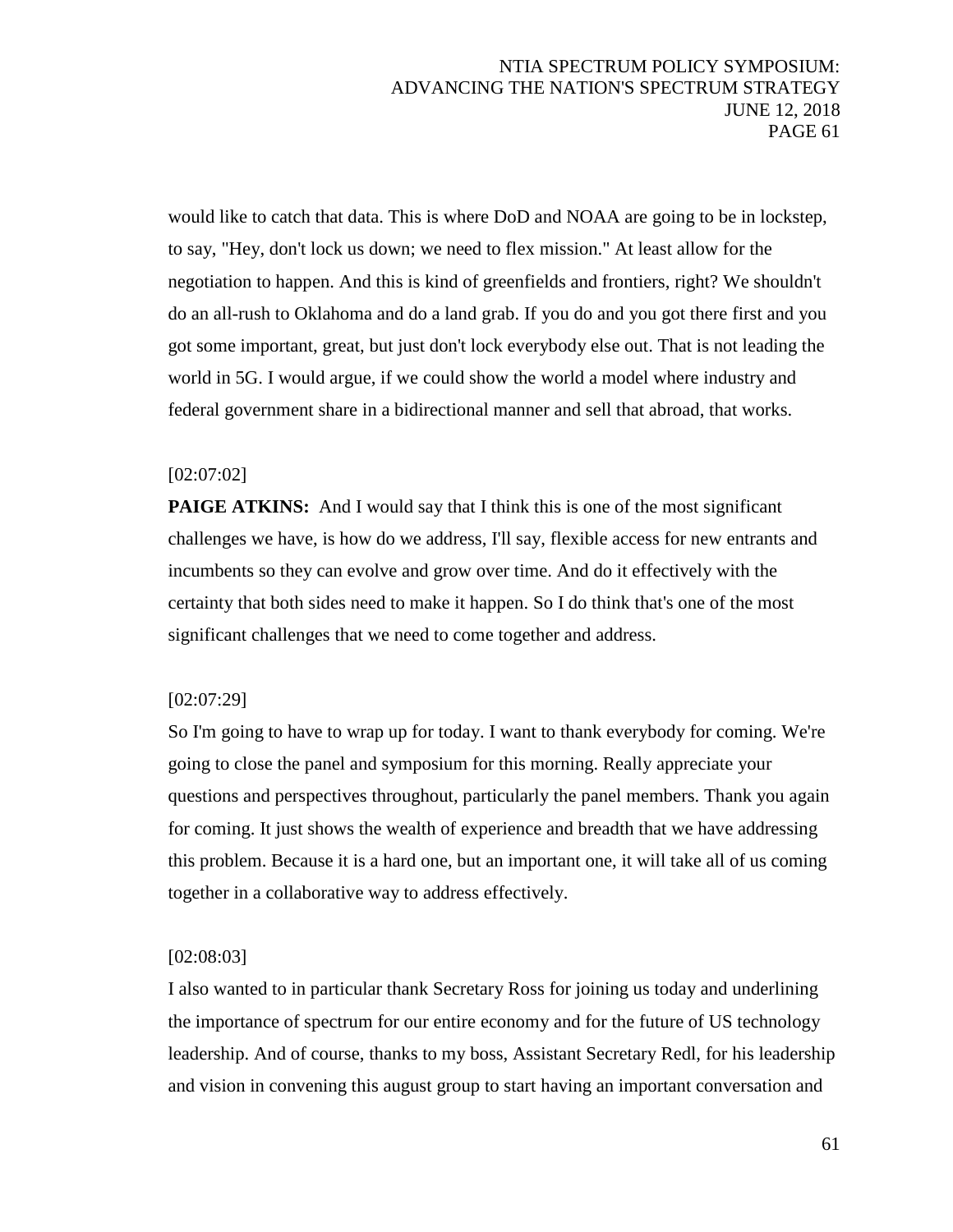would like to catch that data. This is where DoD and NOAA are going to be in lockstep, to say, "Hey, don't lock us down; we need to flex mission." At least allow for the negotiation to happen. And this is kind of greenfields and frontiers, right? We shouldn't do an all-rush to Oklahoma and do a land grab. If you do and you got there first and you got some important, great, but just don't lock everybody else out. That is not leading the world in 5G. I would argue, if we could show the world a model where industry and federal government share in a bidirectional manner and sell that abroad, that works.

[02:07:02]

**PAIGE ATKINS:** And I would say that I think this is one of the most significant challenges we have, is how do we address, I'll say, flexible access for new entrants and incumbents so they can evolve and grow over time. And do it effectively with the certainty that both sides need to make it happen. So I do think that's one of the most significant challenges that we need to come together and address.

[02:07:29]

So I'm going to have to wrap up for today. I want to thank everybody for coming. We're going to close the panel and symposium for this morning. Really appreciate your questions and perspectives throughout, particularly the panel members. Thank you again for coming. It just shows the wealth of experience and breadth that we have addressing this problem. Because it is a hard one, but an important one, it will take all of us coming together in a collaborative way to address effectively.

[02:08:03]

I also wanted to in particular thank Secretary Ross for joining us today and underlining the importance of spectrum for our entire economy and for the future of US technology leadership. And of course, thanks to my boss, Assistant Secretary Redl, for his leadership and vision in convening this august group to start having an important conversation and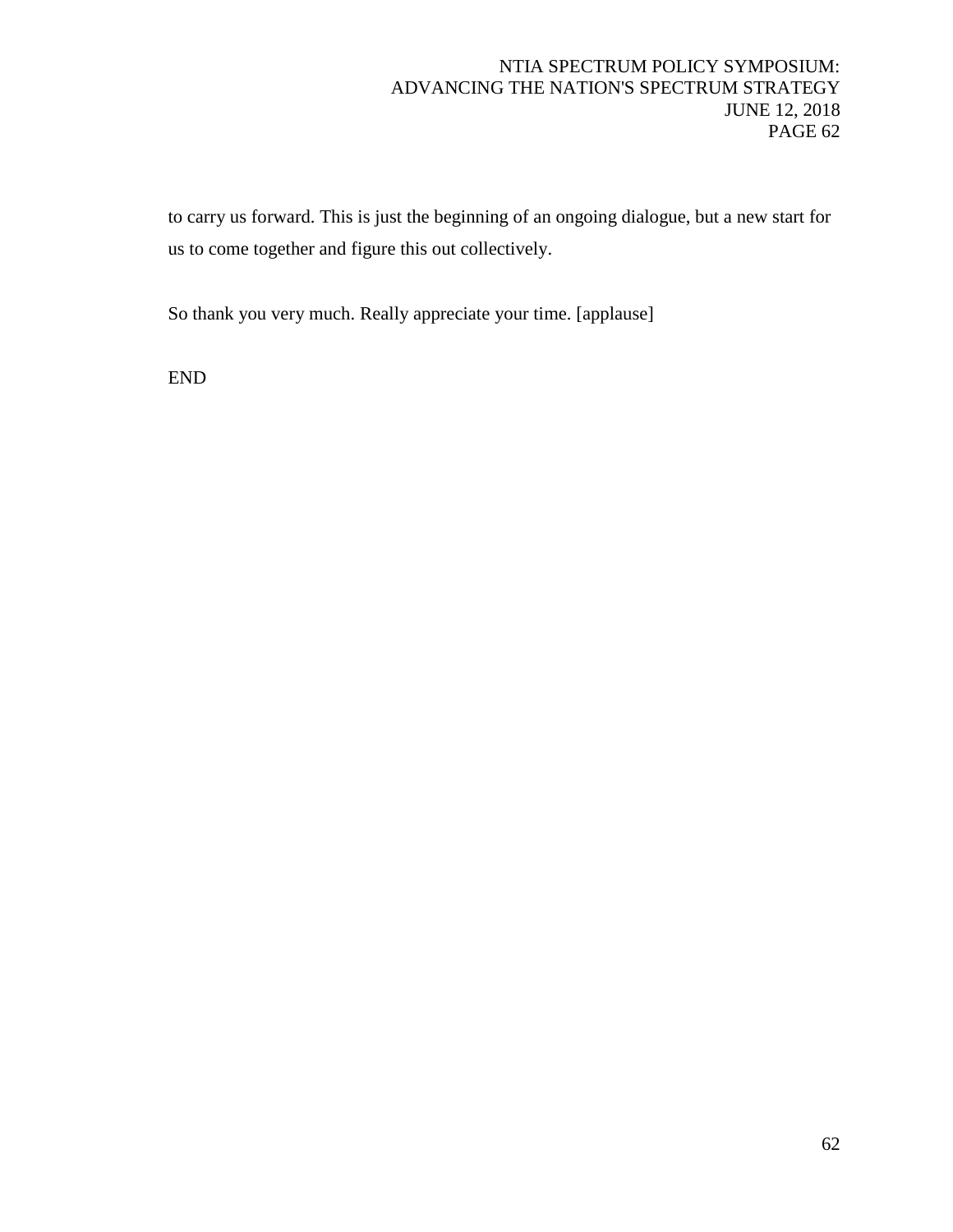to carry us forward. This is just the beginning of an ongoing dialogue, but a new start for us to come together and figure this out collectively.

So thank you very much. Really appreciate your time. [applause]

END